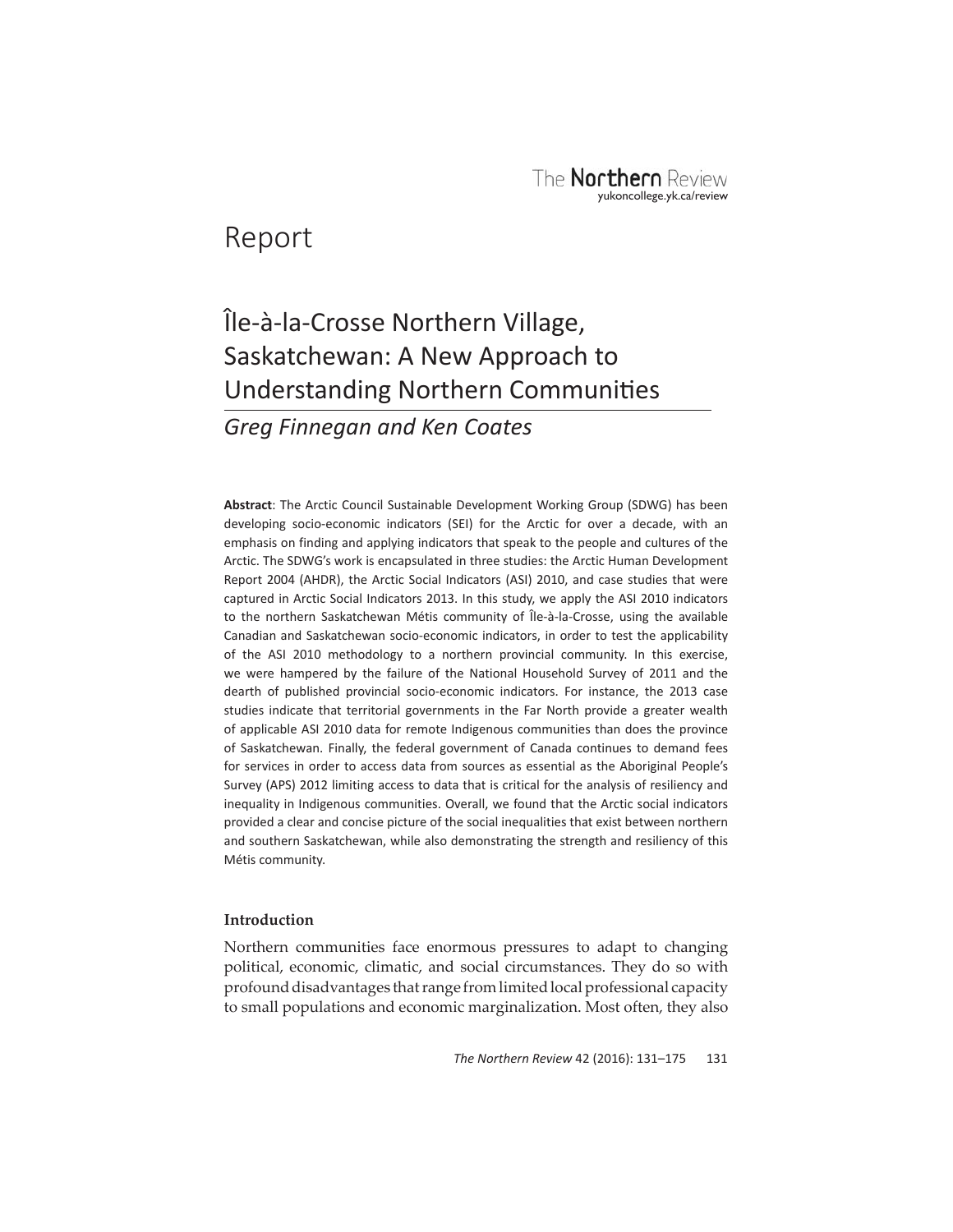The **Northern** Review
yukoncollege.yk.ca/review

Report

# Île-à-la-Crosse Northern Village, Saskatchewan: A New Approach to Understanding Northern Communities

*Greg Finnegan and Ken Coates*

**Abstract**: The Arctic Council Sustainable Development Working Group (SDWG) has been developing socio-economic indicators (SEI) for the Arctic for over a decade, with an emphasis on finding and applying indicators that speak to the people and cultures of the Arctic. The SDWG's work is encapsulated in three studies: the Arctic Human Development Report 2004 (AHDR), the Arctic Social Indicators (ASI) 2010, and case studies that were captured in Arctic Social Indicators 2013. In this study, we apply the ASI 2010 indicators to the northern Saskatchewan Métis community of Île-à-la-Crosse, using the available Canadian and Saskatchewan socio-economic indicators, in order to test the applicability of the ASI 2010 methodology to a northern provincial community. In this exercise, we were hampered by the failure of the National Household Survey of 2011 and the dearth of published provincial socio-economic indicators. For instance, the 2013 case studies indicate that territorial governments in the Far North provide a greater wealth of applicable ASI 2010 data for remote Indigenous communities than does the province of Saskatchewan. Finally, the federal government of Canada continues to demand fees for services in order to access data from sources as essential as the Aboriginal People's Survey (APS) 2012 limiting access to data that is critical for the analysis of resiliency and inequality in Indigenous communities. Overall, we found that the Arctic social indicators provided a clear and concise picture of the social inequalities that exist between northern and southern Saskatchewan, while also demonstrating the strength and resiliency of this Métis community.

## Introduction

Northern communities face enormous pressures to adapt to changing political, economic, climatic, and social circumstances. They do so with profound disadvantages that range from limited local professional capacity to small populations and economic marginalization. Most often, they also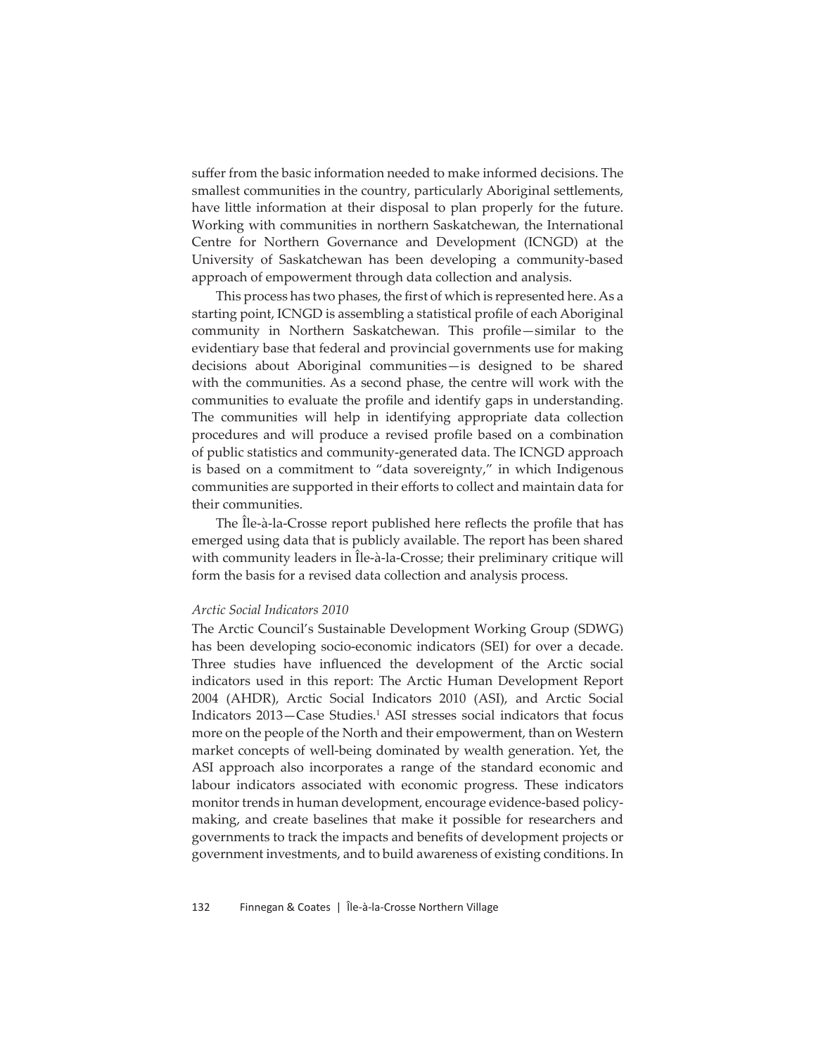suffer from the basic information needed to make informed decisions. The smallest communities in the country, particularly Aboriginal settlements, have little information at their disposal to plan properly for the future. Working with communities in northern Saskatchewan, the International Centre for Northern Governance and Development (ICNGD) at the University of Saskatchewan has been developing a community-based approach of empowerment through data collection and analysis.

This process has two phases, the first of which is represented here. As a starting point, ICNGD is assembling a statistical profile of each Aboriginal community in Northern Saskatchewan. This profile—similar to the evidentiary base that federal and provincial governments use for making decisions about Aboriginal communities—is designed to be shared with the communities. As a second phase, the centre will work with the communities to evaluate the profile and identify gaps in understanding. The communities will help in identifying appropriate data collection procedures and will produce a revised profile based on a combination of public statistics and community-generated data. The ICNGD approach is based on a commitment to "data sovereignty," in which Indigenous communities are supported in their efforts to collect and maintain data for their communities.

The Île-à-la-Crosse report published here reflects the profile that has emerged using data that is publicly available. The report has been shared with community leaders in Île-à-la-Crosse; their preliminary critique will form the basis for a revised data collection and analysis process.

*Arctic Social Indicators 2010*

The Arctic Council's Sustainable Development Working Group (SDWG) has been developing socio-economic indicators (SEI) for over a decade. Three studies have influenced the development of the Arctic social indicators used in this report: The Arctic Human Development Report 2004 (AHDR), Arctic Social Indicators 2010 (ASI), and Arctic Social Indicators 2013—Case Studies.[1] ASI stresses social indicators that focus more on the people of the North and their empowerment, than on Western market concepts of well-being dominated by wealth generation. Yet, the ASI approach also incorporates a range of the standard economic and labour indicators associated with economic progress. These indicators monitor trends in human development, encourage evidence-based policy-making, and create baselines that make it possible for researchers and governments to track the impacts and benefits of development projects or government investments, and to build awareness of existing conditions. In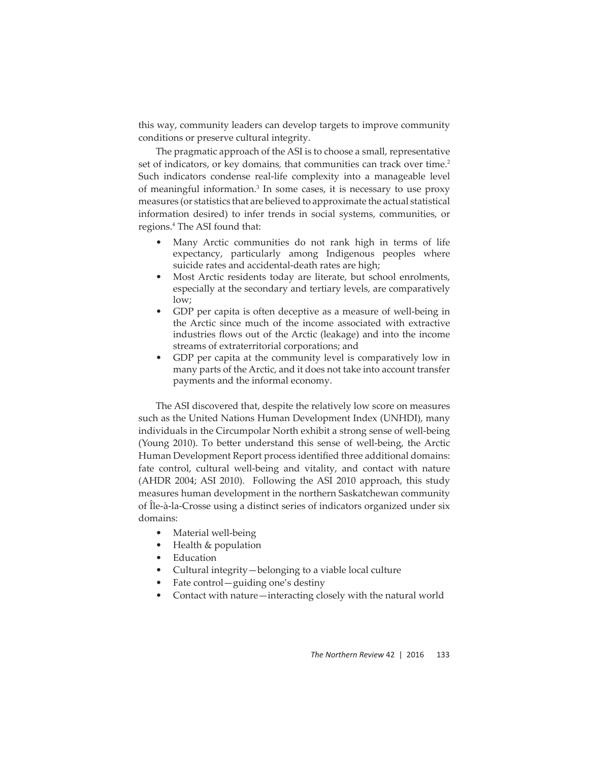this way, community leaders can develop targets to improve community conditions or preserve cultural integrity.

The pragmatic approach of the ASI is to choose a small, representative set of indicators, or key domains, that communities can track over time.[2] Such indicators condense real-life complexity into a manageable level of meaningful information.[3] In some cases, it is necessary to use proxy measures (or statistics that are believed to approximate the actual statistical information desired) to infer trends in social systems, communities, or regions.[4] The ASI found that:

- Many Arctic communities do not rank high in terms of life expectancy, particularly among Indigenous peoples where suicide rates and accidental-death rates are high;
- Most Arctic residents today are literate, but school enrolments, especially at the secondary and tertiary levels, are comparatively low;
- GDP per capita is often deceptive as a measure of well-being in the Arctic since much of the income associated with extractive industries flows out of the Arctic (leakage) and into the income streams of extraterritorial corporations; and
- GDP per capita at the community level is comparatively low in many parts of the Arctic, and it does not take into account transfer payments and the informal economy.

The ASI discovered that, despite the relatively low score on measures such as the United Nations Human Development Index (UNHDI), many individuals in the Circumpolar North exhibit a strong sense of well-being (Young 2010). To better understand this sense of well-being, the Arctic Human Development Report process identified three additional domains: fate control, cultural well-being and vitality, and contact with nature (AHDR 2004; ASI 2010). Following the ASI 2010 approach, this study measures human development in the northern Saskatchewan community of Île-à-la-Crosse using a distinct series of indicators organized under six domains:

- Material well-being
- Health & population
- Education
- Cultural integrity—belonging to a viable local culture
- Fate control—guiding one's destiny
- Contact with nature—interacting closely with the natural world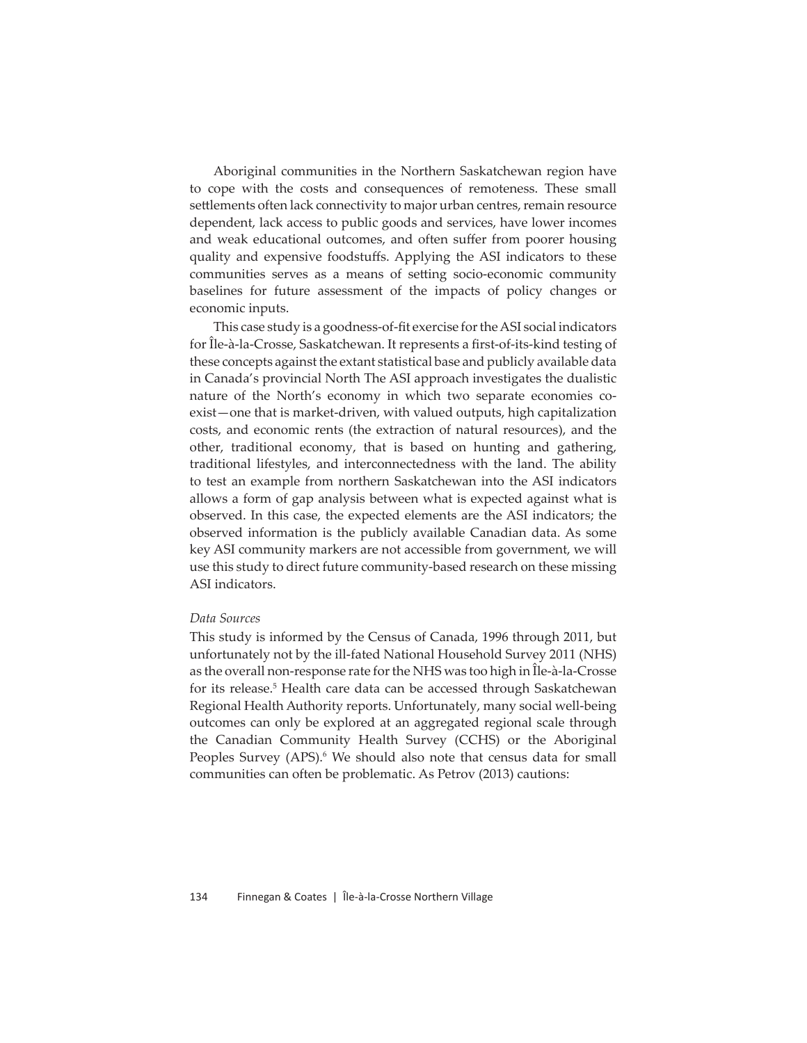Aboriginal communities in the Northern Saskatchewan region have to cope with the costs and consequences of remoteness. These small settlements often lack connectivity to major urban centres, remain resource dependent, lack access to public goods and services, have lower incomes and weak educational outcomes, and often suffer from poorer housing quality and expensive foodstuffs. Applying the ASI indicators to these communities serves as a means of setting socio-economic community baselines for future assessment of the impacts of policy changes or economic inputs.

This case study is a goodness-of-fit exercise for the ASI social indicators for Île-à-la-Crosse, Saskatchewan. It represents a first-of-its-kind testing of these concepts against the extant statistical base and publicly available data in Canada's provincial North The ASI approach investigates the dualistic nature of the North's economy in which two separate economies co-exist—one that is market-driven, with valued outputs, high capitalization costs, and economic rents (the extraction of natural resources), and the other, traditional economy, that is based on hunting and gathering, traditional lifestyles, and interconnectedness with the land. The ability to test an example from northern Saskatchewan into the ASI indicators allows a form of gap analysis between what is expected against what is observed. In this case, the expected elements are the ASI indicators; the observed information is the publicly available Canadian data. As some key ASI community markers are not accessible from government, we will use this study to direct future community-based research on these missing ASI indicators.

*Data Sources*

This study is informed by the Census of Canada, 1996 through 2011, but unfortunately not by the ill-fated National Household Survey 2011 (NHS) as the overall non-response rate for the NHS was too high in Île-à-la-Crosse for its release.[5] Health care data can be accessed through Saskatchewan Regional Health Authority reports. Unfortunately, many social well-being outcomes can only be explored at an aggregated regional scale through the Canadian Community Health Survey (CCHS) or the Aboriginal Peoples Survey (APS).[6] We should also note that census data for small communities can often be problematic. As Petrov (2013) cautions: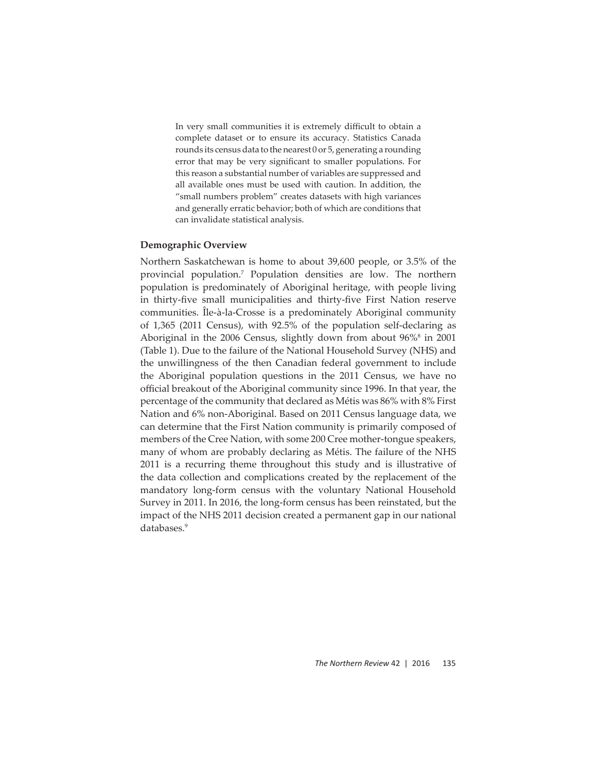> In very small communities it is extremely difficult to obtain a complete dataset or to ensure its accuracy. Statistics Canada rounds its census data to the nearest 0 or 5, generating a rounding error that may be very significant to smaller populations. For this reason a substantial number of variables are suppressed and all available ones must be used with caution. In addition, the "small numbers problem" creates datasets with high variances and generally erratic behavior; both of which are conditions that can invalidate statistical analysis.

### Demographic Overview

Northern Saskatchewan is home to about 39,600 people, or 3.5% of the provincial population.[7] Population densities are low. The northern population is predominately of Aboriginal heritage, with people living in thirty-five small municipalities and thirty-five First Nation reserve communities. Île-à-la-Crosse is a predominately Aboriginal community of 1,365 (2011 Census), with 92.5% of the population self-declaring as Aboriginal in the 2006 Census, slightly down from about 96%[8] in 2001 (Table 1). Due to the failure of the National Household Survey (NHS) and the unwillingness of the then Canadian federal government to include the Aboriginal population questions in the 2011 Census, we have no official breakout of the Aboriginal community since 1996. In that year, the percentage of the community that declared as Métis was 86% with 8% First Nation and 6% non-Aboriginal. Based on 2011 Census language data, we can determine that the First Nation community is primarily composed of members of the Cree Nation, with some 200 Cree mother-tongue speakers, many of whom are probably declaring as Métis. The failure of the NHS 2011 is a recurring theme throughout this study and is illustrative of the data collection and complications created by the replacement of the mandatory long-form census with the voluntary National Household Survey in 2011. In 2016, the long-form census has been reinstated, but the impact of the NHS 2011 decision created a permanent gap in our national databases.[9]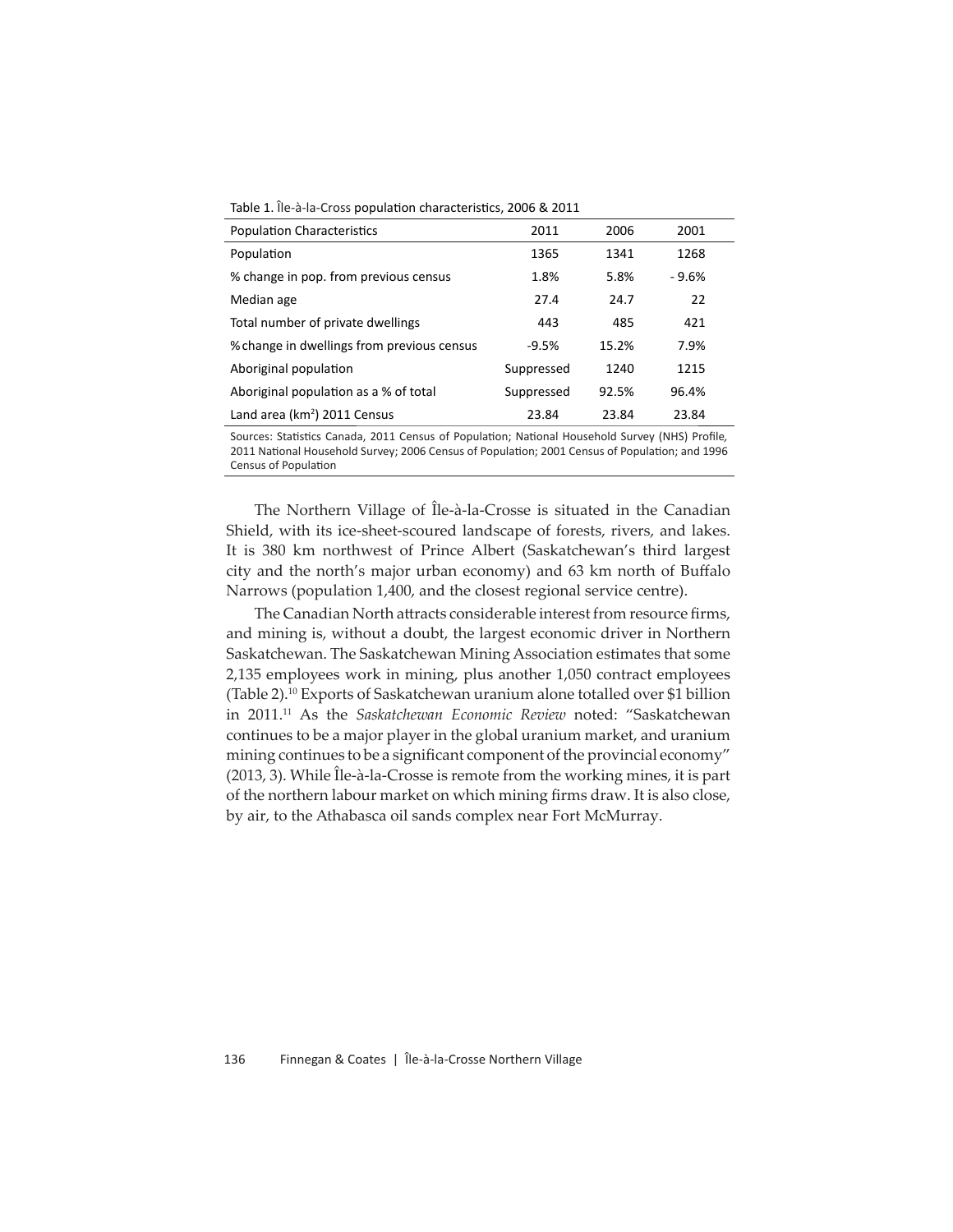Table 1. Île-à-la-Cross population characteristics, 2006 & 2011

| Population Characteristics | 2011 | 2006 | 2001 |
|---|---|---|---|
| Population | 1365 | 1341 | 1268 |
| % change in pop. from previous census | 1.8% | 5.8% | - 9.6% |
| Median age | 27.4 | 24.7 | 22 |
| Total number of private dwellings | 443 | 485 | 421 |
| % change in dwellings from previous census | -9.5% | 15.2% | 7.9% |
| Aboriginal population | Suppressed | 1240 | 1215 |
| Aboriginal population as a % of total | Suppressed | 92.5% | 96.4% |
| Land area (km$^2$) 2011 Census | 23.84 | 23.84 | 23.84 |

Sources: Statistics Canada, 2011 Census of Population; National Household Survey (NHS) Profile, 2011 National Household Survey; 2006 Census of Population; 2001 Census of Population; and 1996 Census of Population

The Northern Village of Île-à-la-Crosse is situated in the Canadian Shield, with its ice-sheet-scoured landscape of forests, rivers, and lakes. It is 380 km northwest of Prince Albert (Saskatchewan's third largest city and the north's major urban economy) and 63 km north of Buffalo Narrows (population 1,400, and the closest regional service centre).

The Canadian North attracts considerable interest from resource firms, and mining is, without a doubt, the largest economic driver in Northern Saskatchewan. The Saskatchewan Mining Association estimates that some 2,135 employees work in mining, plus another 1,050 contract employees (Table 2).[10] Exports of Saskatchewan uranium alone totalled over $1 billion in 2011.[11] As the *Saskatchewan Economic Review* noted: "Saskatchewan continues to be a major player in the global uranium market, and uranium mining continues to be a significant component of the provincial economy" (2013, 3). While Île-à-la-Crosse is remote from the working mines, it is part of the northern labour market on which mining firms draw. It is also close, by air, to the Athabasca oil sands complex near Fort McMurray.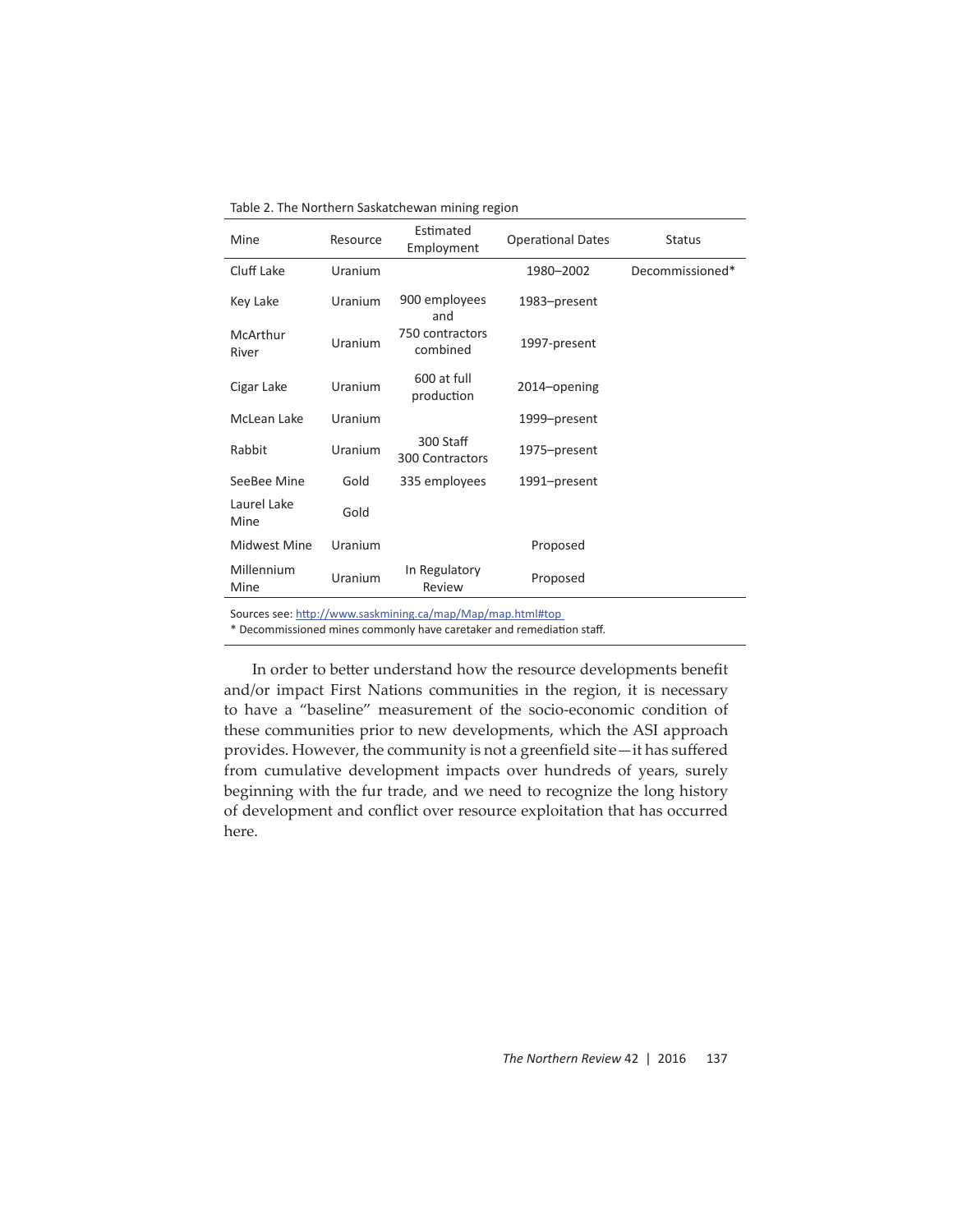Table 2. The Northern Saskatchewan mining region

| Mine | Resource | Estimated Employment | Operational Dates | Status |
|---|---|---|---|---|
| Cluff Lake | Uranium | | 1980–2002 | Decommissioned* |
| Key Lake | Uranium | 900 employees and | 1983–present | |
| McArthur River | Uranium | 750 contractors combined | 1997-present | |
| Cigar Lake | Uranium | 600 at full production | 2014–opening | |
| McLean Lake | Uranium | | 1999–present | |
| Rabbit | Uranium | 300 Staff 300 Contractors | 1975–present | |
| SeeBee Mine | Gold | 335 employees | 1991–present | |
| Laurel Lake Mine | Gold | | | |
| Midwest Mine | Uranium | | Proposed | |
| Millennium Mine | Uranium | In Regulatory Review | Proposed | |

Sources see: http://www.saskmining.ca/map/Map/map.html#top

* Decommissioned mines commonly have caretaker and remediation staff.

In order to better understand how the resource developments benefit and/or impact First Nations communities in the region, it is necessary to have a "baseline" measurement of the socio-economic condition of these communities prior to new developments, which the ASI approach provides. However, the community is not a greenfield site—it has suffered from cumulative development impacts over hundreds of years, surely beginning with the fur trade, and we need to recognize the long history of development and conflict over resource exploitation that has occurred here.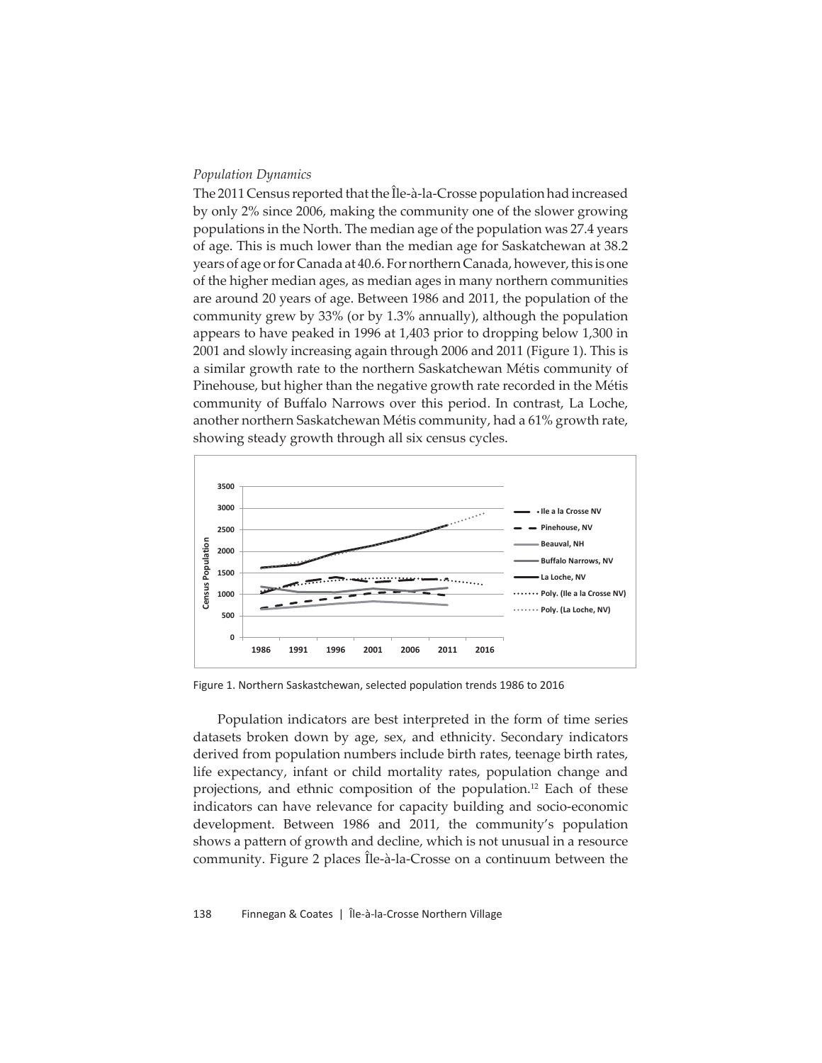*Population Dynamics*

The 2011 Census reported that the Île-à-la-Crosse population had increased by only 2% since 2006, making the community one of the slower growing populations in the North. The median age of the population was 27.4 years of age. This is much lower than the median age for Saskatchewan at 38.2 years of age or for Canada at 40.6. For northern Canada, however, this is one of the higher median ages, as median ages in many northern communities are around 20 years of age. Between 1986 and 2011, the population of the community grew by 33% (or by 1.3% annually), although the population appears to have peaked in 1996 at 1,403 prior to dropping below 1,300 in 2001 and slowly increasing again through 2006 and 2011 (Figure 1). This is a similar growth rate to the northern Saskatchewan Métis community of Pinehouse, but higher than the negative growth rate recorded in the Métis community of Buffalo Narrows over this period. In contrast, La Loche, another northern Saskatchewan Métis community, had a 61% growth rate, showing steady growth through all six census cycles.

Figure 1. Northern Saskastchewan, selected population trends 1986 to 2016

Population indicators are best interpreted in the form of time series datasets broken down by age, sex, and ethnicity. Secondary indicators derived from population numbers include birth rates, teenage birth rates, life expectancy, infant or child mortality rates, population change and projections, and ethnic composition of the population.[12] Each of these indicators can have relevance for capacity building and socio-economic development. Between 1986 and 2011, the community's population shows a pattern of growth and decline, which is not unusual in a resource community. Figure 2 places Île-à-la-Crosse on a continuum between the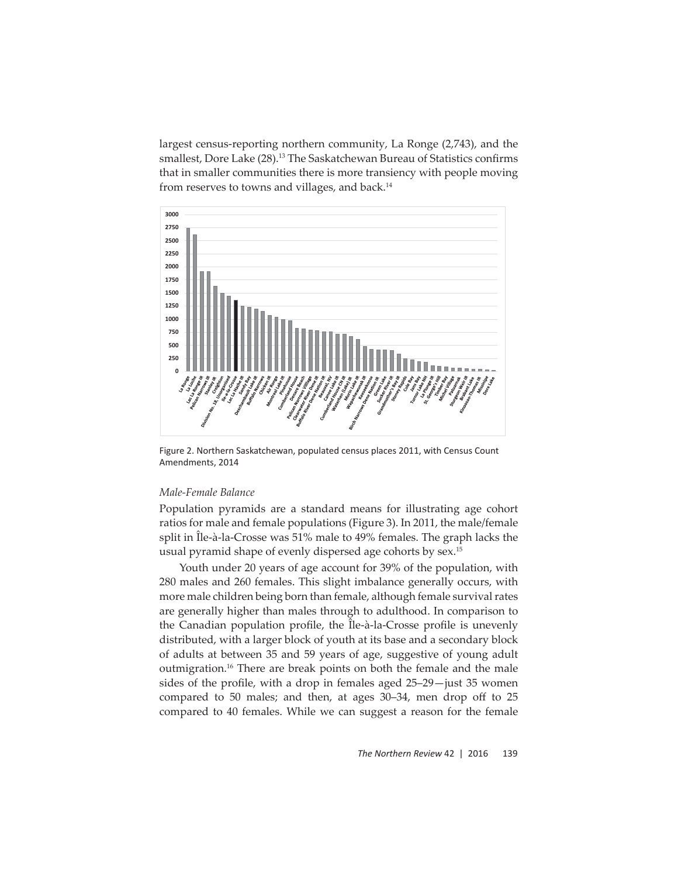largest census-reporting northern community, La Ronge (2,743), and the smallest, Dore Lake (28).[13] The Saskatchewan Bureau of Statistics confirms that in smaller communities there is more transiency with people moving from reserves to towns and villages, and back.[14]

Figure 2. Northern Saskatchewan, populated census places 2011, with Census Count Amendments, 2014

### *Male-Female Balance*

Population pyramids are a standard means for illustrating age cohort ratios for male and female populations (Figure 3). In 2011, the male/female split in Île-à-la-Crosse was 51% male to 49% females. The graph lacks the usual pyramid shape of evenly dispersed age cohorts by sex.[15]

Youth under 20 years of age account for 39% of the population, with 280 males and 260 females. This slight imbalance generally occurs, with more male children being born than female, although female survival rates are generally higher than males through to adulthood. In comparison to the Canadian population profile, the Île-à-la-Crosse profile is unevenly distributed, with a larger block of youth at its base and a secondary block of adults at between 35 and 59 years of age, suggestive of young adult outmigration.[16] There are break points on both the female and the male sides of the profile, with a drop in females aged 25–29—just 35 women compared to 50 males; and then, at ages 30–34, men drop off to 25 compared to 40 females. While we can suggest a reason for the female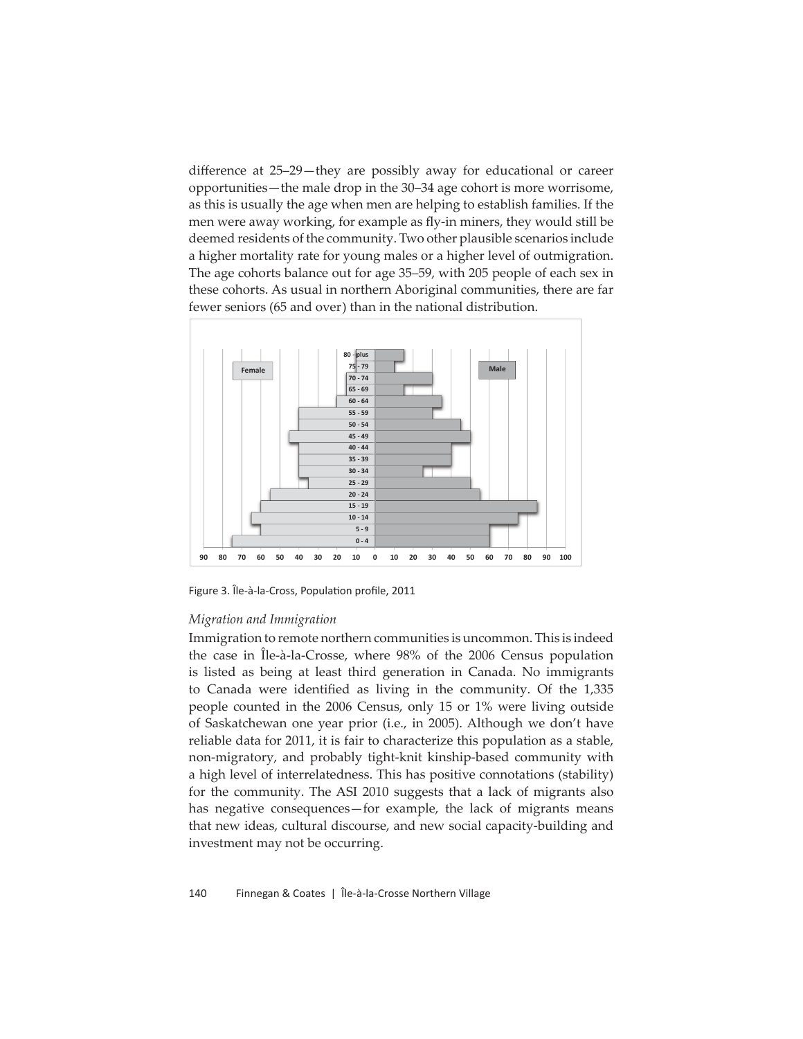difference at 25–29—they are possibly away for educational or career opportunities—the male drop in the 30–34 age cohort is more worrisome, as this is usually the age when men are helping to establish families. If the men were away working, for example as fly-in miners, they would still be deemed residents of the community. Two other plausible scenarios include a higher mortality rate for young males or a higher level of outmigration. The age cohorts balance out for age 35–59, with 205 people of each sex in these cohorts. As usual in northern Aboriginal communities, there are far fewer seniors (65 and over) than in the national distribution.

Figure 3. Île-à-la-Cross, Population profile, 2011

*Migration and Immigration*

Immigration to remote northern communities is uncommon. This is indeed the case in Île-à-la-Crosse, where 98% of the 2006 Census population is listed as being at least third generation in Canada. No immigrants to Canada were identified as living in the community. Of the 1,335 people counted in the 2006 Census, only 15 or 1% were living outside of Saskatchewan one year prior (i.e., in 2005). Although we don't have reliable data for 2011, it is fair to characterize this population as a stable, non-migratory, and probably tight-knit kinship-based community with a high level of interrelatedness. This has positive connotations (stability) for the community. The ASI 2010 suggests that a lack of migrants also has negative consequences—for example, the lack of migrants means that new ideas, cultural discourse, and new social capacity-building and investment may not be occurring.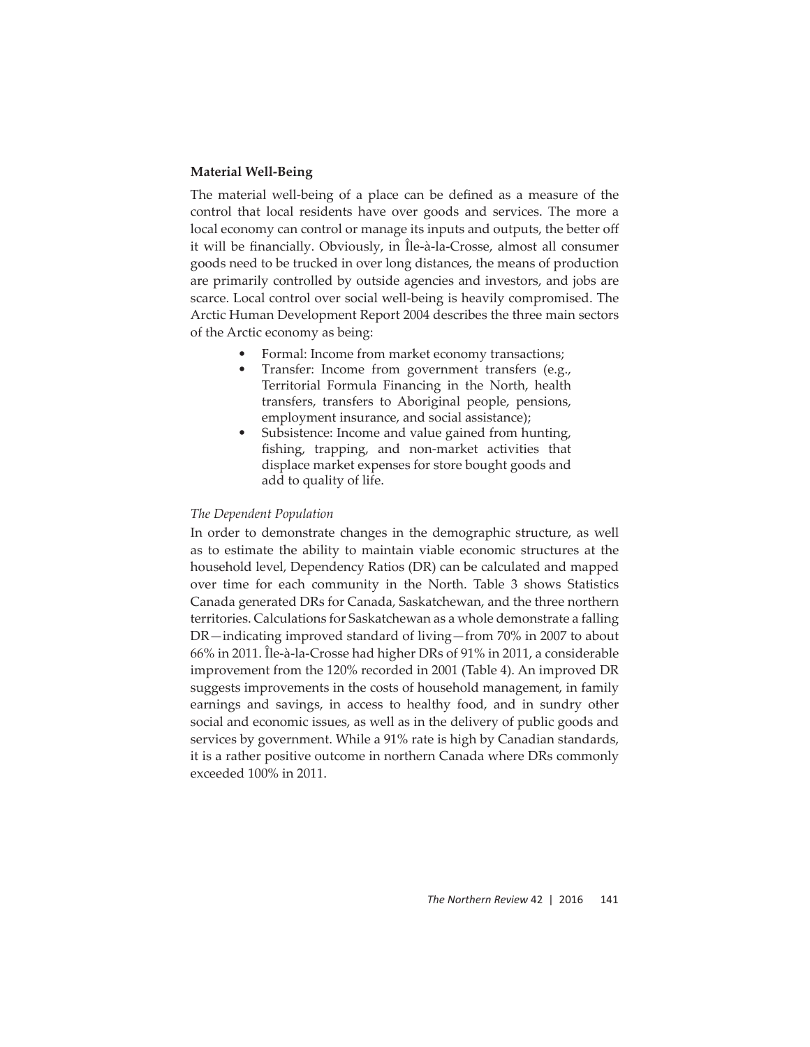**Material Well-Being**

The material well-being of a place can be defined as a measure of the control that local residents have over goods and services. The more a local economy can control or manage its inputs and outputs, the better off it will be financially. Obviously, in Île-à-la-Crosse, almost all consumer goods need to be trucked in over long distances, the means of production are primarily controlled by outside agencies and investors, and jobs are scarce. Local control over social well-being is heavily compromised. The Arctic Human Development Report 2004 describes the three main sectors of the Arctic economy as being:

- Formal: Income from market economy transactions;
- Transfer: Income from government transfers (e.g., Territorial Formula Financing in the North, health transfers, transfers to Aboriginal people, pensions, employment insurance, and social assistance);
- Subsistence: Income and value gained from hunting, fishing, trapping, and non-market activities that displace market expenses for store bought goods and add to quality of life.

*The Dependent Population*

In order to demonstrate changes in the demographic structure, as well as to estimate the ability to maintain viable economic structures at the household level, Dependency Ratios (DR) can be calculated and mapped over time for each community in the North. Table 3 shows Statistics Canada generated DRs for Canada, Saskatchewan, and the three northern territories. Calculations for Saskatchewan as a whole demonstrate a falling DR—indicating improved standard of living—from 70% in 2007 to about 66% in 2011. Île-à-la-Crosse had higher DRs of 91% in 2011, a considerable improvement from the 120% recorded in 2001 (Table 4). An improved DR suggests improvements in the costs of household management, in family earnings and savings, in access to healthy food, and in sundry other social and economic issues, as well as in the delivery of public goods and services by government. While a 91% rate is high by Canadian standards, it is a rather positive outcome in northern Canada where DRs commonly exceeded 100% in 2011.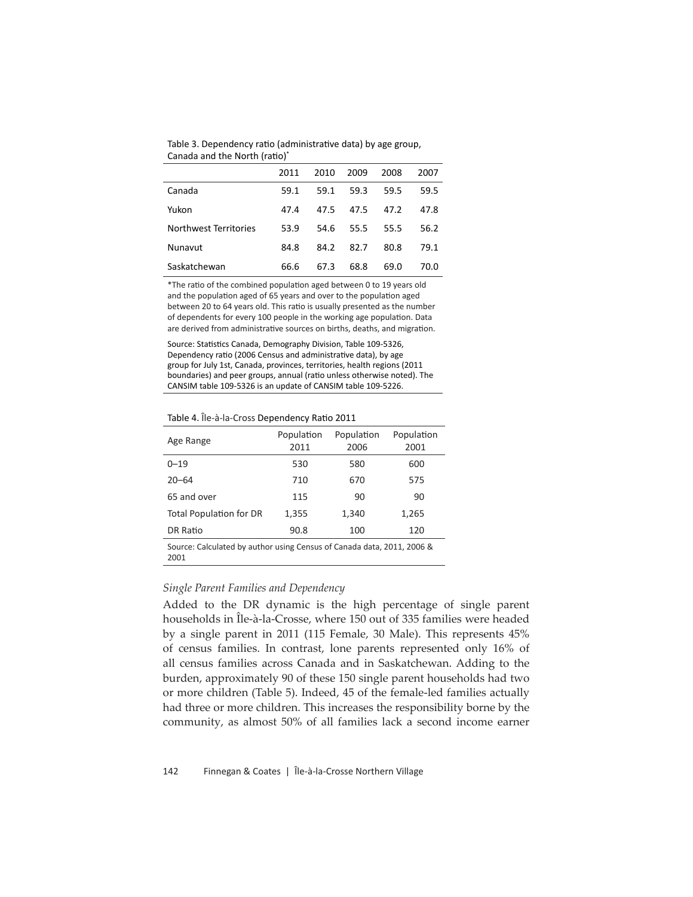Table 3. Dependency ratio (administrative data) by age group, Canada and the North (ratio)*

| | 2011 | 2010 | 2009 | 2008 | 2007 |
|---|---|---|---|---|---|
| Canada | 59.1 | 59.1 | 59.3 | 59.5 | 59.5 |
| Yukon | 47.4 | 47.5 | 47.5 | 47.2 | 47.8 |
| Northwest Territories | 53.9 | 54.6 | 55.5 | 55.5 | 56.2 |
| Nunavut | 84.8 | 84.2 | 82.7 | 80.8 | 79.1 |
| Saskatchewan | 66.6 | 67.3 | 68.8 | 69.0 | 70.0 |

*The ratio of the combined population aged between 0 to 19 years old and the population aged of 65 years and over to the population aged between 20 to 64 years old. This ratio is usually presented as the number of dependents for every 100 people in the working age population. Data are derived from administrative sources on births, deaths, and migration.

Source: Statistics Canada, Demography Division, Table 109-5326, Dependency ratio (2006 Census and administrative data), by age group for July 1st, Canada, provinces, territories, health regions (2011 boundaries) and peer groups, annual (ratio unless otherwise noted). The CANSIM table 109-5326 is an update of CANSIM table 109-5226.

Table 4. Île-à-la-Cross Dependency Ratio 2011

| Age Range | Population 2011 | Population 2006 | Population 2001 |
|---|---|---|---|
| 0–19 | 530 | 580 | 600 |
| 20–64 | 710 | 670 | 575 |
| 65 and over | 115 | 90 | 90 |
| Total Population for DR | 1,355 | 1,340 | 1,265 |
| DR Ratio | 90.8 | 100 | 120 |

Source: Calculated by author using Census of Canada data, 2011, 2006 & 2001

*Single Parent Families and Dependency*

Added to the DR dynamic is the high percentage of single parent households in Île-à-la-Crosse, where 150 out of 335 families were headed by a single parent in 2011 (115 Female, 30 Male). This represents 45% of census families. In contrast, lone parents represented only 16% of all census families across Canada and in Saskatchewan. Adding to the burden, approximately 90 of these 150 single parent households had two or more children (Table 5). Indeed, 45 of the female-led families actually had three or more children. This increases the responsibility borne by the community, as almost 50% of all families lack a second income earner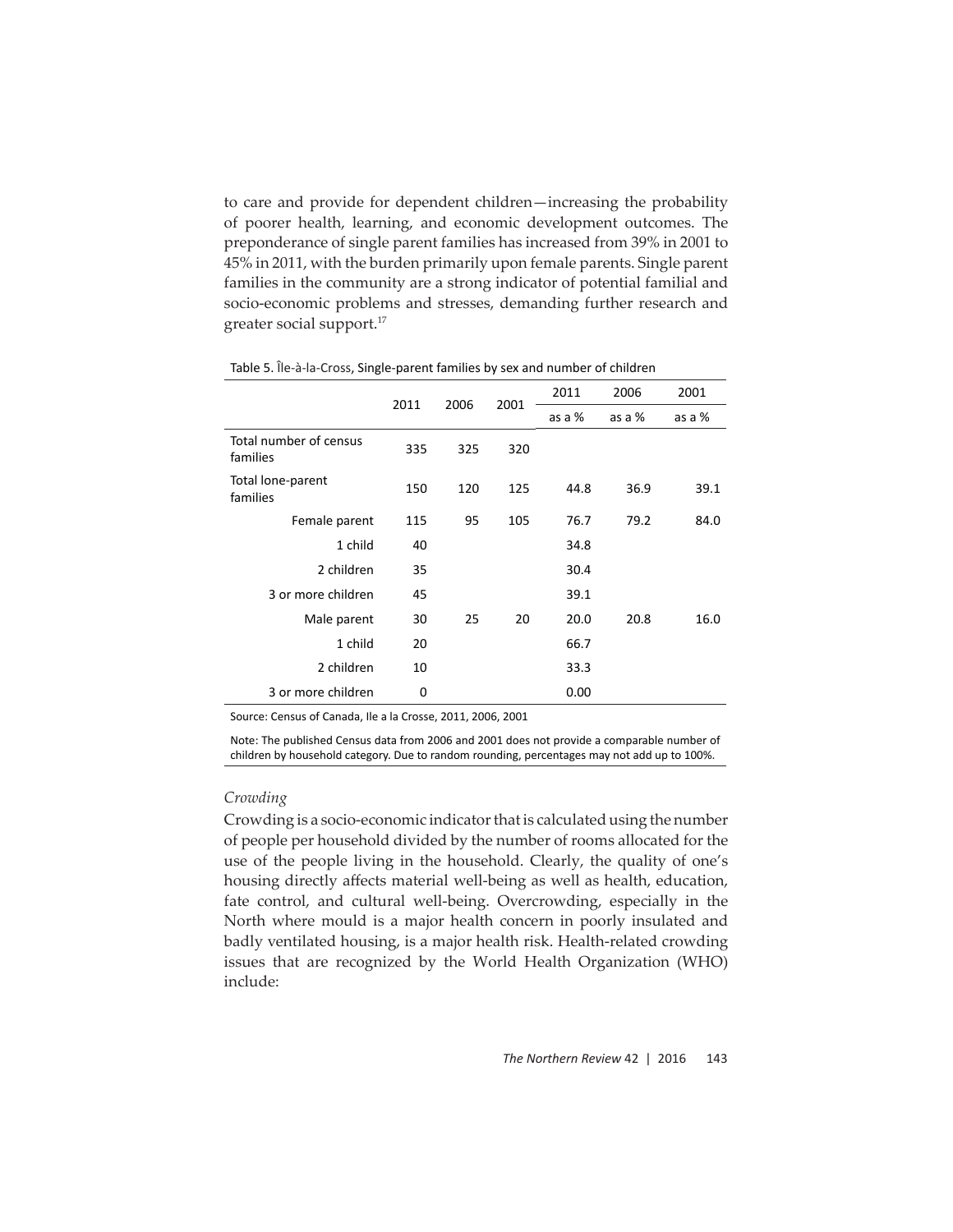to care and provide for dependent children—increasing the probability of poorer health, learning, and economic development outcomes. The preponderance of single parent families has increased from 39% in 2001 to 45% in 2011, with the burden primarily upon female parents. Single parent families in the community are a strong indicator of potential familial and socio-economic problems and stresses, demanding further research and greater social support.[17]

Table 5. Île-à-la-Cross, Single-parent families by sex and number of children

| | 2011 | 2006 | 2001 | 2011 | 2006 | 2001 |
|---|---|---|---|---|---|---|
| | | | | as a % | as a % | as a % |
| Total number of census families | 335 | 325 | 320 | | | |
| Total lone-parent families | 150 | 120 | 125 | 44.8 | 36.9 | 39.1 |
| Female parent | 115 | 95 | 105 | 76.7 | 79.2 | 84.0 |
| 1 child | 40 | | | 34.8 | | |
| 2 children | 35 | | | 30.4 | | |
| 3 or more children | 45 | | | 39.1 | | |
| Male parent | 30 | 25 | 20 | 20.0 | 20.8 | 16.0 |
| 1 child | 20 | | | 66.7 | | |
| 2 children | 10 | | | 33.3 | | |
| 3 or more children | 0 | | | 0.00 | | |

Source: Census of Canada, Ile a la Crosse, 2011, 2006, 2001

Note: The published Census data from 2006 and 2001 does not provide a comparable number of children by household category. Due to random rounding, percentages may not add up to 100%.

*Crowding*

Crowding is a socio-economic indicator that is calculated using the number of people per household divided by the number of rooms allocated for the use of the people living in the household. Clearly, the quality of one's housing directly affects material well-being as well as health, education, fate control, and cultural well-being. Overcrowding, especially in the North where mould is a major health concern in poorly insulated and badly ventilated housing, is a major health risk. Health-related crowding issues that are recognized by the World Health Organization (WHO) include: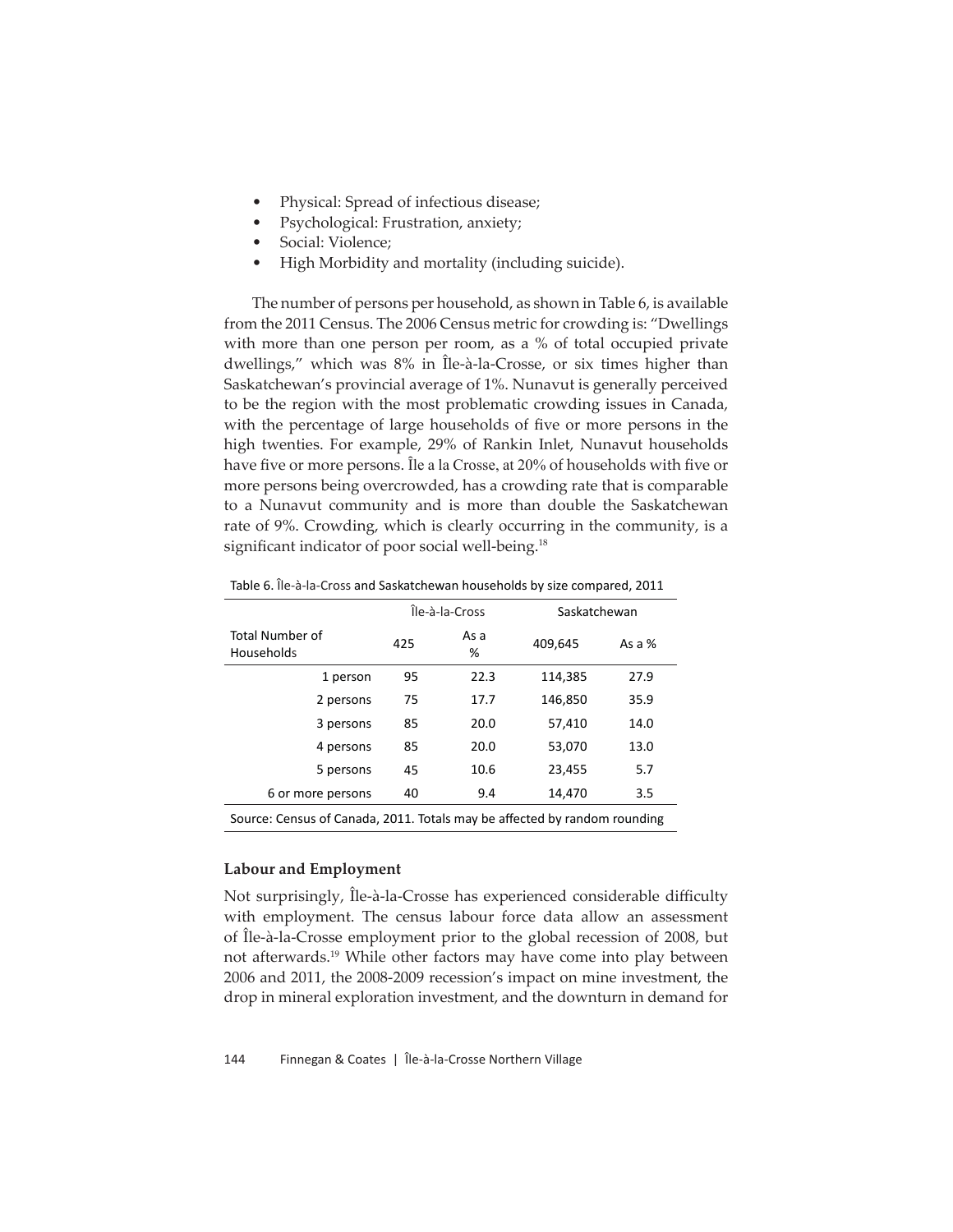- Physical: Spread of infectious disease;
- Psychological: Frustration, anxiety;
- Social: Violence;
- High Morbidity and mortality (including suicide).

The number of persons per household, as shown in Table 6, is available from the 2011 Census. The 2006 Census metric for crowding is: "Dwellings with more than one person per room, as a % of total occupied private dwellings," which was 8% in Île-à-la-Crosse, or six times higher than Saskatchewan's provincial average of 1%. Nunavut is generally perceived to be the region with the most problematic crowding issues in Canada, with the percentage of large households of five or more persons in the high twenties. For example, 29% of Rankin Inlet, Nunavut households have five or more persons. Île a la Crosse, at 20% of households with five or more persons being overcrowded, has a crowding rate that is comparable to a Nunavut community and is more than double the Saskatchewan rate of 9%. Crowding, which is clearly occurring in the community, is a significant indicator of poor social well-being.[18]

Table 6. Île-à-la-Cross and Saskatchewan households by size compared, 2011

| | Île-à-la-Cross | | Saskatchewan | |
|---|---|---|---|---|
| Total Number of Households | 425 | As a % | 409,645 | As a % |
| 1 person | 95 | 22.3 | 114,385 | 27.9 |
| 2 persons | 75 | 17.7 | 146,850 | 35.9 |
| 3 persons | 85 | 20.0 | 57,410 | 14.0 |
| 4 persons | 85 | 20.0 | 53,070 | 13.0 |
| 5 persons | 45 | 10.6 | 23,455 | 5.7 |
| 6 or more persons | 40 | 9.4 | 14,470 | 3.5 |

Source: Census of Canada, 2011. Totals may be affected by random rounding

**Labour and Employment**

Not surprisingly, Île-à-la-Crosse has experienced considerable difficulty with employment. The census labour force data allow an assessment of Île-à-la-Crosse employment prior to the global recession of 2008, but not afterwards.[19] While other factors may have come into play between 2006 and 2011, the 2008-2009 recession's impact on mine investment, the drop in mineral exploration investment, and the downturn in demand for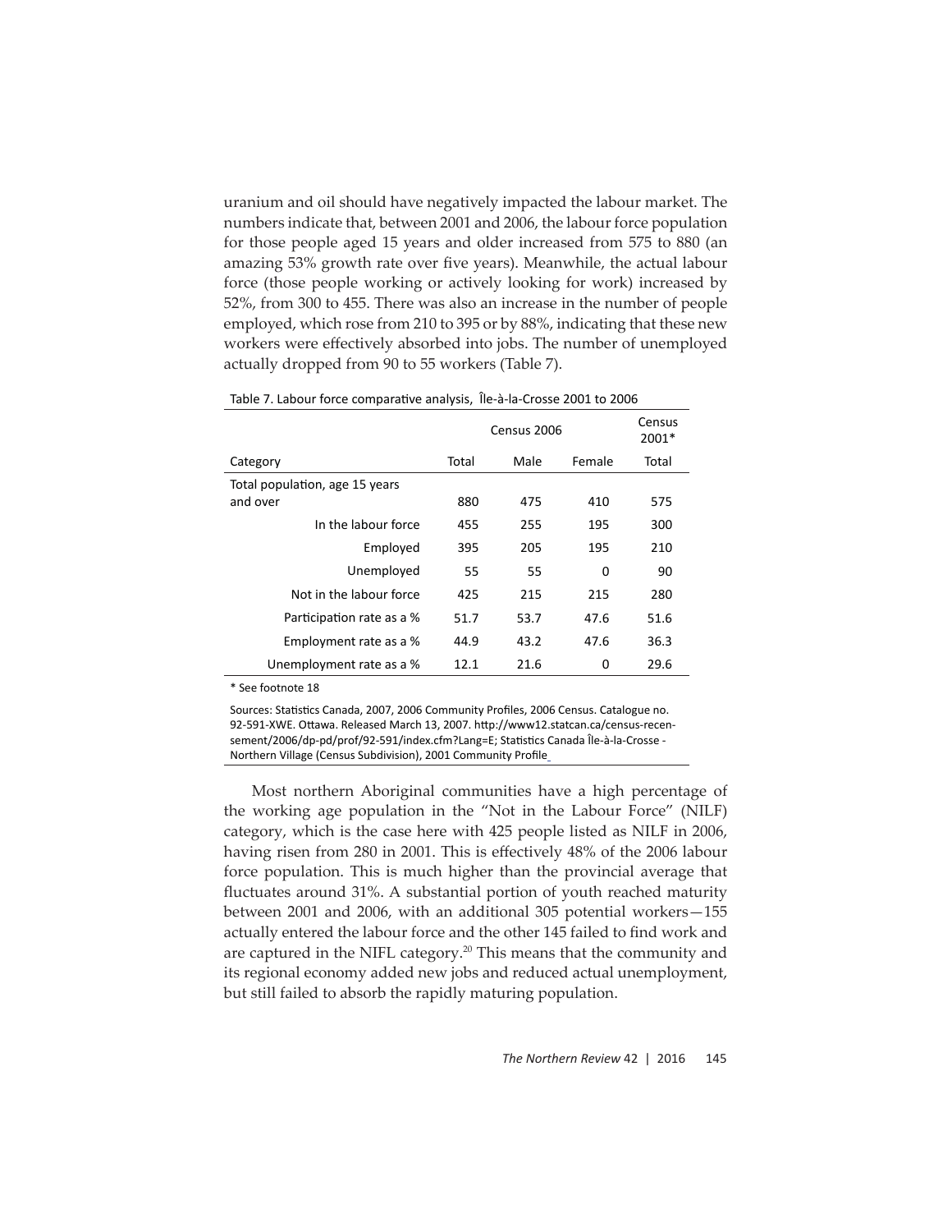uranium and oil should have negatively impacted the labour market. The numbers indicate that, between 2001 and 2006, the labour force population for those people aged 15 years and older increased from 575 to 880 (an amazing 53% growth rate over five years). Meanwhile, the actual labour force (those people working or actively looking for work) increased by 52%, from 300 to 455. There was also an increase in the number of people employed, which rose from 210 to 395 or by 88%, indicating that these new workers were effectively absorbed into jobs. The number of unemployed actually dropped from 90 to 55 workers (Table 7).

Table 7. Labour force comparative analysis, Île-à-la-Crosse 2001 to 2006

| | Census 2006 | | | Census 2001* |
|---|---|---|---|---|
| Category | Total | Male | Female | Total |
| Total population, age 15 years and over | 880 | 475 | 410 | 575 |
| In the labour force | 455 | 255 | 195 | 300 |
| Employed | 395 | 205 | 195 | 210 |
| Unemployed | 55 | 55 | 0 | 90 |
| Not in the labour force | 425 | 215 | 215 | 280 |
| Participation rate as a % | 51.7 | 53.7 | 47.6 | 51.6 |
| Employment rate as a % | 44.9 | 43.2 | 47.6 | 36.3 |
| Unemployment rate as a % | 12.1 | 21.6 | 0 | 29.6 |

* See footnote 18

Sources: Statistics Canada, 2007, 2006 Community Profiles, 2006 Census. Catalogue no. 92-591-XWE. Ottawa. Released March 13, 2007. http://www12.statcan.ca/census-recensement/2006/dp-pd/prof/92-591/index.cfm?Lang=E; Statistics Canada Île-à-la-Crosse - Northern Village (Census Subdivision), 2001 Community Profile

Most northern Aboriginal communities have a high percentage of the working age population in the "Not in the Labour Force" (NILF) category, which is the case here with 425 people listed as NILF in 2006, having risen from 280 in 2001. This is effectively 48% of the 2006 labour force population. This is much higher than the provincial average that fluctuates around 31%. A substantial portion of youth reached maturity between 2001 and 2006, with an additional 305 potential workers—155 actually entered the labour force and the other 145 failed to find work and are captured in the NIFL category.[20] This means that the community and its regional economy added new jobs and reduced actual unemployment, but still failed to absorb the rapidly maturing population.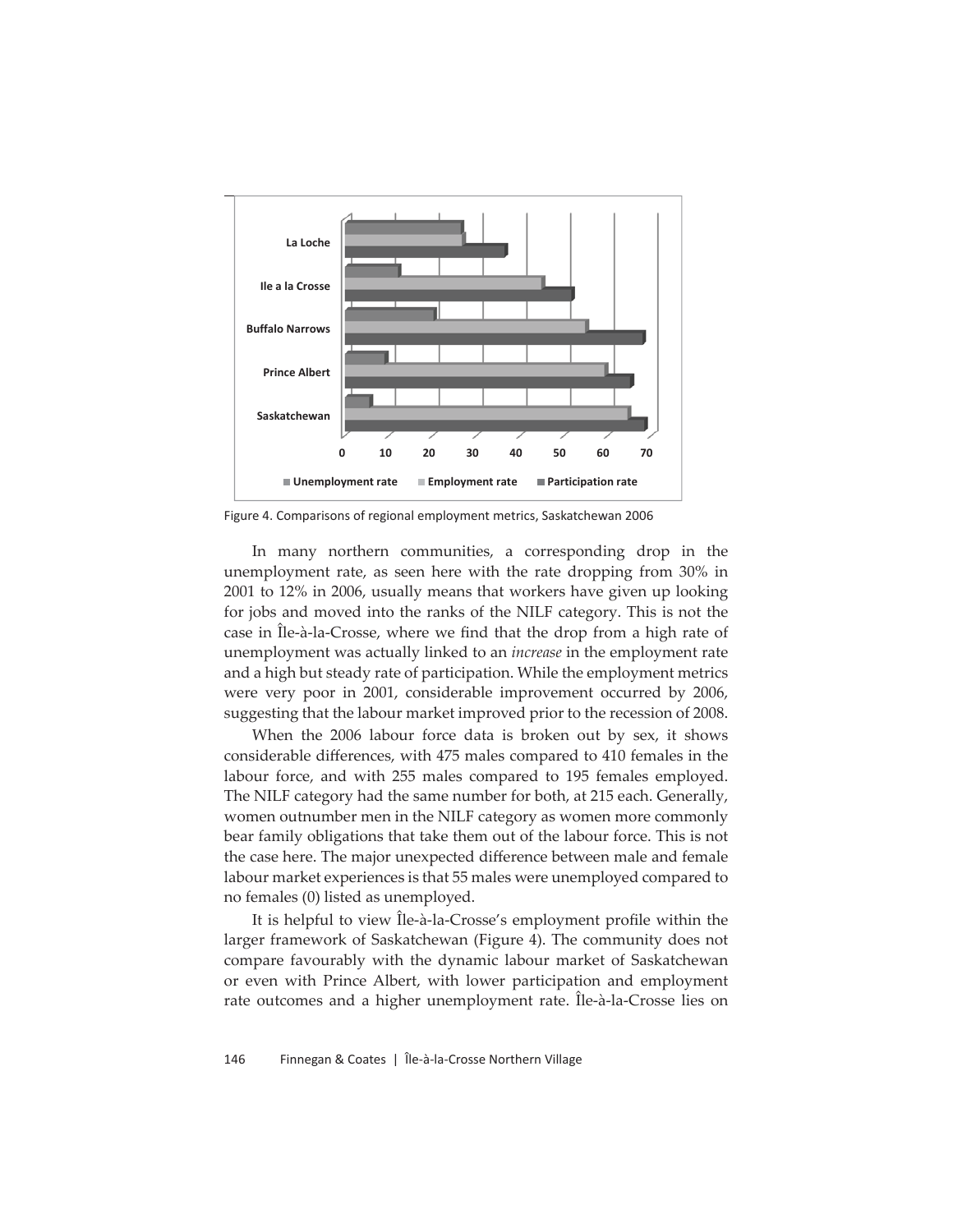Figure 4. Comparisons of regional employment metrics, Saskatchewan 2006

In many northern communities, a corresponding drop in the unemployment rate, as seen here with the rate dropping from 30% in 2001 to 12% in 2006, usually means that workers have given up looking for jobs and moved into the ranks of the NILF category. This is not the case in Île-à-la-Crosse, where we find that the drop from a high rate of unemployment was actually linked to an *increase* in the employment rate and a high but steady rate of participation. While the employment metrics were very poor in 2001, considerable improvement occurred by 2006, suggesting that the labour market improved prior to the recession of 2008.

When the 2006 labour force data is broken out by sex, it shows considerable differences, with 475 males compared to 410 females in the labour force, and with 255 males compared to 195 females employed. The NILF category had the same number for both, at 215 each. Generally, women outnumber men in the NILF category as women more commonly bear family obligations that take them out of the labour force. This is not the case here. The major unexpected difference between male and female labour market experiences is that 55 males were unemployed compared to no females (0) listed as unemployed.

It is helpful to view Île-à-la-Crosse's employment profile within the larger framework of Saskatchewan (Figure 4). The community does not compare favourably with the dynamic labour market of Saskatchewan or even with Prince Albert, with lower participation and employment rate outcomes and a higher unemployment rate. Île-à-la-Crosse lies on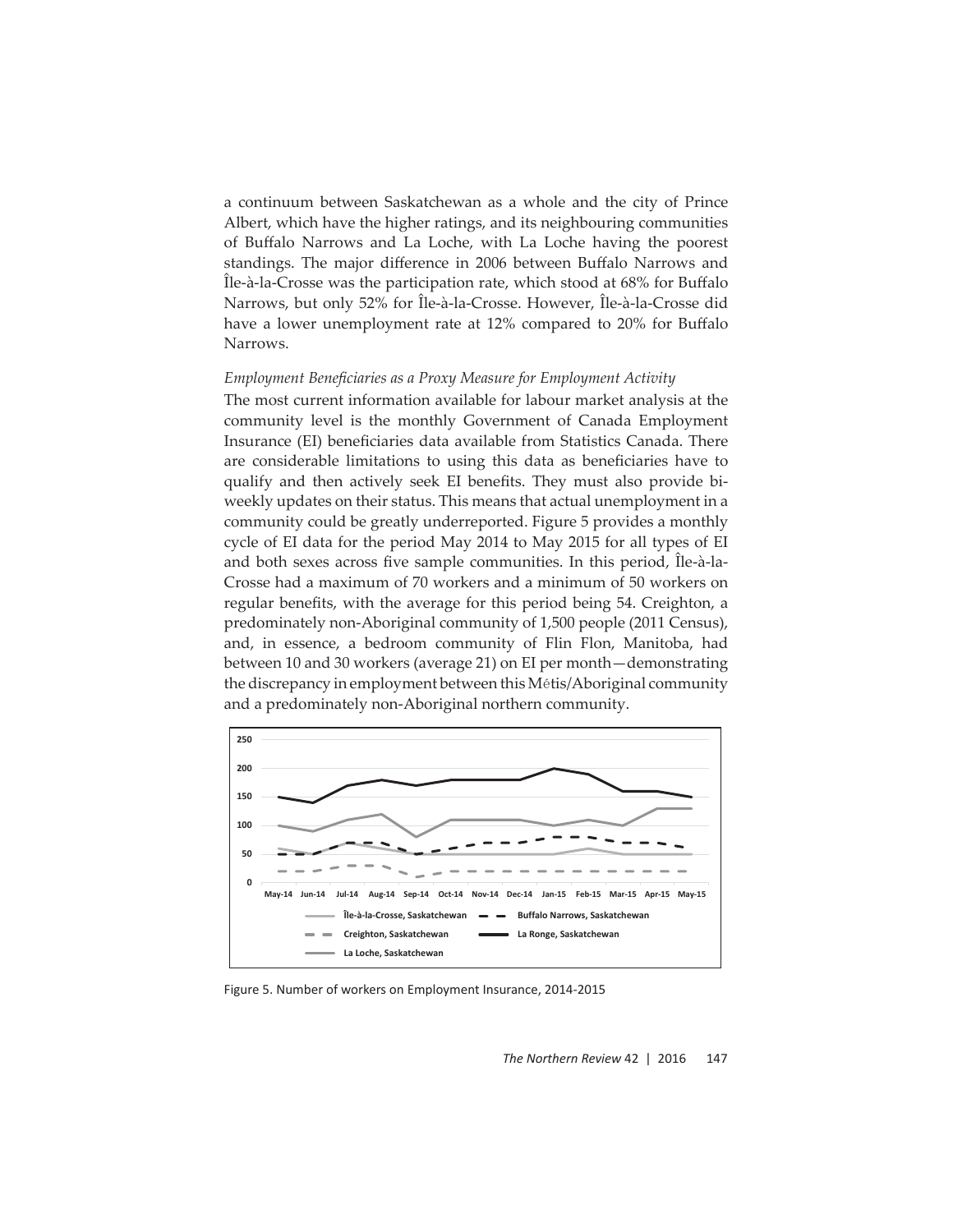a continuum between Saskatchewan as a whole and the city of Prince Albert, which have the higher ratings, and its neighbouring communities of Buffalo Narrows and La Loche, with La Loche having the poorest standings. The major difference in 2006 between Buffalo Narrows and Île-à-la-Crosse was the participation rate, which stood at 68% for Buffalo Narrows, but only 52% for Île-à-la-Crosse. However, Île-à-la-Crosse did have a lower unemployment rate at 12% compared to 20% for Buffalo Narrows.

*Employment Beneficiaries as a Proxy Measure for Employment Activity*

The most current information available for labour market analysis at the community level is the monthly Government of Canada Employment Insurance (EI) beneficiaries data available from Statistics Canada. There are considerable limitations to using this data as beneficiaries have to qualify and then actively seek EI benefits. They must also provide bi-weekly updates on their status. This means that actual unemployment in a community could be greatly underreported. Figure 5 provides a monthly cycle of EI data for the period May 2014 to May 2015 for all types of EI and both sexes across five sample communities. In this period, Île-à-la-Crosse had a maximum of 70 workers and a minimum of 50 workers on regular benefits, with the average for this period being 54. Creighton, a predominately non-Aboriginal community of 1,500 people (2011 Census), and, in essence, a bedroom community of Flin Flon, Manitoba, had between 10 and 30 workers (average 21) on EI per month—demonstrating the discrepancy in employment between this Métis/Aboriginal community and a predominately non-Aboriginal northern community.

Figure 5. Number of workers on Employment Insurance, 2014-2015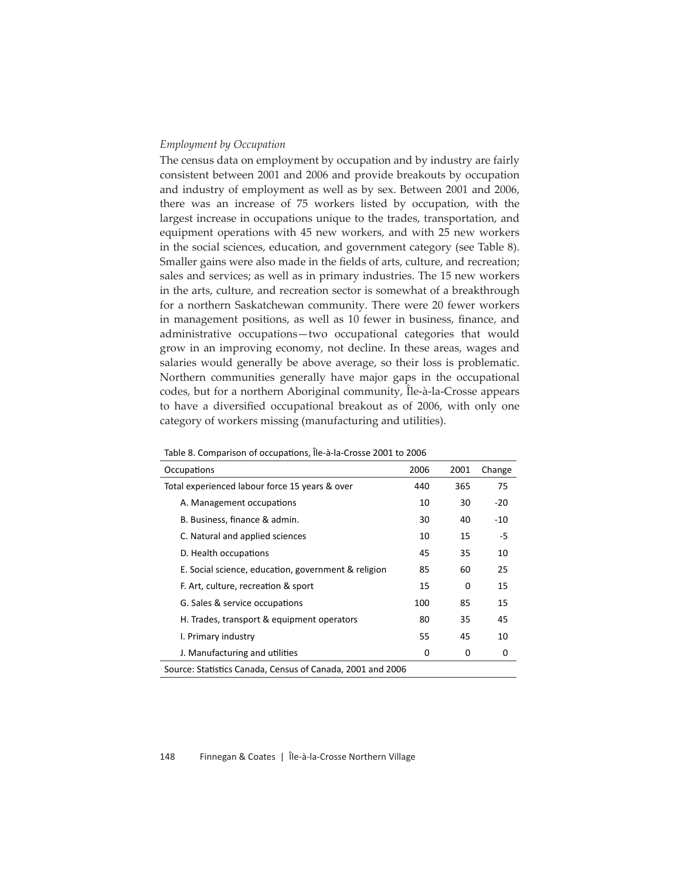*Employment by Occupation*

The census data on employment by occupation and by industry are fairly consistent between 2001 and 2006 and provide breakouts by occupation and industry of employment as well as by sex. Between 2001 and 2006, there was an increase of 75 workers listed by occupation, with the largest increase in occupations unique to the trades, transportation, and equipment operations with 45 new workers, and with 25 new workers in the social sciences, education, and government category (see Table 8). Smaller gains were also made in the fields of arts, culture, and recreation; sales and services; as well as in primary industries. The 15 new workers in the arts, culture, and recreation sector is somewhat of a breakthrough for a northern Saskatchewan community. There were 20 fewer workers in management positions, as well as 10 fewer in business, finance, and administrative occupations—two occupational categories that would grow in an improving economy, not decline. In these areas, wages and salaries would generally be above average, so their loss is problematic. Northern communities generally have major gaps in the occupational codes, but for a northern Aboriginal community, Île-à-la-Crosse appears to have a diversified occupational breakout as of 2006, with only one category of workers missing (manufacturing and utilities).

Table 8. Comparison of occupations, Île-à-la-Crosse 2001 to 2006

| Occupations | 2006 | 2001 | Change |
|---|---|---|---|
| Total experienced labour force 15 years & over | 440 | 365 | 75 |
| A. Management occupations | 10 | 30 | -20 |
| B. Business, finance & admin. | 30 | 40 | -10 |
| C. Natural and applied sciences | 10 | 15 | -5 |
| D. Health occupations | 45 | 35 | 10 |
| E. Social science, education, government & religion | 85 | 60 | 25 |
| F. Art, culture, recreation & sport | 15 | 0 | 15 |
| G. Sales & service occupations | 100 | 85 | 15 |
| H. Trades, transport & equipment operators | 80 | 35 | 45 |
| I. Primary industry | 55 | 45 | 10 |
| J. Manufacturing and utilities | 0 | 0 | 0 |

Source: Statistics Canada, Census of Canada, 2001 and 2006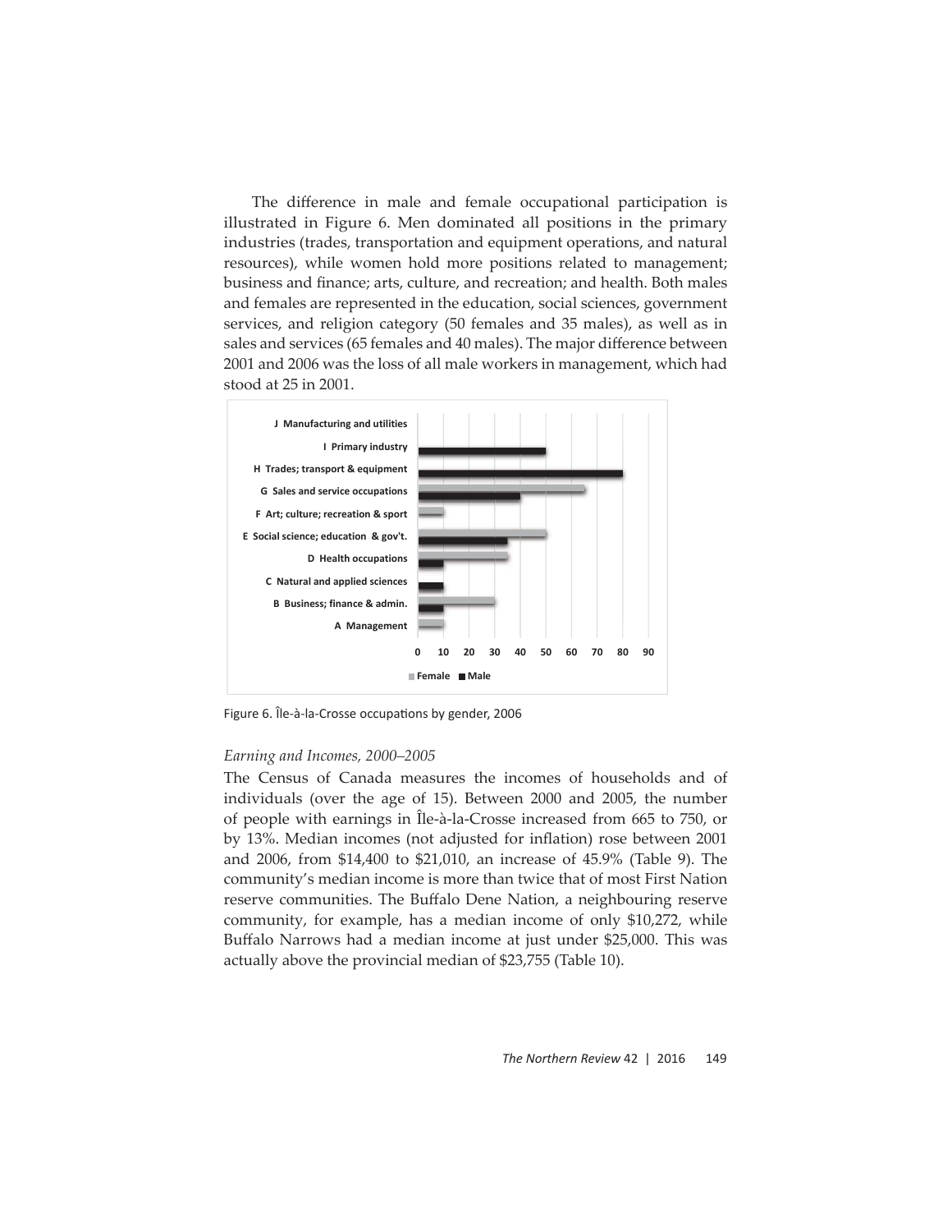The difference in male and female occupational participation is illustrated in Figure 6. Men dominated all positions in the primary industries (trades, transportation and equipment operations, and natural resources), while women hold more positions related to management; business and finance; arts, culture, and recreation; and health. Both males and females are represented in the education, social sciences, government services, and religion category (50 females and 35 males), as well as in sales and services (65 females and 40 males). The major difference between 2001 and 2006 was the loss of all male workers in management, which had stood at 25 in 2001.

Figure 6. Île-à-la-Crosse occupations by gender, 2006

*Earning and Incomes, 2000–2005*

The Census of Canada measures the incomes of households and of individuals (over the age of 15). Between 2000 and 2005, the number of people with earnings in Île-à-la-Crosse increased from 665 to 750, or by 13%. Median incomes (not adjusted for inflation) rose between 2001 and 2006, from $14,400 to $21,010, an increase of 45.9% (Table 9). The community's median income is more than twice that of most First Nation reserve communities. The Buffalo Dene Nation, a neighbouring reserve community, for example, has a median income of only $10,272, while Buffalo Narrows had a median income at just under $25,000. This was actually above the provincial median of $23,755 (Table 10).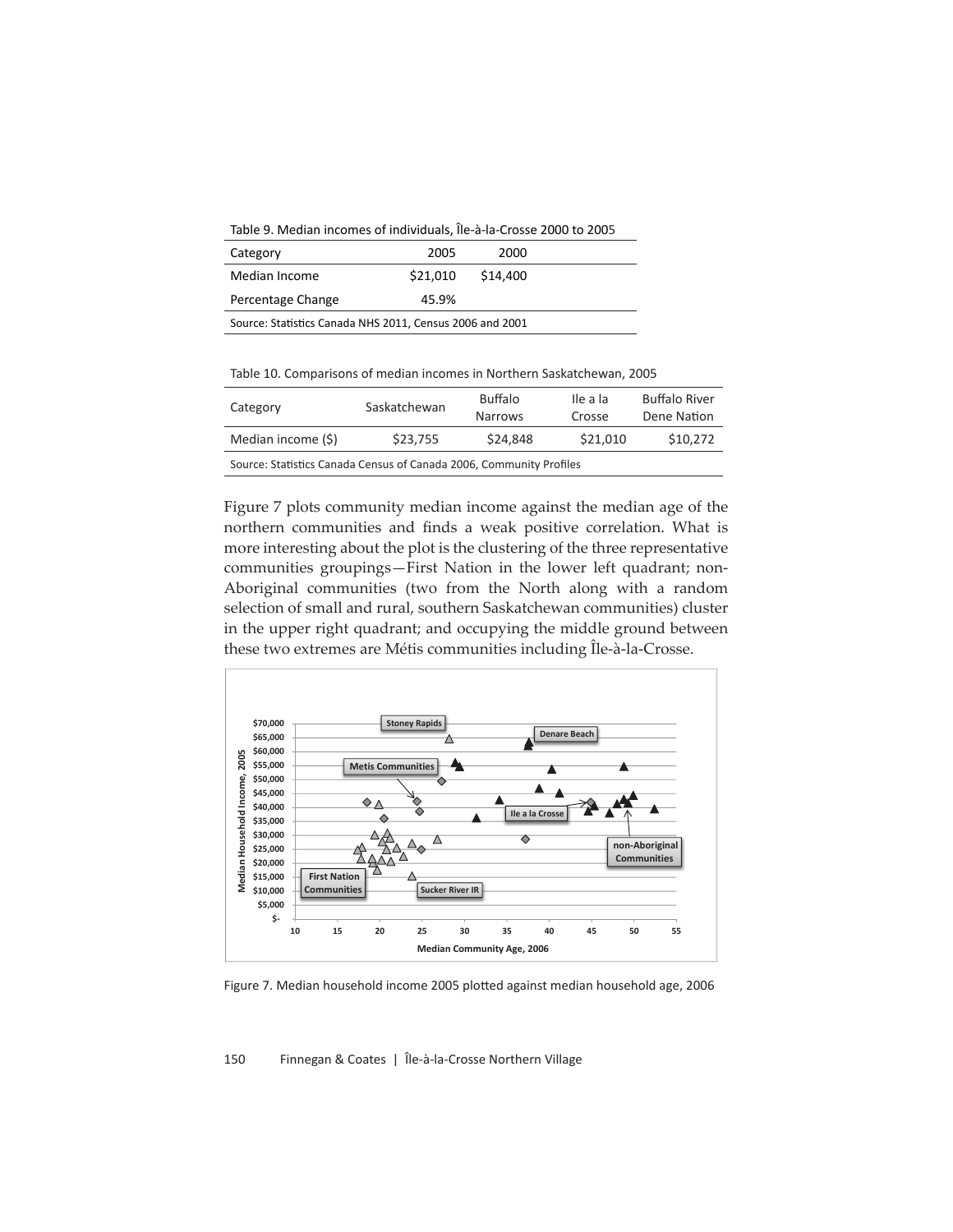Table 9. Median incomes of individuals, Île-à-la-Crosse 2000 to 2005

| Category | 2005 | 2000 |
|---|---|---|
| Median Income | $21,010 | $14,400 |
| Percentage Change | 45.9% | |

Source: Statistics Canada NHS 2011, Census 2006 and 2001

Table 10. Comparisons of median incomes in Northern Saskatchewan, 2005

| Category | Saskatchewan | Buffalo Narrows | Ile a la Crosse | Buffalo River Dene Nation |
|---|---|---|---|---|
| Median income ($) | $23,755 | $24,848 | $21,010 | $10,272 |

Source: Statistics Canada Census of Canada 2006, Community Profiles

Figure 7 plots community median income against the median age of the northern communities and finds a weak positive correlation. What is more interesting about the plot is the clustering of the three representative communities groupings—First Nation in the lower left quadrant; non-Aboriginal communities (two from the North along with a random selection of small and rural, southern Saskatchewan communities) cluster in the upper right quadrant; and occupying the middle ground between these two extremes are Métis communities including Île-à-la-Crosse.

Figure 7. Median household income 2005 plotted against median household age, 2006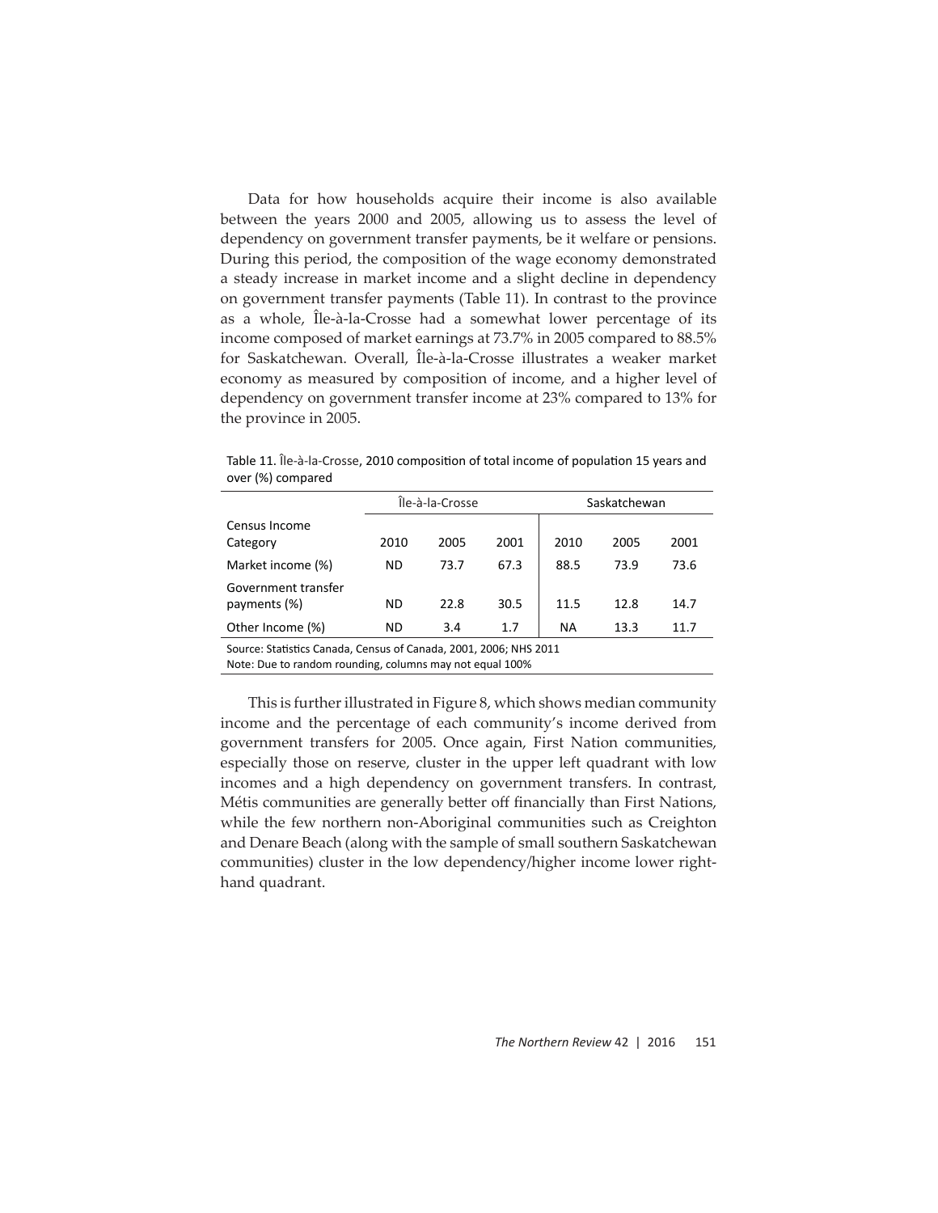Data for how households acquire their income is also available between the years 2000 and 2005, allowing us to assess the level of dependency on government transfer payments, be it welfare or pensions. During this period, the composition of the wage economy demonstrated a steady increase in market income and a slight decline in dependency on government transfer payments (Table 11). In contrast to the province as a whole, Île-à-la-Crosse had a somewhat lower percentage of its income composed of market earnings at 73.7% in 2005 compared to 88.5% for Saskatchewan. Overall, Île-à-la-Crosse illustrates a weaker market economy as measured by composition of income, and a higher level of dependency on government transfer income at 23% compared to 13% for the province in 2005.

Table 11. Île-à-la-Crosse, 2010 composition of total income of population 15 years and over (%) compared

| | Île-à-la-Crosse | | | Saskatchewan | | |
|---|---|---|---|---|---|---|
| Census Income Category | 2010 | 2005 | 2001 | 2010 | 2005 | 2001 |
| Market income (%) | ND | 73.7 | 67.3 | 88.5 | 73.9 | 73.6 |
| Government transfer payments (%) | ND | 22.8 | 30.5 | 11.5 | 12.8 | 14.7 |
| Other Income (%) | ND | 3.4 | 1.7 | NA | 13.3 | 11.7 |

Source: Statistics Canada, Census of Canada, 2001, 2006; NHS 2011
Note: Due to random rounding, columns may not equal 100%

This is further illustrated in Figure 8, which shows median community income and the percentage of each community's income derived from government transfers for 2005. Once again, First Nation communities, especially those on reserve, cluster in the upper left quadrant with low incomes and a high dependency on government transfers. In contrast, Métis communities are generally better off financially than First Nations, while the few northern non-Aboriginal communities such as Creighton and Denare Beach (along with the sample of small southern Saskatchewan communities) cluster in the low dependency/higher income lower right-hand quadrant.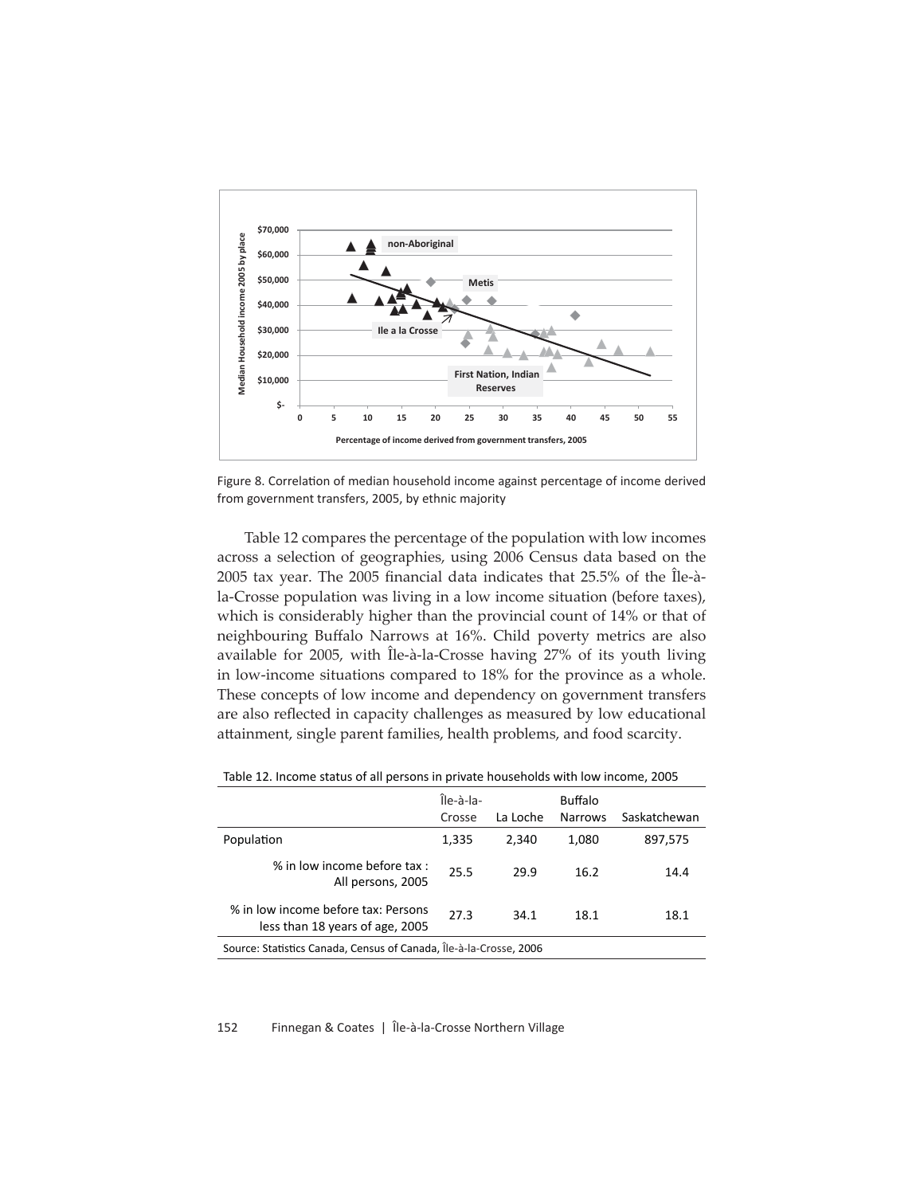Figure 8. Correlation of median household income against percentage of income derived from government transfers, 2005, by ethnic majority

Table 12 compares the percentage of the population with low incomes across a selection of geographies, using 2006 Census data based on the 2005 tax year. The 2005 financial data indicates that 25.5% of the Île-à-la-Crosse population was living in a low income situation (before taxes), which is considerably higher than the provincial count of 14% or that of neighbouring Buffalo Narrows at 16%. Child poverty metrics are also available for 2005, with Île-à-la-Crosse having 27% of its youth living in low-income situations compared to 18% for the province as a whole. These concepts of low income and dependency on government transfers are also reflected in capacity challenges as measured by low educational attainment, single parent families, health problems, and food scarcity.

Table 12. Income status of all persons in private households with low income, 2005

| | Île-à-la-Crosse | La Loche | Buffalo Narrows | Saskatchewan |
|---|---|---|---|---|
| Population | 1,335 | 2,340 | 1,080 | 897,575 |
| % in low income before tax : All persons, 2005 | 25.5 | 29.9 | 16.2 | 14.4 |
| % in low income before tax: Persons less than 18 years of age, 2005 | 27.3 | 34.1 | 18.1 | 18.1 |

Source: Statistics Canada, Census of Canada, Île-à-la-Crosse, 2006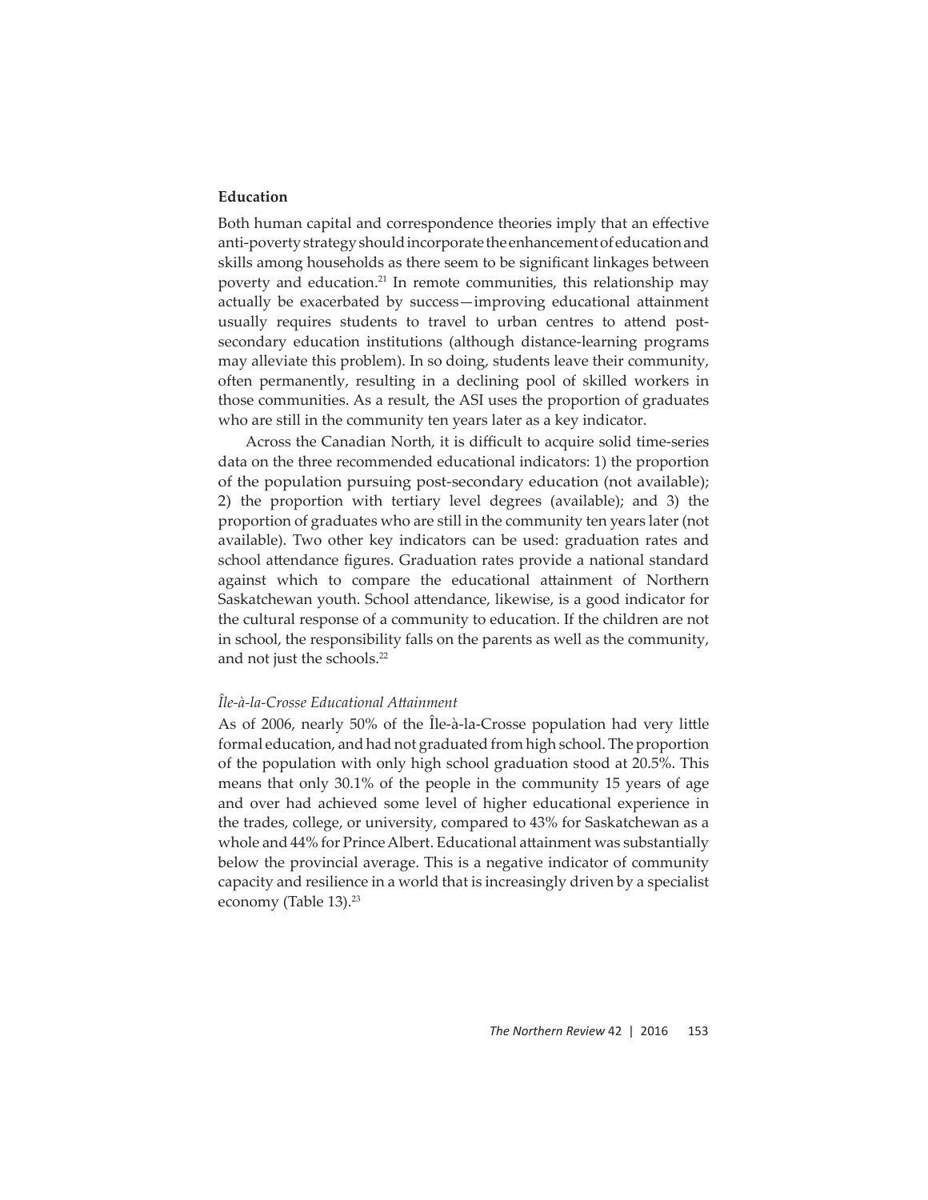### Education

Both human capital and correspondence theories imply that an effective anti-poverty strategy should incorporate the enhancement of education and skills among households as there seem to be significant linkages between poverty and education.[21] In remote communities, this relationship may actually be exacerbated by success—improving educational attainment usually requires students to travel to urban centres to attend post-secondary education institutions (although distance-learning programs may alleviate this problem). In so doing, students leave their community, often permanently, resulting in a declining pool of skilled workers in those communities. As a result, the ASI uses the proportion of graduates who are still in the community ten years later as a key indicator.

Across the Canadian North, it is difficult to acquire solid time-series data on the three recommended educational indicators: 1) the proportion of the population pursuing post-secondary education (not available); 2) the proportion with tertiary level degrees (available); and 3) the proportion of graduates who are still in the community ten years later (not available). Two other key indicators can be used: graduation rates and school attendance figures. Graduation rates provide a national standard against which to compare the educational attainment of Northern Saskatchewan youth. School attendance, likewise, is a good indicator for the cultural response of a community to education. If the children are not in school, the responsibility falls on the parents as well as the community, and not just the schools.[22]

#### *Île-à-la-Crosse Educational Attainment*

As of 2006, nearly 50% of the Île-à-la-Crosse population had very little formal education, and had not graduated from high school. The proportion of the population with only high school graduation stood at 20.5%. This means that only 30.1% of the people in the community 15 years of age and over had achieved some level of higher educational experience in the trades, college, or university, compared to 43% for Saskatchewan as a whole and 44% for Prince Albert. Educational attainment was substantially below the provincial average. This is a negative indicator of community capacity and resilience in a world that is increasingly driven by a specialist economy (Table 13).[23]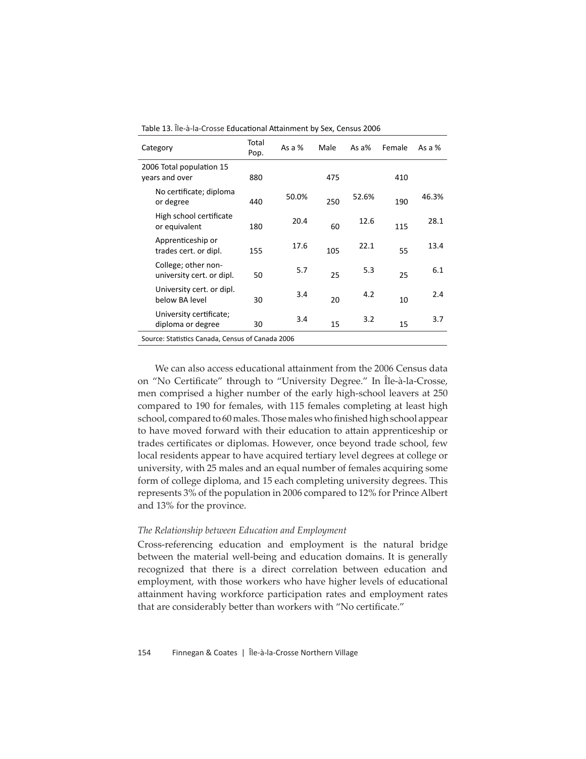Table 13. Île-à-la-Crosse Educational Attainment by Sex, Census 2006

| Category | Total Pop. | As a % | Male | As a% | Female | As a % |
|---|---|---|---|---|---|---|
| 2006 Total population 15 years and over | 880 | | 475 | | 410 | |
| No certificate; diploma or degree | 440 | 50.0% | 250 | 52.6% | 190 | 46.3% |
| High school certificate or equivalent | 180 | 20.4 | 60 | 12.6 | 115 | 28.1 |
| Apprenticeship or trades cert. or dipl. | 155 | 17.6 | 105 | 22.1 | 55 | 13.4 |
| College; other non-university cert. or dipl. | 50 | 5.7 | 25 | 5.3 | 25 | 6.1 |
| University cert. or dipl. below BA level | 30 | 3.4 | 20 | 4.2 | 10 | 2.4 |
| University certificate; diploma or degree | 30 | 3.4 | 15 | 3.2 | 15 | 3.7 |

Source: Statistics Canada, Census of Canada 2006

We can also access educational attainment from the 2006 Census data on "No Certificate" through to "University Degree." In Île-à-la-Crosse, men comprised a higher number of the early high-school leavers at 250 compared to 190 for females, with 115 females completing at least high school, compared to 60 males. Those males who finished high school appear to have moved forward with their education to attain apprenticeship or trades certificates or diplomas. However, once beyond trade school, few local residents appear to have acquired tertiary level degrees at college or university, with 25 males and an equal number of females acquiring some form of college diploma, and 15 each completing university degrees. This represents 3% of the population in 2006 compared to 12% for Prince Albert and 13% for the province.

*The Relationship between Education and Employment*

Cross-referencing education and employment is the natural bridge between the material well-being and education domains. It is generally recognized that there is a direct correlation between education and employment, with those workers who have higher levels of educational attainment having workforce participation rates and employment rates that are considerably better than workers with "No certificate."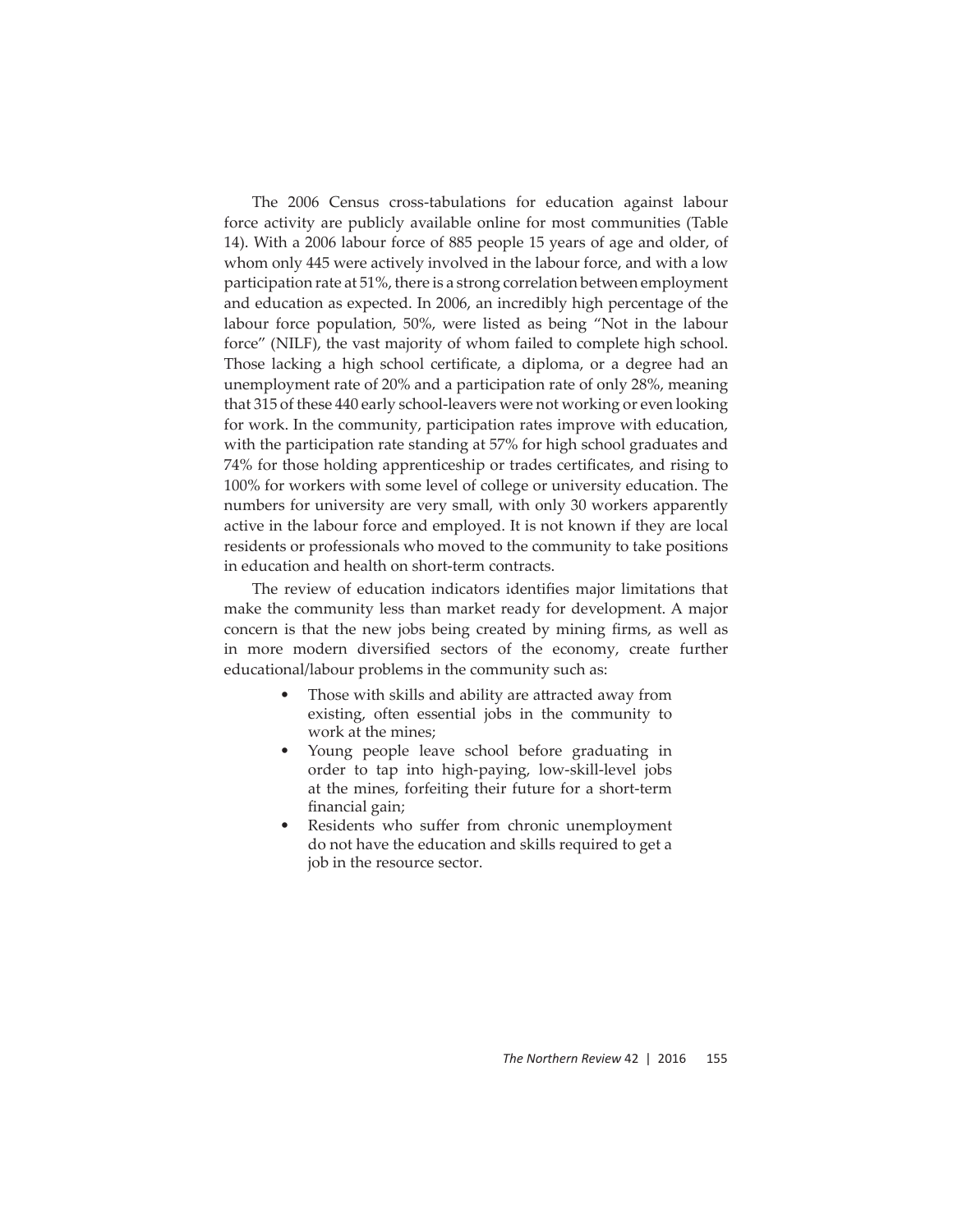The 2006 Census cross-tabulations for education against labour force activity are publicly available online for most communities (Table 14). With a 2006 labour force of 885 people 15 years of age and older, of whom only 445 were actively involved in the labour force, and with a low participation rate at 51%, there is a strong correlation between employment and education as expected. In 2006, an incredibly high percentage of the labour force population, 50%, were listed as being "Not in the labour force" (NILF), the vast majority of whom failed to complete high school. Those lacking a high school certificate, a diploma, or a degree had an unemployment rate of 20% and a participation rate of only 28%, meaning that 315 of these 440 early school-leavers were not working or even looking for work. In the community, participation rates improve with education, with the participation rate standing at 57% for high school graduates and 74% for those holding apprenticeship or trades certificates, and rising to 100% for workers with some level of college or university education. The numbers for university are very small, with only 30 workers apparently active in the labour force and employed. It is not known if they are local residents or professionals who moved to the community to take positions in education and health on short-term contracts.

The review of education indicators identifies major limitations that make the community less than market ready for development. A major concern is that the new jobs being created by mining firms, as well as in more modern diversified sectors of the economy, create further educational/labour problems in the community such as:

- Those with skills and ability are attracted away from existing, often essential jobs in the community to work at the mines;
- Young people leave school before graduating in order to tap into high-paying, low-skill-level jobs at the mines, forfeiting their future for a short-term financial gain;
- Residents who suffer from chronic unemployment do not have the education and skills required to get a job in the resource sector.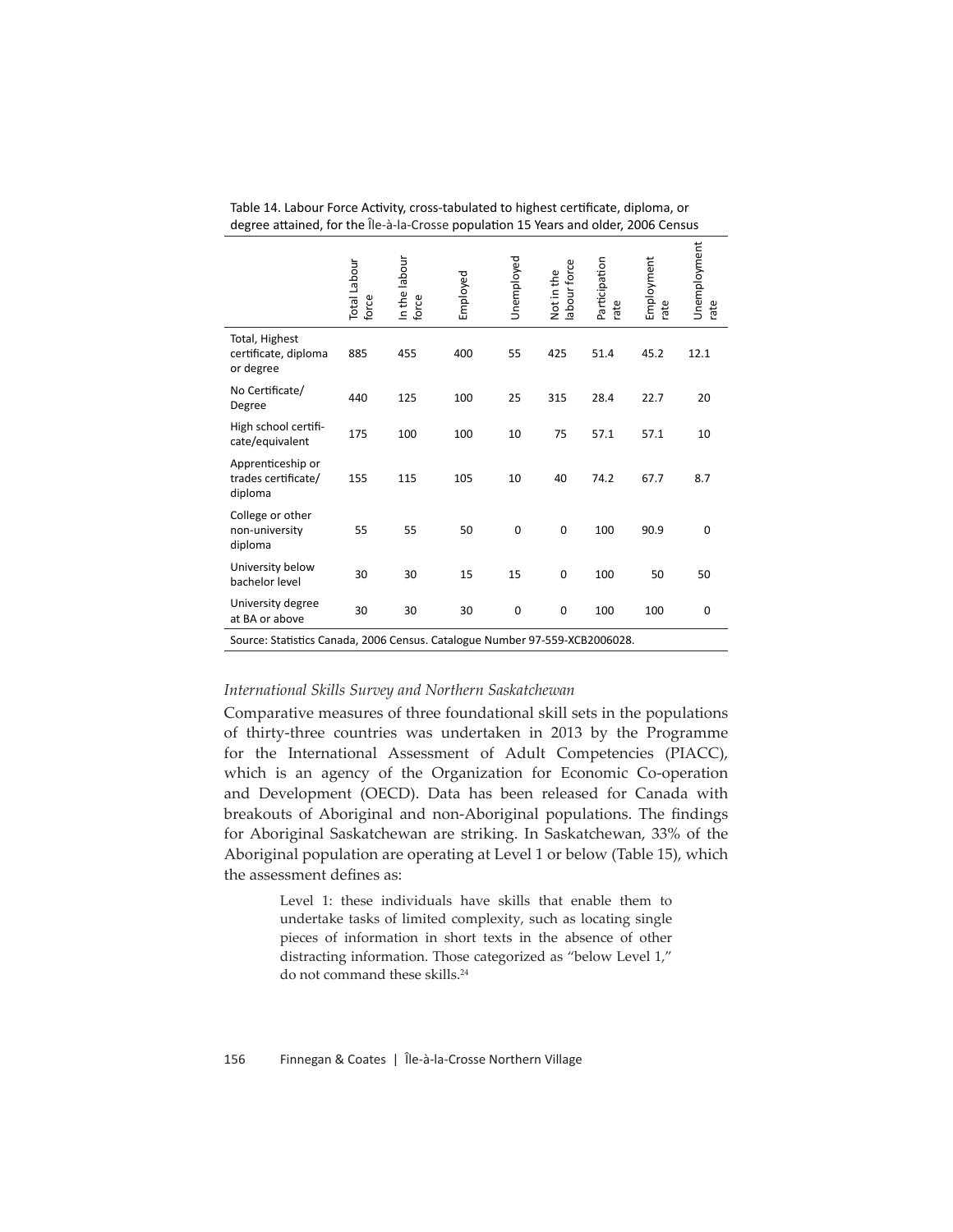Table 14. Labour Force Activity, cross-tabulated to highest certificate, diploma, or degree attained, for the Île-à-la-Crosse population 15 Years and older, 2006 Census

| | Total Labour force | In the labour force | Employed | Unemployed | Not in the labour force | Participation rate | Employment rate | Unemployment rate |
|---|---|---|---|---|---|---|---|---|
| Total, Highest certificate, diploma or degree | 885 | 455 | 400 | 55 | 425 | 51.4 | 45.2 | 12.1 |
| No Certificate/ Degree | 440 | 125 | 100 | 25 | 315 | 28.4 | 22.7 | 20 |
| High school certificate/equivalent | 175 | 100 | 100 | 10 | 75 | 57.1 | 57.1 | 10 |
| Apprenticeship or trades certificate/ diploma | 155 | 115 | 105 | 10 | 40 | 74.2 | 67.7 | 8.7 |
| College or other non-university diploma | 55 | 55 | 50 | 0 | 0 | 100 | 90.9 | 0 |
| University below bachelor level | 30 | 30 | 15 | 15 | 0 | 100 | 50 | 50 |
| University degree at BA or above | 30 | 30 | 30 | 0 | 0 | 100 | 100 | 0 |

Source: Statistics Canada, 2006 Census. Catalogue Number 97-559-XCB2006028.

*International Skills Survey and Northern Saskatchewan*

Comparative measures of three foundational skill sets in the populations of thirty-three countries was undertaken in 2013 by the Programme for the International Assessment of Adult Competencies (PIACC), which is an agency of the Organization for Economic Co-operation and Development (OECD). Data has been released for Canada with breakouts of Aboriginal and non-Aboriginal populations. The findings for Aboriginal Saskatchewan are striking. In Saskatchewan, 33% of the Aboriginal population are operating at Level 1 or below (Table 15), which the assessment defines as:

> Level 1: these individuals have skills that enable them to undertake tasks of limited complexity, such as locating single pieces of information in short texts in the absence of other distracting information. Those categorized as "below Level 1," do not command these skills.[24]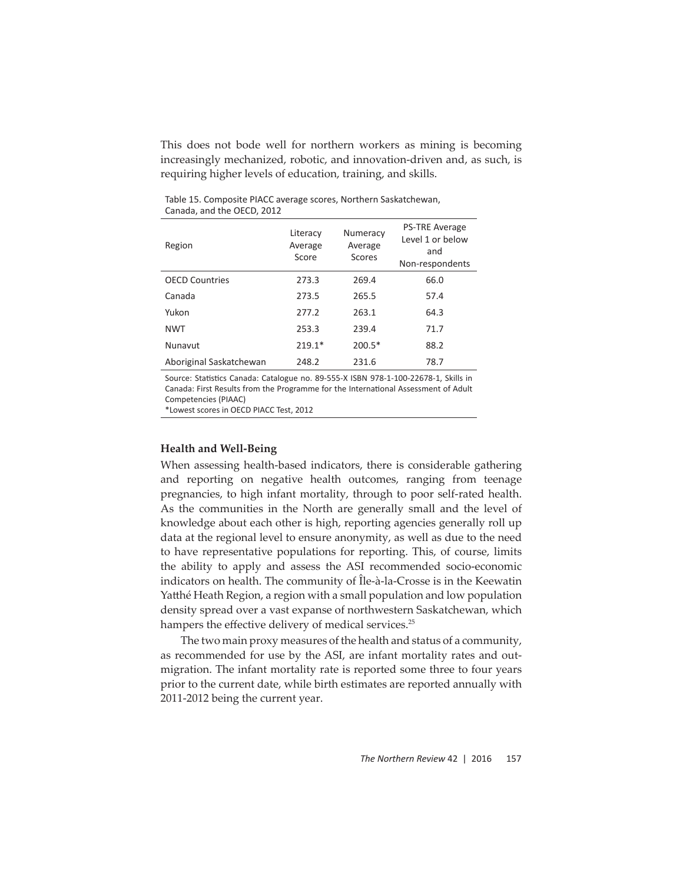This does not bode well for northern workers as mining is becoming increasingly mechanized, robotic, and innovation-driven and, as such, is requiring higher levels of education, training, and skills.

Table 15. Composite PIACC average scores, Northern Saskatchewan, Canada, and the OECD, 2012

| Region | Literacy Average Score | Numeracy Average Scores | PS-TRE Average Level 1 or below and Non-respondents |
|---|---|---|---|
| OECD Countries | 273.3 | 269.4 | 66.0 |
| Canada | 273.5 | 265.5 | 57.4 |
| Yukon | 277.2 | 263.1 | 64.3 |
| NWT | 253.3 | 239.4 | 71.7 |
| Nunavut | 219.1* | 200.5* | 88.2 |
| Aboriginal Saskatchewan | 248.2 | 231.6 | 78.7 |

Source: Statistics Canada: Catalogue no. 89-555-X ISBN 978-1-100-22678-1, Skills in Canada: First Results from the Programme for the International Assessment of Adult Competencies (PIAAC)
*Lowest scores in OECD PIACC Test, 2012

### Health and Well-Being

When assessing health-based indicators, there is considerable gathering and reporting on negative health outcomes, ranging from teenage pregnancies, to high infant mortality, through to poor self-rated health. As the communities in the North are generally small and the level of knowledge about each other is high, reporting agencies generally roll up data at the regional level to ensure anonymity, as well as due to the need to have representative populations for reporting. This, of course, limits the ability to apply and assess the ASI recommended socio-economic indicators on health. The community of Île-à-la-Crosse is in the Keewatin Yatthé Heath Region, a region with a small population and low population density spread over a vast expanse of northwestern Saskatchewan, which hampers the effective delivery of medical services.[25]

The two main proxy measures of the health and status of a community, as recommended for use by the ASI, are infant mortality rates and out-migration. The infant mortality rate is reported some three to four years prior to the current date, while birth estimates are reported annually with 2011-2012 being the current year.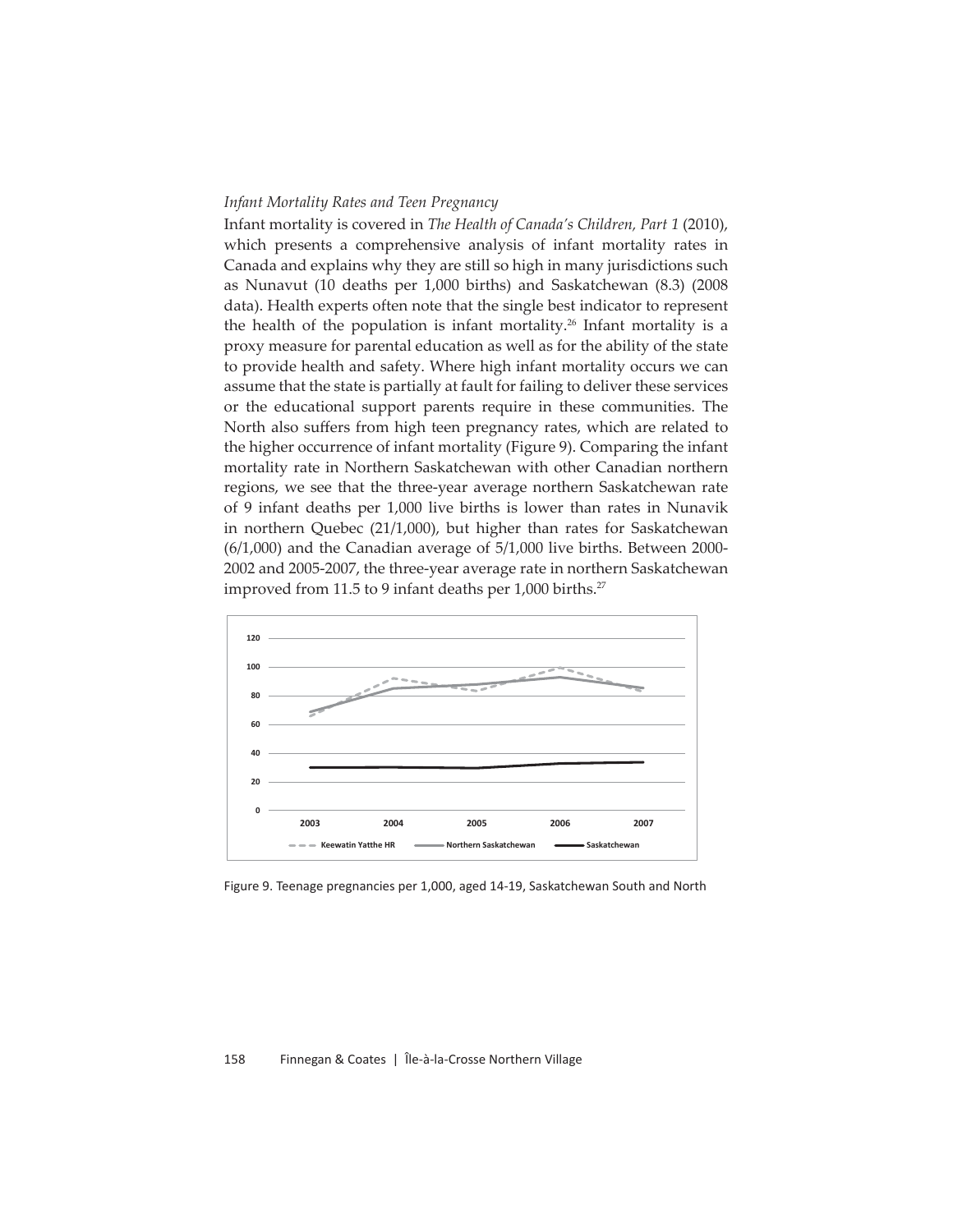*Infant Mortality Rates and Teen Pregnancy*

Infant mortality is covered in *The Health of Canada's Children, Part 1* (2010), which presents a comprehensive analysis of infant mortality rates in Canada and explains why they are still so high in many jurisdictions such as Nunavut (10 deaths per 1,000 births) and Saskatchewan (8.3) (2008 data). Health experts often note that the single best indicator to represent the health of the population is infant mortality.[26] Infant mortality is a proxy measure for parental education as well as for the ability of the state to provide health and safety. Where high infant mortality occurs we can assume that the state is partially at fault for failing to deliver these services or the educational support parents require in these communities. The North also suffers from high teen pregnancy rates, which are related to the higher occurrence of infant mortality (Figure 9). Comparing the infant mortality rate in Northern Saskatchewan with other Canadian northern regions, we see that the three-year average northern Saskatchewan rate of 9 infant deaths per 1,000 live births is lower than rates in Nunavik in northern Quebec (21/1,000), but higher than rates for Saskatchewan (6/1,000) and the Canadian average of 5/1,000 live births. Between 2000-2002 and 2005-2007, the three-year average rate in northern Saskatchewan improved from 11.5 to 9 infant deaths per 1,000 births.[27]

Figure 9. Teenage pregnancies per 1,000, aged 14-19, Saskatchewan South and North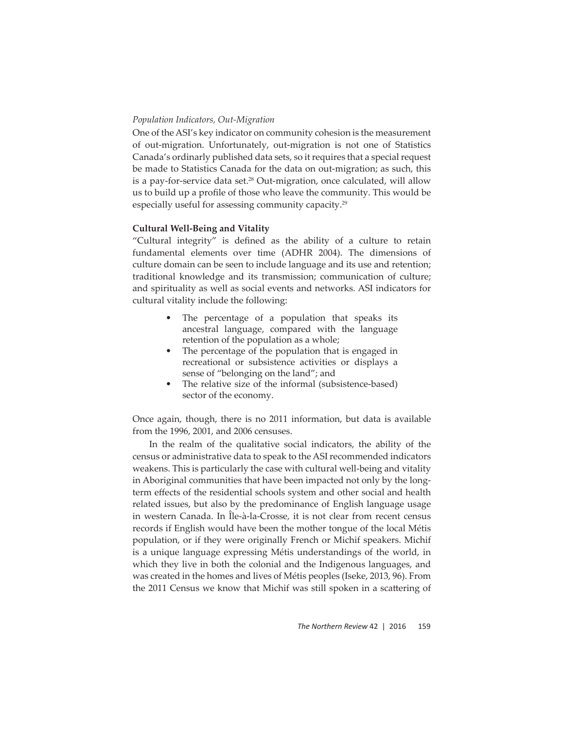*Population Indicators, Out-Migration*

One of the ASI's key indicator on community cohesion is the measurement of out-migration. Unfortunately, out-migration is not one of Statistics Canada's ordinarly published data sets, so it requires that a special request be made to Statistics Canada for the data on out-migration; as such, this is a pay-for-service data set.[28] Out-migration, once calculated, will allow us to build up a profile of those who leave the community. This would be especially useful for assessing community capacity.[29]

**Cultural Well-Being and Vitality**

"Cultural integrity" is defined as the ability of a culture to retain fundamental elements over time (ADHR 2004). The dimensions of culture domain can be seen to include language and its use and retention; traditional knowledge and its transmission; communication of culture; and spirituality as well as social events and networks. ASI indicators for cultural vitality include the following:

- The percentage of a population that speaks its ancestral language, compared with the language retention of the population as a whole;
- The percentage of the population that is engaged in recreational or subsistence activities or displays a sense of "belonging on the land"; and
- The relative size of the informal (subsistence-based) sector of the economy.

Once again, though, there is no 2011 information, but data is available from the 1996, 2001, and 2006 censuses.

In the realm of the qualitative social indicators, the ability of the census or administrative data to speak to the ASI recommended indicators weakens. This is particularly the case with cultural well-being and vitality in Aboriginal communities that have been impacted not only by the long-term effects of the residential schools system and other social and health related issues, but also by the predominance of English language usage in western Canada. In Île-à-la-Crosse, it is not clear from recent census records if English would have been the mother tongue of the local Métis population, or if they were originally French or Michif speakers. Michif is a unique language expressing Métis understandings of the world, in which they live in both the colonial and the Indigenous languages, and was created in the homes and lives of Métis peoples (Iseke, 2013, 96). From the 2011 Census we know that Michif was still spoken in a scattering of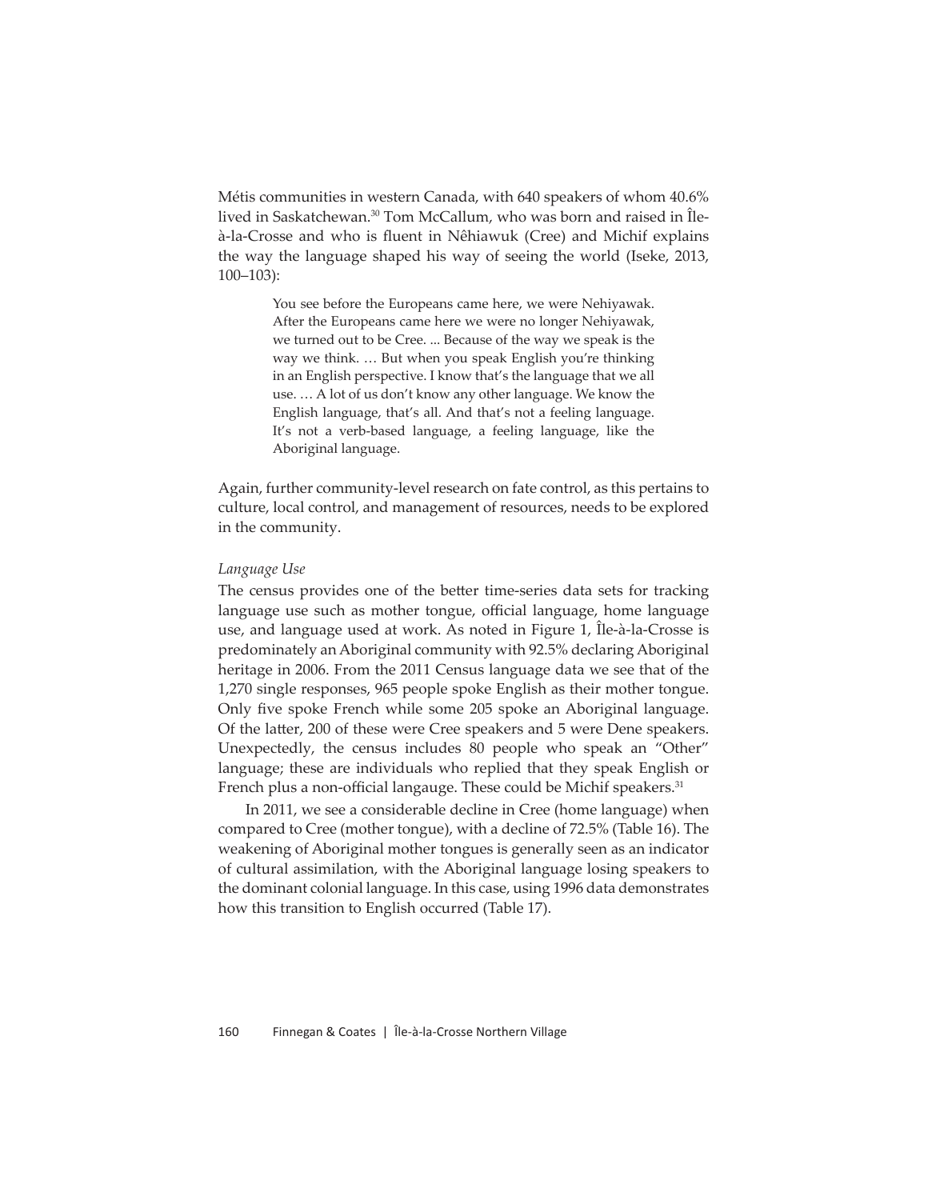Métis communities in western Canada, with 640 speakers of whom 40.6% lived in Saskatchewan.[30] Tom McCallum, who was born and raised in Île-à-la-Crosse and who is fluent in Nêhiawuk (Cree) and Michif explains the way the language shaped his way of seeing the world (Iseke, 2013, 100–103):

> You see before the Europeans came here, we were Nehiyawak. After the Europeans came here we were no longer Nehiyawak, we turned out to be Cree. ... Because of the way we speak is the way we think. … But when you speak English you're thinking in an English perspective. I know that's the language that we all use. … A lot of us don't know any other language. We know the English language, that's all. And that's not a feeling language. It's not a verb-based language, a feeling language, like the Aboriginal language.

Again, further community-level research on fate control, as this pertains to culture, local control, and management of resources, needs to be explored in the community.

*Language Use*

The census provides one of the better time-series data sets for tracking language use such as mother tongue, official language, home language use, and language used at work. As noted in Figure 1, Île-à-la-Crosse is predominately an Aboriginal community with 92.5% declaring Aboriginal heritage in 2006. From the 2011 Census language data we see that of the 1,270 single responses, 965 people spoke English as their mother tongue. Only five spoke French while some 205 spoke an Aboriginal language. Of the latter, 200 of these were Cree speakers and 5 were Dene speakers. Unexpectedly, the census includes 80 people who speak an "Other" language; these are individuals who replied that they speak English or French plus a non-official langauge. These could be Michif speakers.[31]

In 2011, we see a considerable decline in Cree (home language) when compared to Cree (mother tongue), with a decline of 72.5% (Table 16). The weakening of Aboriginal mother tongues is generally seen as an indicator of cultural assimilation, with the Aboriginal language losing speakers to the dominant colonial language. In this case, using 1996 data demonstrates how this transition to English occurred (Table 17).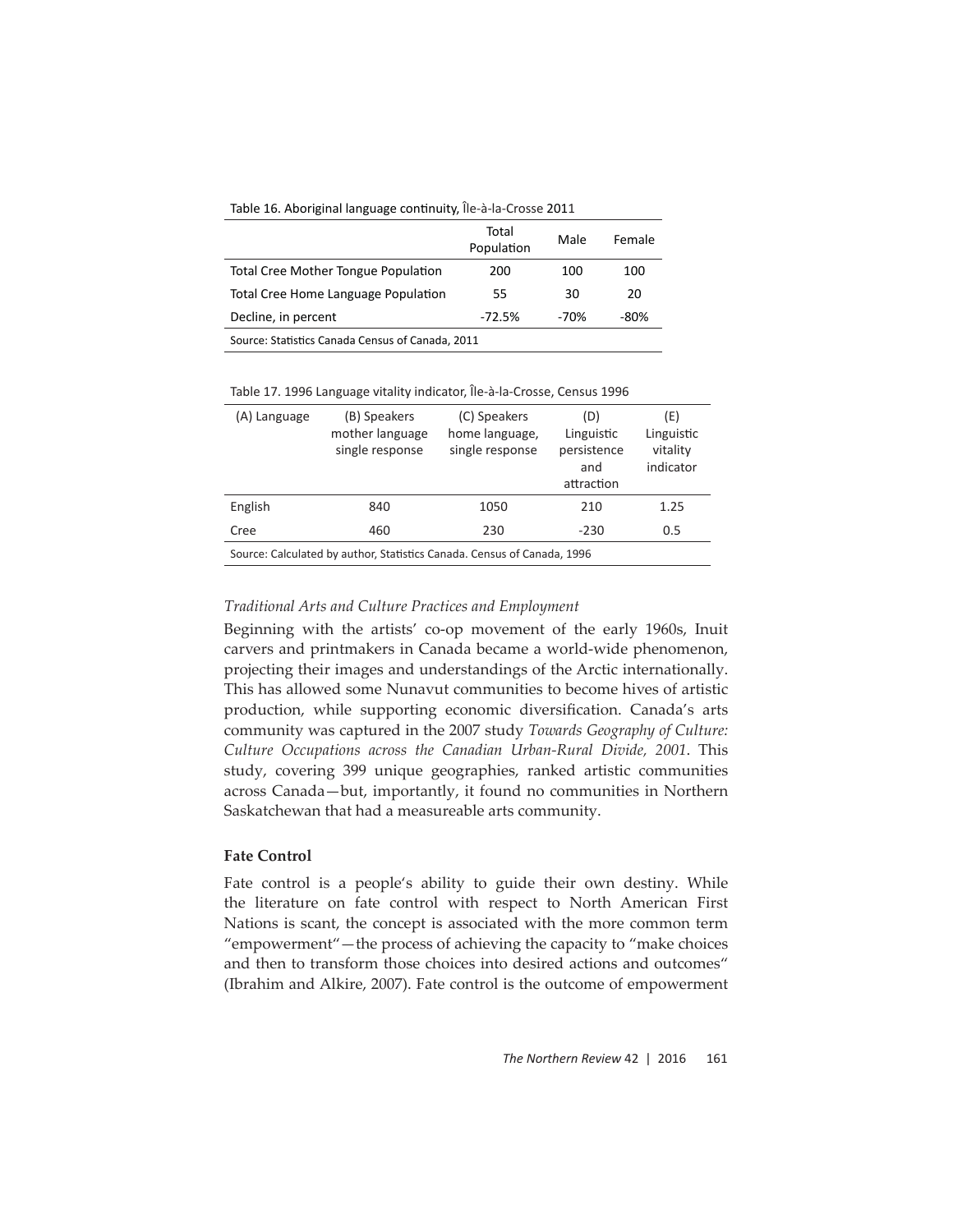Table 16. Aboriginal language continuity, Île-à-la-Crosse 2011

| | Total Population | Male | Female |
|---|---|---|---|
| Total Cree Mother Tongue Population | 200 | 100 | 100 |
| Total Cree Home Language Population | 55 | 30 | 20 |
| Decline, in percent | -72.5% | -70% | -80% |

Source: Statistics Canada Census of Canada, 2011

Table 17. 1996 Language vitality indicator, Île-à-la-Crosse, Census 1996

| (A) Language | (B) Speakers mother language single response | (C) Speakers home language, single response | (D) Linguistic persistence and attraction | (E) Linguistic vitality indicator |
|---|---|---|---|---|
| English | 840 | 1050 | 210 | 1.25 |
| Cree | 460 | 230 | -230 | 0.5 |

Source: Calculated by author, Statistics Canada. Census of Canada, 1996

*Traditional Arts and Culture Practices and Employment*

Beginning with the artists' co-op movement of the early 1960s, Inuit carvers and printmakers in Canada became a world-wide phenomenon, projecting their images and understandings of the Arctic internationally. This has allowed some Nunavut communities to become hives of artistic production, while supporting economic diversification. Canada's arts community was captured in the 2007 study *Towards Geography of Culture: Culture Occupations across the Canadian Urban-Rural Divide, 2001*. This study, covering 399 unique geographies, ranked artistic communities across Canada—but, importantly, it found no communities in Northern Saskatchewan that had a measureable arts community.

**Fate Control**

Fate control is a people's ability to guide their own destiny. While the literature on fate control with respect to North American First Nations is scant, the concept is associated with the more common term "empowerment"—the process of achieving the capacity to "make choices and then to transform those choices into desired actions and outcomes" (Ibrahim and Alkire, 2007). Fate control is the outcome of empowerment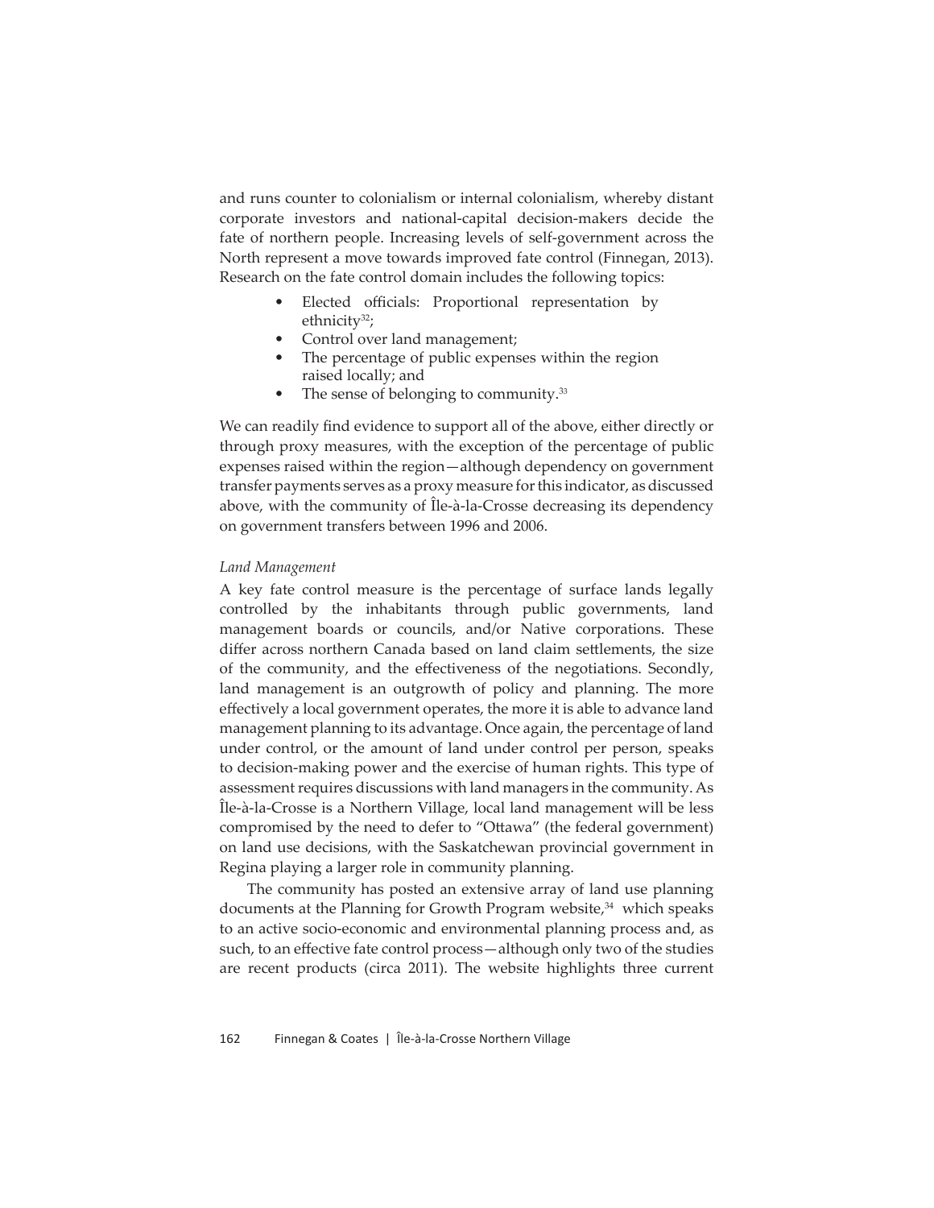and runs counter to colonialism or internal colonialism, whereby distant corporate investors and national-capital decision-makers decide the fate of northern people. Increasing levels of self-government across the North represent a move towards improved fate control (Finnegan, 2013). Research on the fate control domain includes the following topics:

- Elected officials: Proportional representation by ethnicity[32];
- Control over land management;
- The percentage of public expenses within the region raised locally; and
- The sense of belonging to community.[33]

We can readily find evidence to support all of the above, either directly or through proxy measures, with the exception of the percentage of public expenses raised within the region—although dependency on government transfer payments serves as a proxy measure for this indicator, as discussed above, with the community of Île-à-la-Crosse decreasing its dependency on government transfers between 1996 and 2006.

*Land Management*

A key fate control measure is the percentage of surface lands legally controlled by the inhabitants through public governments, land management boards or councils, and/or Native corporations. These differ across northern Canada based on land claim settlements, the size of the community, and the effectiveness of the negotiations. Secondly, land management is an outgrowth of policy and planning. The more effectively a local government operates, the more it is able to advance land management planning to its advantage. Once again, the percentage of land under control, or the amount of land under control per person, speaks to decision-making power and the exercise of human rights. This type of assessment requires discussions with land managers in the community. As Île-à-la-Crosse is a Northern Village, local land management will be less compromised by the need to defer to "Ottawa" (the federal government) on land use decisions, with the Saskatchewan provincial government in Regina playing a larger role in community planning.

The community has posted an extensive array of land use planning documents at the Planning for Growth Program website,[34] which speaks to an active socio-economic and environmental planning process and, as such, to an effective fate control process—although only two of the studies are recent products (circa 2011). The website highlights three current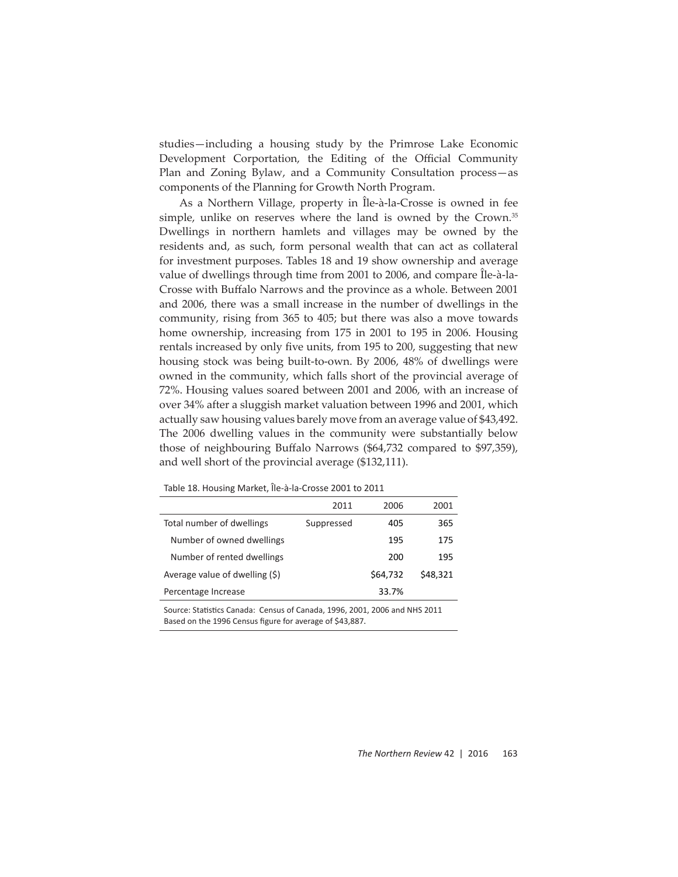studies—including a housing study by the Primrose Lake Economic Development Corportation, the Editing of the Official Community Plan and Zoning Bylaw, and a Community Consultation process—as components of the Planning for Growth North Program.

As a Northern Village, property in Île-à-la-Crosse is owned in fee simple, unlike on reserves where the land is owned by the Crown.[35] Dwellings in northern hamlets and villages may be owned by the residents and, as such, form personal wealth that can act as collateral for investment purposes. Tables 18 and 19 show ownership and average value of dwellings through time from 2001 to 2006, and compare Île-à-la-Crosse with Buffalo Narrows and the province as a whole. Between 2001 and 2006, there was a small increase in the number of dwellings in the community, rising from 365 to 405; but there was also a move towards home ownership, increasing from 175 in 2001 to 195 in 2006. Housing rentals increased by only five units, from 195 to 200, suggesting that new housing stock was being built-to-own. By 2006, 48% of dwellings were owned in the community, which falls short of the provincial average of 72%. Housing values soared between 2001 and 2006, with an increase of over 34% after a sluggish market valuation between 1996 and 2001, which actually saw housing values barely move from an average value of $43,492. The 2006 dwelling values in the community were substantially below those of neighbouring Buffalo Narrows ($64,732 compared to $97,359), and well short of the provincial average ($132,111).

Table 18. Housing Market, Île-à-la-Crosse 2001 to 2011

| | 2011 | 2006 | 2001 |
|---|---|---|---|
| Total number of dwellings | Suppressed | 405 | 365 |
| Number of owned dwellings | | 195 | 175 |
| Number of rented dwellings | | 200 | 195 |
| Average value of dwelling ($) | | $64,732 | $48,321 |
| Percentage Increase | | 33.7% | |

Source: Statistics Canada: Census of Canada, 1996, 2001, 2006 and NHS 2011
Based on the 1996 Census figure for average of $43,887.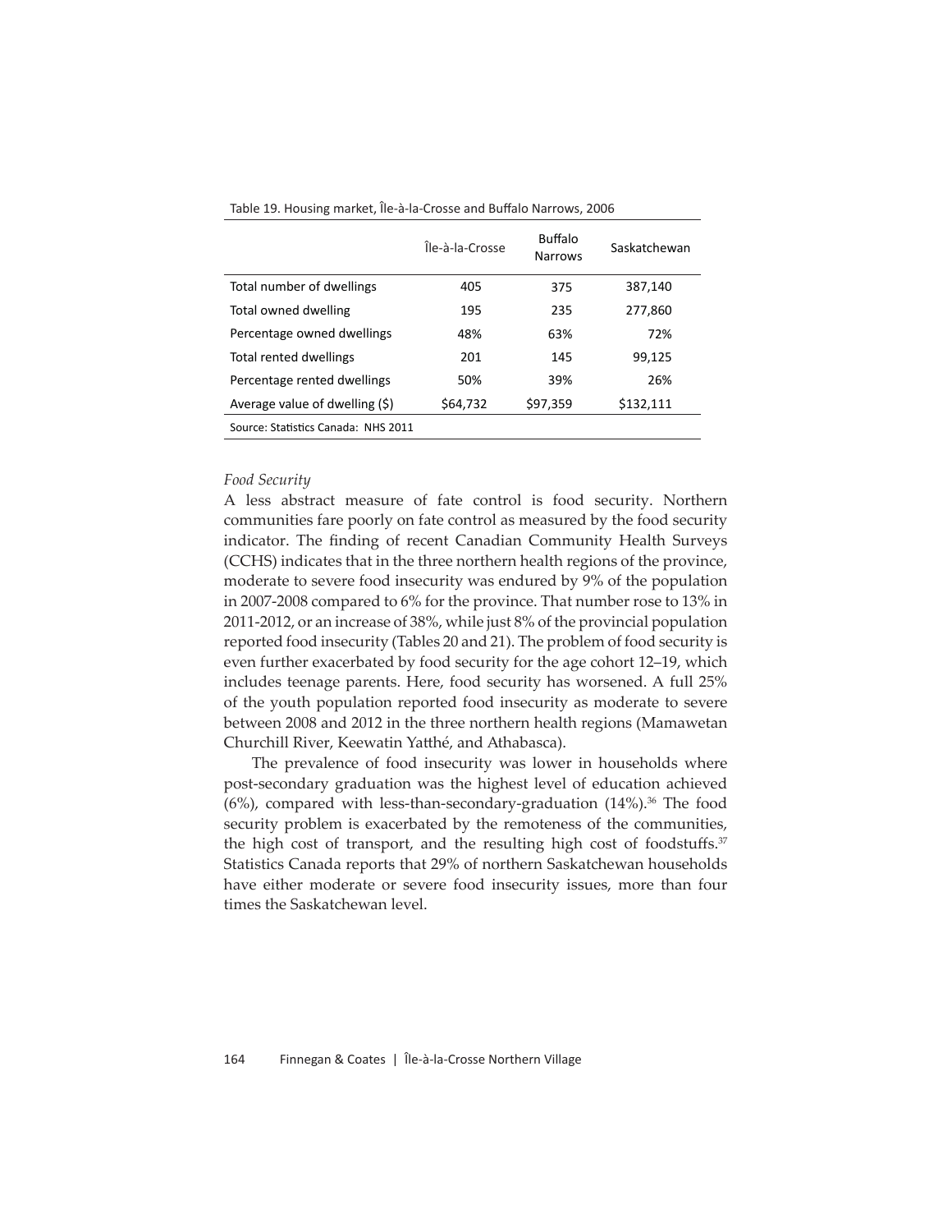Table 19. Housing market, Île-à-la-Crosse and Buffalo Narrows, 2006

| | Île-à-la-Crosse | Buffalo Narrows | Saskatchewan |
|---|---|---|---|
| Total number of dwellings | 405 | 375 | 387,140 |
| Total owned dwelling | 195 | 235 | 277,860 |
| Percentage owned dwellings | 48% | 63% | 72% |
| Total rented dwellings | 201 | 145 | 99,125 |
| Percentage rented dwellings | 50% | 39% | 26% |
| Average value of dwelling ($) | $64,732 | $97,359 | $132,111 |

Source: Statistics Canada: NHS 2011

*Food Security*

A less abstract measure of fate control is food security. Northern communities fare poorly on fate control as measured by the food security indicator. The finding of recent Canadian Community Health Surveys (CCHS) indicates that in the three northern health regions of the province, moderate to severe food insecurity was endured by 9% of the population in 2007-2008 compared to 6% for the province. That number rose to 13% in 2011-2012, or an increase of 38%, while just 8% of the provincial population reported food insecurity (Tables 20 and 21). The problem of food security is even further exacerbated by food security for the age cohort 12–19, which includes teenage parents. Here, food security has worsened. A full 25% of the youth population reported food insecurity as moderate to severe between 2008 and 2012 in the three northern health regions (Mamawetan Churchill River, Keewatin Yatthé, and Athabasca).

The prevalence of food insecurity was lower in households where post-secondary graduation was the highest level of education achieved (6%), compared with less-than-secondary-graduation (14%).[36] The food security problem is exacerbated by the remoteness of the communities, the high cost of transport, and the resulting high cost of foodstuffs.[37] Statistics Canada reports that 29% of northern Saskatchewan households have either moderate or severe food insecurity issues, more than four times the Saskatchewan level.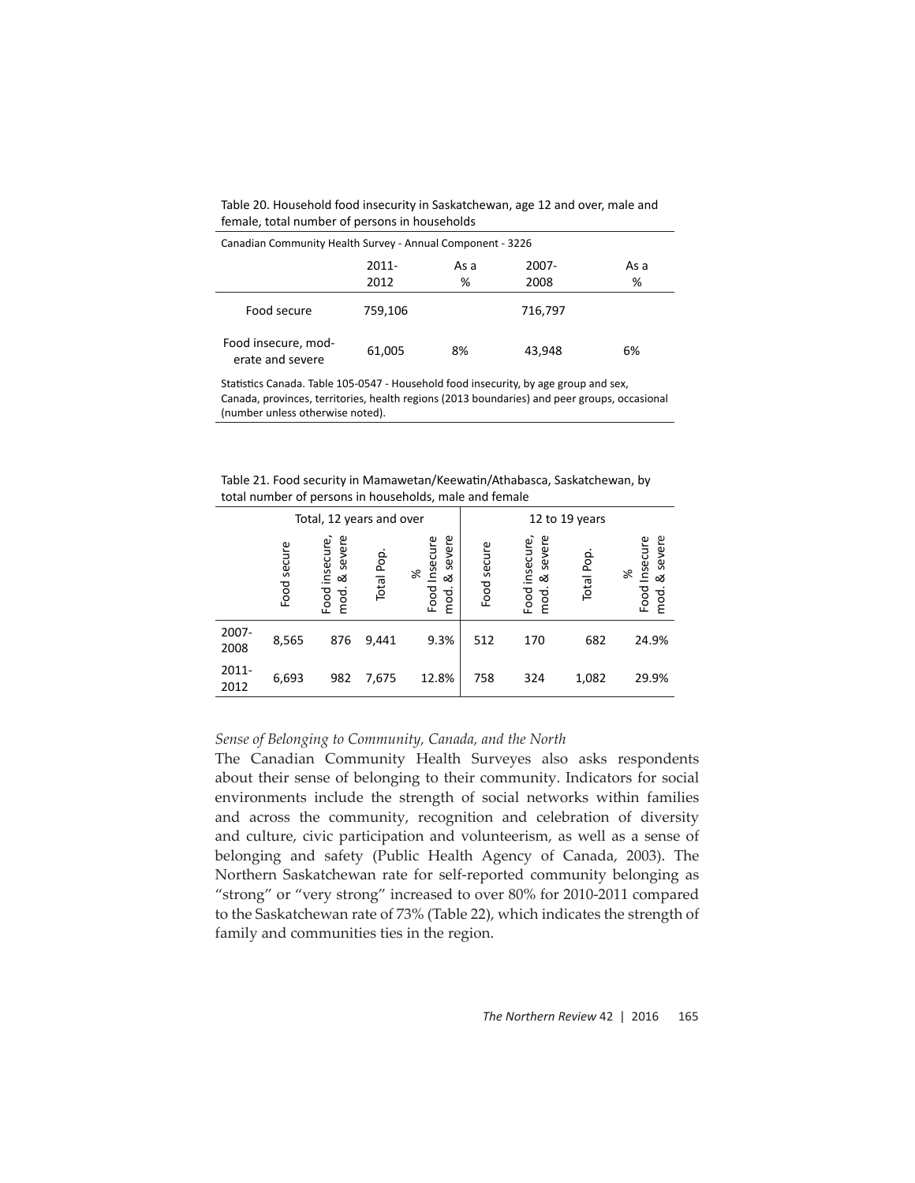Table 20. Household food insecurity in Saskatchewan, age 12 and over, male and female, total number of persons in households

| Canadian Community Health Survey - Annual Component - 3226 | | | | |
|---|---|---|---|---|
| | 2011-2012 | As a % | 2007-2008 | As a % |
| Food secure | 759,106 | | 716,797 | |
| Food insecure, moderate and severe | 61,005 | 8% | 43,948 | 6% |

Statistics Canada. Table 105-0547 - Household food insecurity, by age group and sex, Canada, provinces, territories, health regions (2013 boundaries) and peer groups, occasional (number unless otherwise noted).

Table 21. Food security in Mamawetan/Keewatin/Athabasca, Saskatchewan, by total number of persons in households, male and female

| | Total, 12 years and over | | | | 12 to 19 years | | | |
|---|---|---|---|---|---|---|---|---|
| | Food secure | Food insecure, mod. & severe | Total Pop. | % Food Insecure mod. & severe | Food secure | Food insecure, mod. & severe | Total Pop. | % Food Insecure mod. & severe |
| 2007-2008 | 8,565 | 876 | 9,441 | 9.3% | 512 | 170 | 682 | 24.9% |
| 2011-2012 | 6,693 | 982 | 7,675 | 12.8% | 758 | 324 | 1,082 | 29.9% |

*Sense of Belonging to Community, Canada, and the North*

The Canadian Community Health Surveyes also asks respondents about their sense of belonging to their community. Indicators for social environments include the strength of social networks within families and across the community, recognition and celebration of diversity and culture, civic participation and volunteerism, as well as a sense of belonging and safety (Public Health Agency of Canada, 2003). The Northern Saskatchewan rate for self-reported community belonging as "strong" or "very strong" increased to over 80% for 2010-2011 compared to the Saskatchewan rate of 73% (Table 22), which indicates the strength of family and communities ties in the region.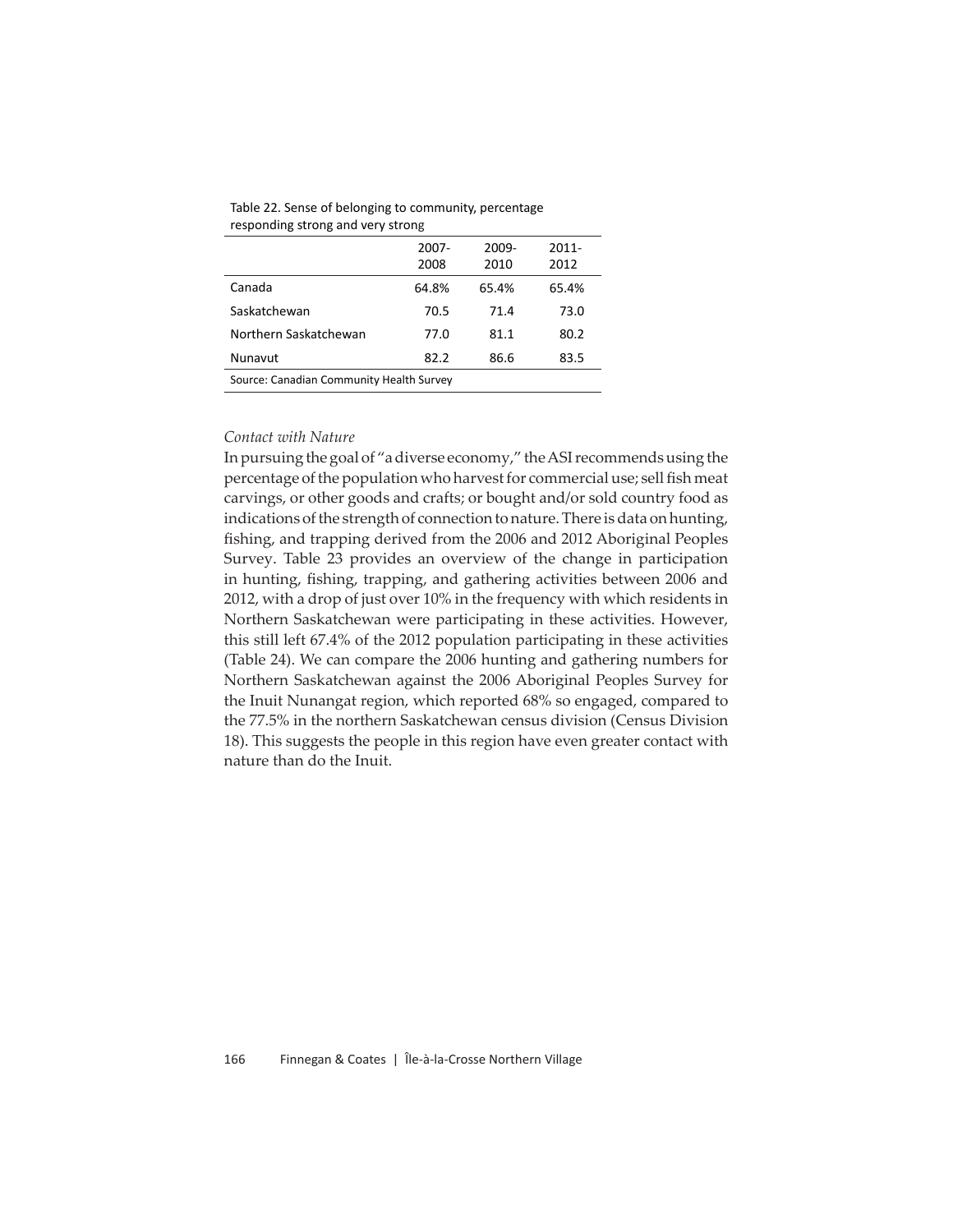Table 22. Sense of belonging to community, percentage responding strong and very strong

| | 2007-2008 | 2009-2010 | 2011-2012 |
|---|---|---|---|
| Canada | 64.8% | 65.4% | 65.4% |
| Saskatchewan | 70.5 | 71.4 | 73.0 |
| Northern Saskatchewan | 77.0 | 81.1 | 80.2 |
| Nunavut | 82.2 | 86.6 | 83.5 |

Source: Canadian Community Health Survey

*Contact with Nature*

In pursuing the goal of "a diverse economy," the ASI recommends using the percentage of the population who harvest for commercial use; sell fish meat carvings, or other goods and crafts; or bought and/or sold country food as indications of the strength of connection to nature. There is data on hunting, fishing, and trapping derived from the 2006 and 2012 Aboriginal Peoples Survey. Table 23 provides an overview of the change in participation in hunting, fishing, trapping, and gathering activities between 2006 and 2012, with a drop of just over 10% in the frequency with which residents in Northern Saskatchewan were participating in these activities. However, this still left 67.4% of the 2012 population participating in these activities (Table 24). We can compare the 2006 hunting and gathering numbers for Northern Saskatchewan against the 2006 Aboriginal Peoples Survey for the Inuit Nunangat region, which reported 68% so engaged, compared to the 77.5% in the northern Saskatchewan census division (Census Division 18). This suggests the people in this region have even greater contact with nature than do the Inuit.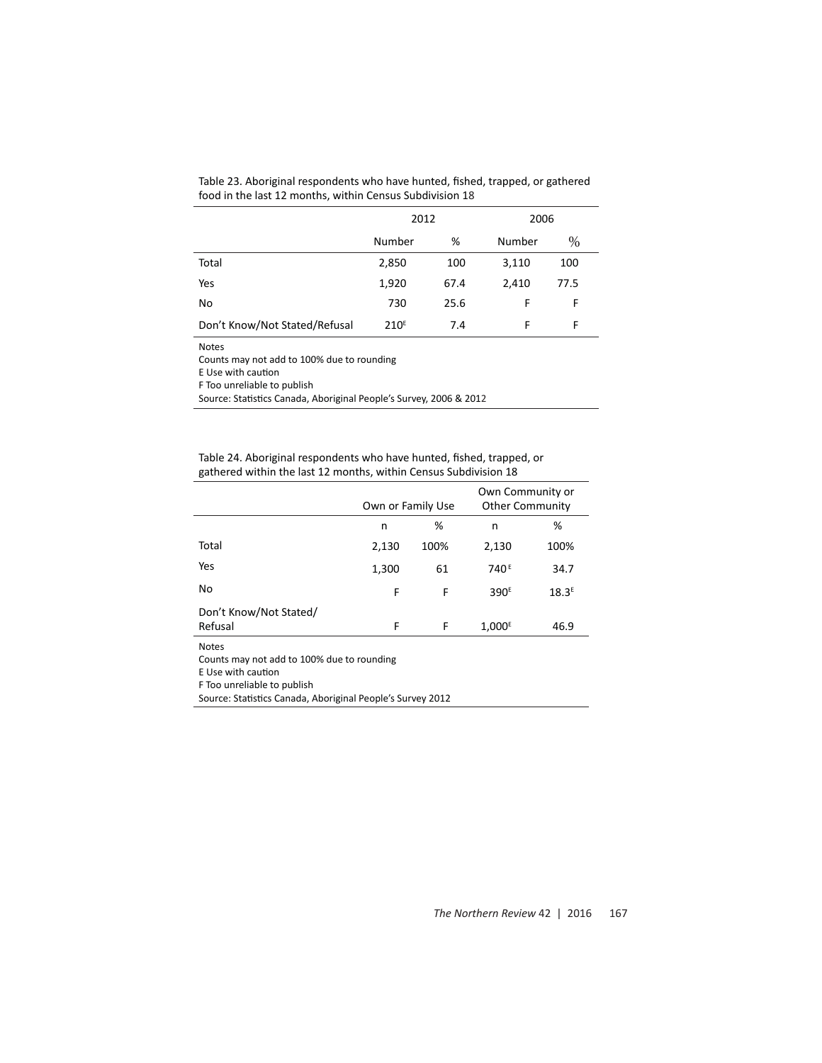Table 23. Aboriginal respondents who have hunted, fished, trapped, or gathered food in the last 12 months, within Census Subdivision 18

| | 2012 | | 2006 | |
|---|---|---|---|---|
| | Number | % | Number | % |
| Total | 2,850 | 100 | 3,110 | 100 |
| Yes | 1,920 | 67.4 | 2,410 | 77.5 |
| No | 730 | 25.6 | F | F |
| Don't Know/Not Stated/Refusal | 210[E] | 7.4 | F | F |

Notes
Counts may not add to 100% due to rounding
E Use with caution
F Too unreliable to publish
Source: Statistics Canada, Aboriginal People's Survey, 2006 & 2012

Table 24. Aboriginal respondents who have hunted, fished, trapped, or gathered within the last 12 months, within Census Subdivision 18

| | Own or Family Use | | Own Community or Other Community | |
|---|---|---|---|---|
| | n | % | n | % |
| Total | 2,130 | 100% | 2,130 | 100% |
| Yes | 1,300 | 61 | 740[E] | 34.7 |
| No | F | F | 390[E] | 18.3[E] |
| Don't Know/Not Stated/ Refusal | F | F | 1,000[E] | 46.9 |

Notes
Counts may not add to 100% due to rounding
E Use with caution
F Too unreliable to publish
Source: Statistics Canada, Aboriginal People's Survey 2012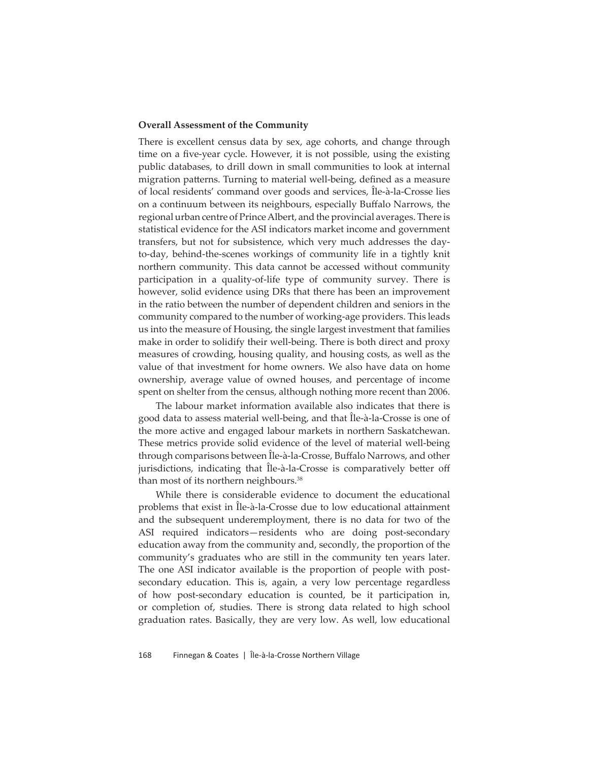**Overall Assessment of the Community**

There is excellent census data by sex, age cohorts, and change through time on a five-year cycle. However, it is not possible, using the existing public databases, to drill down in small communities to look at internal migration patterns. Turning to material well-being, defined as a measure of local residents' command over goods and services, Île-à-la-Crosse lies on a continuum between its neighbours, especially Buffalo Narrows, the regional urban centre of Prince Albert, and the provincial averages. There is statistical evidence for the ASI indicators market income and government transfers, but not for subsistence, which very much addresses the day-to-day, behind-the-scenes workings of community life in a tightly knit northern community. This data cannot be accessed without community participation in a quality-of-life type of community survey. There is however, solid evidence using DRs that there has been an improvement in the ratio between the number of dependent children and seniors in the community compared to the number of working-age providers. This leads us into the measure of Housing, the single largest investment that families make in order to solidify their well-being. There is both direct and proxy measures of crowding, housing quality, and housing costs, as well as the value of that investment for home owners. We also have data on home ownership, average value of owned houses, and percentage of income spent on shelter from the census, although nothing more recent than 2006.

The labour market information available also indicates that there is good data to assess material well-being, and that Île-à-la-Crosse is one of the more active and engaged labour markets in northern Saskatchewan. These metrics provide solid evidence of the level of material well-being through comparisons between Île-à-la-Crosse, Buffalo Narrows, and other jurisdictions, indicating that Île-à-la-Crosse is comparatively better off than most of its northern neighbours.[38]

While there is considerable evidence to document the educational problems that exist in Île-à-la-Crosse due to low educational attainment and the subsequent underemployment, there is no data for two of the ASI required indicators—residents who are doing post-secondary education away from the community and, secondly, the proportion of the community's graduates who are still in the community ten years later. The one ASI indicator available is the proportion of people with post-secondary education. This is, again, a very low percentage regardless of how post-secondary education is counted, be it participation in, or completion of, studies. There is strong data related to high school graduation rates. Basically, they are very low. As well, low educational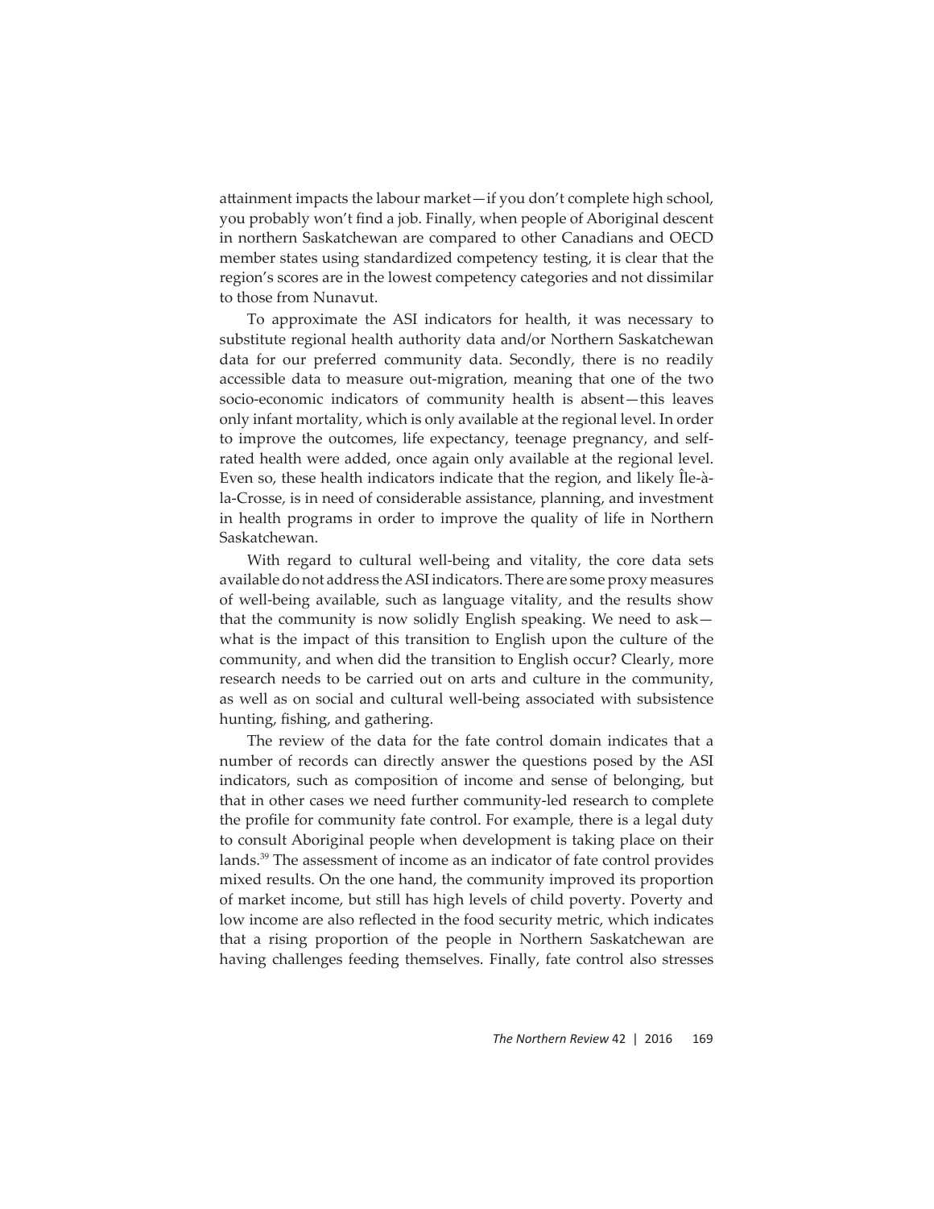attainment impacts the labour market—if you don't complete high school, you probably won't find a job. Finally, when people of Aboriginal descent in northern Saskatchewan are compared to other Canadians and OECD member states using standardized competency testing, it is clear that the region's scores are in the lowest competency categories and not dissimilar to those from Nunavut.

To approximate the ASI indicators for health, it was necessary to substitute regional health authority data and/or Northern Saskatchewan data for our preferred community data. Secondly, there is no readily accessible data to measure out-migration, meaning that one of the two socio-economic indicators of community health is absent—this leaves only infant mortality, which is only available at the regional level. In order to improve the outcomes, life expectancy, teenage pregnancy, and self-rated health were added, once again only available at the regional level. Even so, these health indicators indicate that the region, and likely Île-à-la-Crosse, is in need of considerable assistance, planning, and investment in health programs in order to improve the quality of life in Northern Saskatchewan.

With regard to cultural well-being and vitality, the core data sets available do not address the ASI indicators. There are some proxy measures of well-being available, such as language vitality, and the results show that the community is now solidly English speaking. We need to ask—what is the impact of this transition to English upon the culture of the community, and when did the transition to English occur? Clearly, more research needs to be carried out on arts and culture in the community, as well as on social and cultural well-being associated with subsistence hunting, fishing, and gathering.

The review of the data for the fate control domain indicates that a number of records can directly answer the questions posed by the ASI indicators, such as composition of income and sense of belonging, but that in other cases we need further community-led research to complete the profile for community fate control. For example, there is a legal duty to consult Aboriginal people when development is taking place on their lands.[39] The assessment of income as an indicator of fate control provides mixed results. On the one hand, the community improved its proportion of market income, but still has high levels of child poverty. Poverty and low income are also reflected in the food security metric, which indicates that a rising proportion of the people in Northern Saskatchewan are having challenges feeding themselves. Finally, fate control also stresses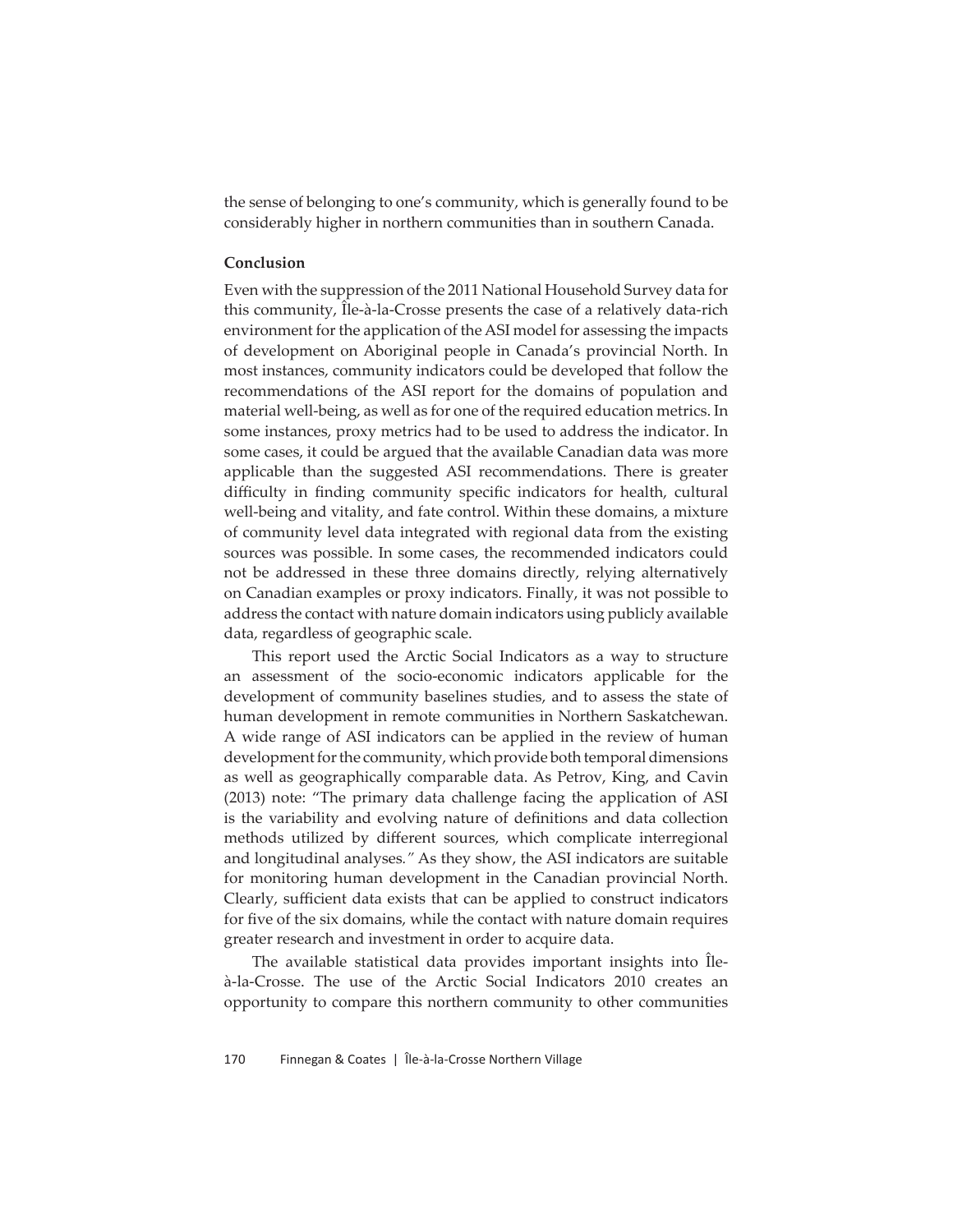the sense of belonging to one's community, which is generally found to be considerably higher in northern communities than in southern Canada.

**Conclusion**

Even with the suppression of the 2011 National Household Survey data for this community, Île-à-la-Crosse presents the case of a relatively data-rich environment for the application of the ASI model for assessing the impacts of development on Aboriginal people in Canada's provincial North. In most instances, community indicators could be developed that follow the recommendations of the ASI report for the domains of population and material well-being, as well as for one of the required education metrics. In some instances, proxy metrics had to be used to address the indicator. In some cases, it could be argued that the available Canadian data was more applicable than the suggested ASI recommendations. There is greater difficulty in finding community specific indicators for health, cultural well-being and vitality, and fate control. Within these domains, a mixture of community level data integrated with regional data from the existing sources was possible. In some cases, the recommended indicators could not be addressed in these three domains directly, relying alternatively on Canadian examples or proxy indicators. Finally, it was not possible to address the contact with nature domain indicators using publicly available data, regardless of geographic scale.

This report used the Arctic Social Indicators as a way to structure an assessment of the socio-economic indicators applicable for the development of community baselines studies, and to assess the state of human development in remote communities in Northern Saskatchewan. A wide range of ASI indicators can be applied in the review of human development for the community, which provide both temporal dimensions as well as geographically comparable data. As Petrov, King, and Cavin (2013) note: "The primary data challenge facing the application of ASI is the variability and evolving nature of definitions and data collection methods utilized by different sources, which complicate interregional and longitudinal analyses." As they show, the ASI indicators are suitable for monitoring human development in the Canadian provincial North. Clearly, sufficient data exists that can be applied to construct indicators for five of the six domains, while the contact with nature domain requires greater research and investment in order to acquire data.

The available statistical data provides important insights into Île-à-la-Crosse. The use of the Arctic Social Indicators 2010 creates an opportunity to compare this northern community to other communities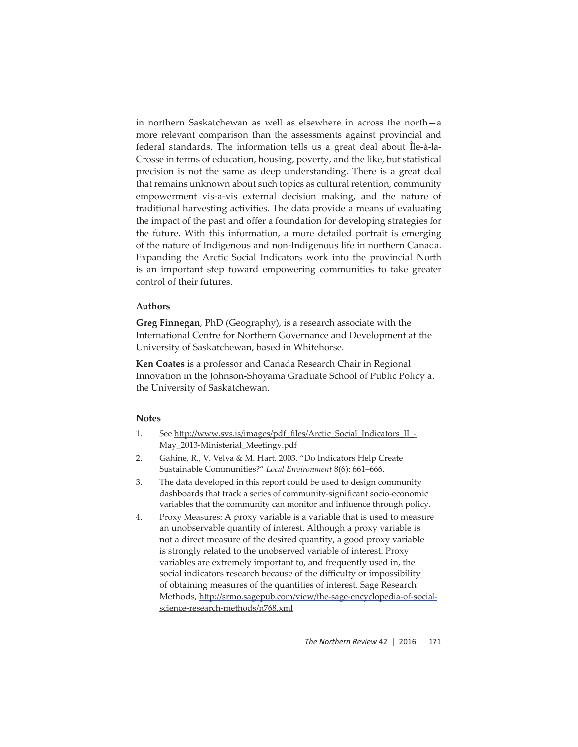in northern Saskatchewan as well as elsewhere in across the north—a more relevant comparison than the assessments against provincial and federal standards. The information tells us a great deal about Île-à-la-Crosse in terms of education, housing, poverty, and the like, but statistical precision is not the same as deep understanding. There is a great deal that remains unknown about such topics as cultural retention, community empowerment vis-a-vis external decision making, and the nature of traditional harvesting activities. The data provide a means of evaluating the impact of the past and offer a foundation for developing strategies for the future. With this information, a more detailed portrait is emerging of the nature of Indigenous and non-Indigenous life in northern Canada. Expanding the Arctic Social Indicators work into the provincial North is an important step toward empowering communities to take greater control of their futures.

### Authors

**Greg Finnegan**, PhD (Geography), is a research associate with the International Centre for Northern Governance and Development at the University of Saskatchewan, based in Whitehorse.

**Ken Coates** is a professor and Canada Research Chair in Regional Innovation in the Johnson-Shoyama Graduate School of Public Policy at the University of Saskatchewan.

### Notes

1. See http://www.svs.is/images/pdf_files/Arctic_Social_Indicators_II_-May_2013-Ministerial_Meetingv.pdf
2. Gahine, R., V. Velva & M. Hart. 2003. "Do Indicators Help Create Sustainable Communities?" *Local Environment* 8(6): 661–666.
3. The data developed in this report could be used to design community dashboards that track a series of community-significant socio-economic variables that the community can monitor and influence through policy.
4. Proxy Measures: A proxy variable is a variable that is used to measure an unobservable quantity of interest. Although a proxy variable is not a direct measure of the desired quantity, a good proxy variable is strongly related to the unobserved variable of interest. Proxy variables are extremely important to, and frequently used in, the social indicators research because of the difficulty or impossibility of obtaining measures of the quantities of interest. Sage Research Methods, http://srmo.sagepub.com/view/the-sage-encyclopedia-of-social-science-research-methods/n768.xml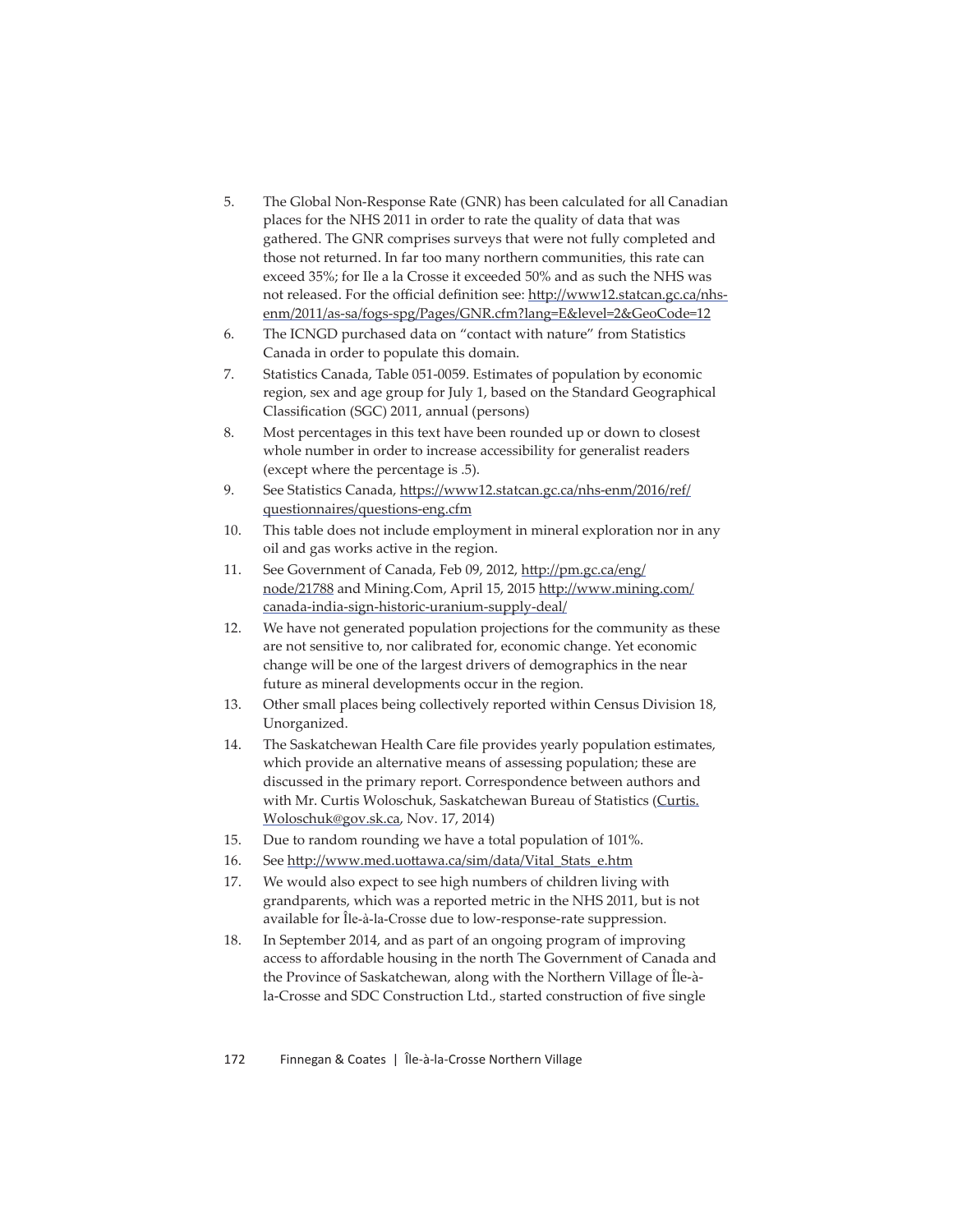5. The Global Non-Response Rate (GNR) has been calculated for all Canadian places for the NHS 2011 in order to rate the quality of data that was gathered. The GNR comprises surveys that were not fully completed and those not returned. In far too many northern communities, this rate can exceed 35%; for Ile a la Crosse it exceeded 50% and as such the NHS was not released. For the official definition see: http://www12.statcan.gc.ca/nhs-enm/2011/as-sa/fogs-spg/Pages/GNR.cfm?lang=E&level=2&GeoCode=12
6. The ICNGD purchased data on "contact with nature" from Statistics Canada in order to populate this domain.
7. Statistics Canada, Table 051-0059. Estimates of population by economic region, sex and age group for July 1, based on the Standard Geographical Classification (SGC) 2011, annual (persons)
8. Most percentages in this text have been rounded up or down to closest whole number in order to increase accessibility for generalist readers (except where the percentage is .5).
9. See Statistics Canada, https://www12.statcan.gc.ca/nhs-enm/2016/ref/questionnaires/questions-eng.cfm
10. This table does not include employment in mineral exploration nor in any oil and gas works active in the region.
11. See Government of Canada, Feb 09, 2012, http://pm.gc.ca/eng/node/21788 and Mining.Com, April 15, 2015 http://www.mining.com/canada-india-sign-historic-uranium-supply-deal/
12. We have not generated population projections for the community as these are not sensitive to, nor calibrated for, economic change. Yet economic change will be one of the largest drivers of demographics in the near future as mineral developments occur in the region.
13. Other small places being collectively reported within Census Division 18, Unorganized.
14. The Saskatchewan Health Care file provides yearly population estimates, which provide an alternative means of assessing population; these are discussed in the primary report. Correspondence between authors and with Mr. Curtis Woloschuk, Saskatchewan Bureau of Statistics (Curtis.Woloschuk@gov.sk.ca, Nov. 17, 2014)
15. Due to random rounding we have a total population of 101%.
16. See http://www.med.uottawa.ca/sim/data/Vital_Stats_e.htm
17. We would also expect to see high numbers of children living with grandparents, which was a reported metric in the NHS 2011, but is not available for Île-à-la-Crosse due to low-response-rate suppression.
18. In September 2014, and as part of an ongoing program of improving access to affordable housing in the north The Government of Canada and the Province of Saskatchewan, along with the Northern Village of Île-à-la-Crosse and SDC Construction Ltd., started construction of five single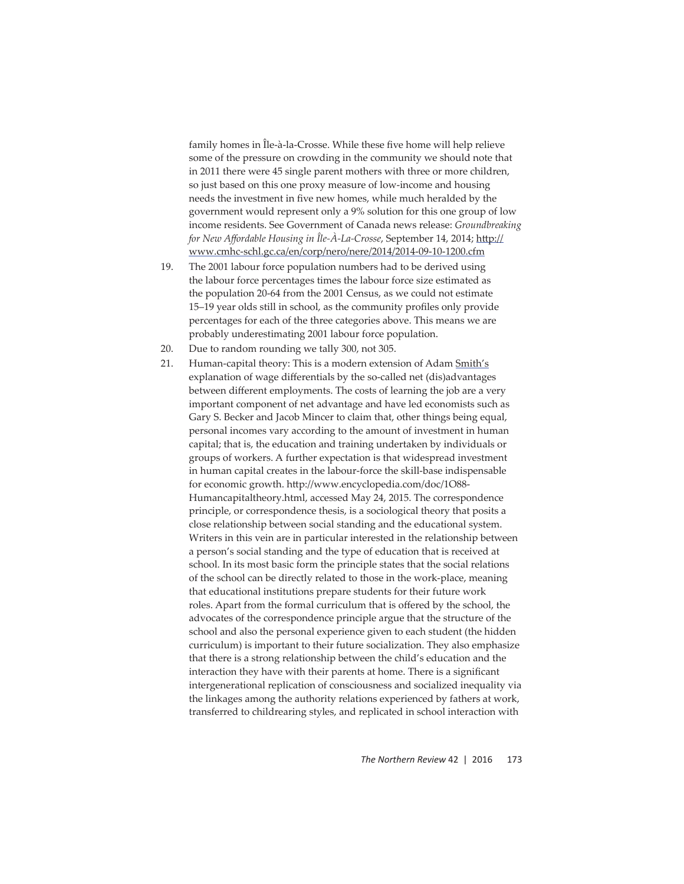family homes in Île-à-la-Crosse. While these five home will help relieve some of the pressure on crowding in the community we should note that in 2011 there were 45 single parent mothers with three or more children, so just based on this one proxy measure of low-income and housing needs the investment in five new homes, while much heralded by the government would represent only a 9% solution for this one group of low income residents. See Government of Canada news release: *Groundbreaking for New Affordable Housing in Île-À-La-Crosse*, September 14, 2014; http://www.cmhc-schl.gc.ca/en/corp/nero/nere/2014/2014-09-10-1200.cfm

19. The 2001 labour force population numbers had to be derived using the labour force percentages times the labour force size estimated as the population 20-64 from the 2001 Census, as we could not estimate 15–19 year olds still in school, as the community profiles only provide percentages for each of the three categories above. This means we are probably underestimating 2001 labour force population.
20. Due to random rounding we tally 300, not 305.
21. Human-capital theory: This is a modern extension of Adam Smith's explanation of wage differentials by the so-called net (dis)advantages between different employments. The costs of learning the job are a very important component of net advantage and have led economists such as Gary S. Becker and Jacob Mincer to claim that, other things being equal, personal incomes vary according to the amount of investment in human capital; that is, the education and training undertaken by individuals or groups of workers. A further expectation is that widespread investment in human capital creates in the labour-force the skill-base indispensable for economic growth. http://www.encyclopedia.com/doc/1O88-Humancapitaltheory.html, accessed May 24, 2015. The correspondence principle, or correspondence thesis, is a sociological theory that posits a close relationship between social standing and the educational system. Writers in this vein are in particular interested in the relationship between a person's social standing and the type of education that is received at school. In its most basic form the principle states that the social relations of the school can be directly related to those in the work-place, meaning that educational institutions prepare students for their future work roles. Apart from the formal curriculum that is offered by the school, the advocates of the correspondence principle argue that the structure of the school and also the personal experience given to each student (the hidden curriculum) is important to their future socialization. They also emphasize that there is a strong relationship between the child's education and the interaction they have with their parents at home. There is a significant intergenerational replication of consciousness and socialized inequality via the linkages among the authority relations experienced by fathers at work, transferred to childrearing styles, and replicated in school interaction with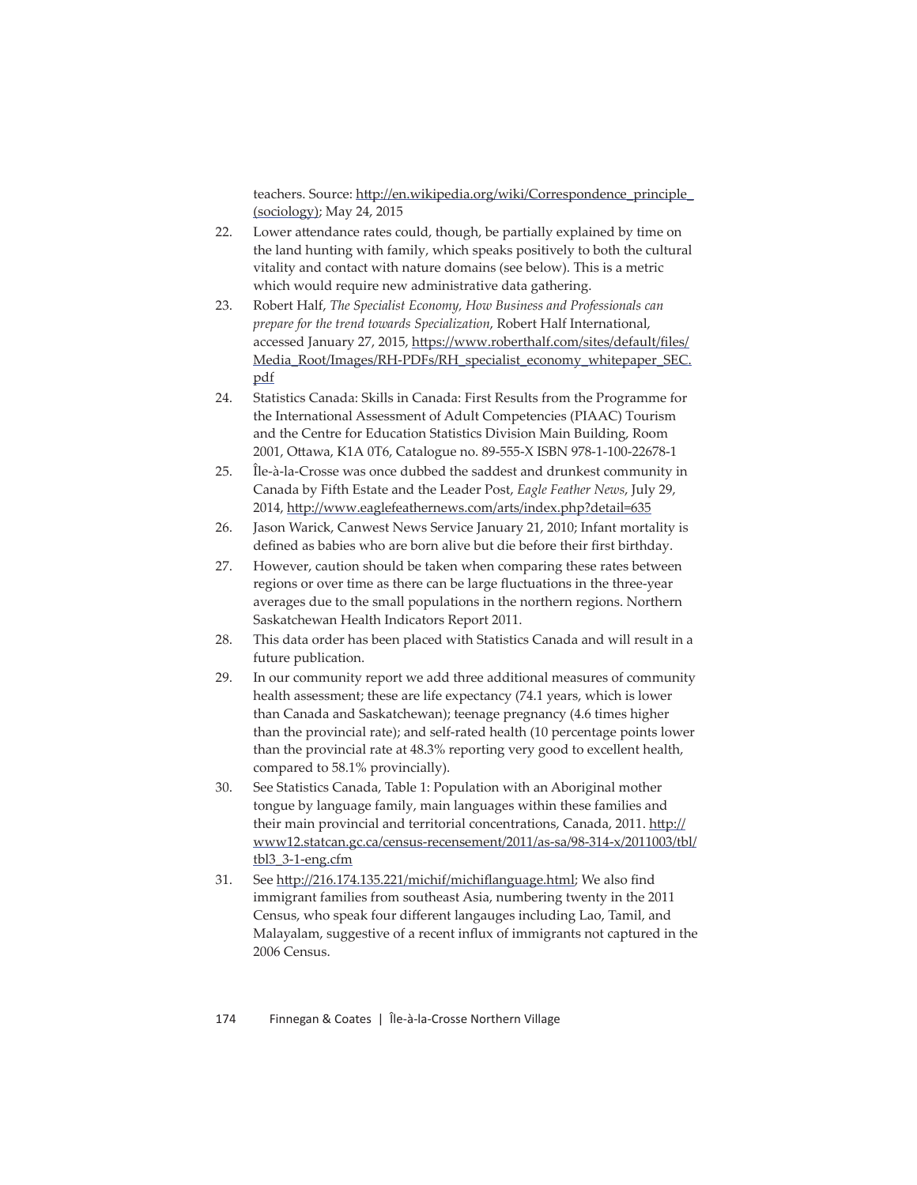teachers. Source: http://en.wikipedia.org/wiki/Correspondence_principle_(sociology); May 24, 2015

22. Lower attendance rates could, though, be partially explained by time on the land hunting with family, which speaks positively to both the cultural vitality and contact with nature domains (see below). This is a metric which would require new administrative data gathering.
23. Robert Half, *The Specialist Economy, How Business and Professionals can prepare for the trend towards Specialization*, Robert Half International, accessed January 27, 2015, https://www.roberthalf.com/sites/default/files/Media_Root/Images/RH-PDFs/RH_specialist_economy_whitepaper_SEC.pdf
24. Statistics Canada: Skills in Canada: First Results from the Programme for the International Assessment of Adult Competencies (PIAAC) Tourism and the Centre for Education Statistics Division Main Building, Room 2001, Ottawa, K1A 0T6, Catalogue no. 89-555-X ISBN 978-1-100-22678-1
25. Île-à-la-Crosse was once dubbed the saddest and drunkest community in Canada by Fifth Estate and the Leader Post, *Eagle Feather News*, July 29, 2014, http://www.eaglefeathernews.com/arts/index.php?detail=635
26. Jason Warick, Canwest News Service January 21, 2010; Infant mortality is defined as babies who are born alive but die before their first birthday.
27. However, caution should be taken when comparing these rates between regions or over time as there can be large fluctuations in the three-year averages due to the small populations in the northern regions. Northern Saskatchewan Health Indicators Report 2011.
28. This data order has been placed with Statistics Canada and will result in a future publication.
29. In our community report we add three additional measures of community health assessment; these are life expectancy (74.1 years, which is lower than Canada and Saskatchewan); teenage pregnancy (4.6 times higher than the provincial rate); and self-rated health (10 percentage points lower than the provincial rate at 48.3% reporting very good to excellent health, compared to 58.1% provincially).
30. See Statistics Canada, Table 1: Population with an Aboriginal mother tongue by language family, main languages within these families and their main provincial and territorial concentrations, Canada, 2011. http://www12.statcan.gc.ca/census-recensement/2011/as-sa/98-314-x/2011003/tbl/tbl3_3-1-eng.cfm
31. See http://216.174.135.221/michif/michiflanguage.html; We also find immigrant families from southeast Asia, numbering twenty in the 2011 Census, who speak four different langauges including Lao, Tamil, and Malayalam, suggestive of a recent influx of immigrants not captured in the 2006 Census.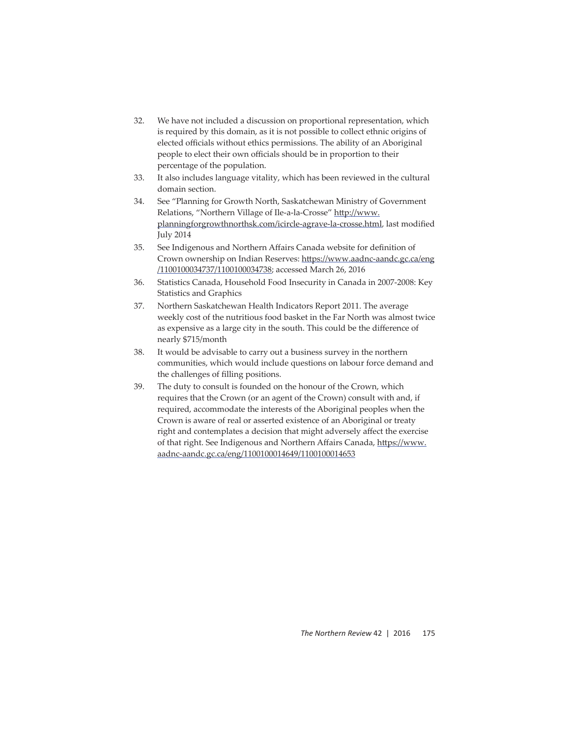32. We have not included a discussion on proportional representation, which is required by this domain, as it is not possible to collect ethnic origins of elected officials without ethics permissions. The ability of an Aboriginal people to elect their own officials should be in proportion to their percentage of the population.
33. It also includes language vitality, which has been reviewed in the cultural domain section.
34. See "Planning for Growth North, Saskatchewan Ministry of Government Relations, "Northern Village of Ile-a-la-Crosse" http://www.planningforgrowthnorthsk.com/icircle-agrave-la-crosse.html, last modified July 2014
35. See Indigenous and Northern Affairs Canada website for definition of Crown ownership on Indian Reserves: https://www.aadnc-aandc.gc.ca/eng/1100100034737/1100100034738; accessed March 26, 2016
36. Statistics Canada, Household Food Insecurity in Canada in 2007-2008: Key Statistics and Graphics
37. Northern Saskatchewan Health Indicators Report 2011. The average weekly cost of the nutritious food basket in the Far North was almost twice as expensive as a large city in the south. This could be the difference of nearly $715/month
38. It would be advisable to carry out a business survey in the northern communities, which would include questions on labour force demand and the challenges of filling positions.
39. The duty to consult is founded on the honour of the Crown, which requires that the Crown (or an agent of the Crown) consult with and, if required, accommodate the interests of the Aboriginal peoples when the Crown is aware of real or asserted existence of an Aboriginal or treaty right and contemplates a decision that might adversely affect the exercise of that right. See Indigenous and Northern Affairs Canada, https://www.aadnc-aandc.gc.ca/eng/1100100014649/1100100014653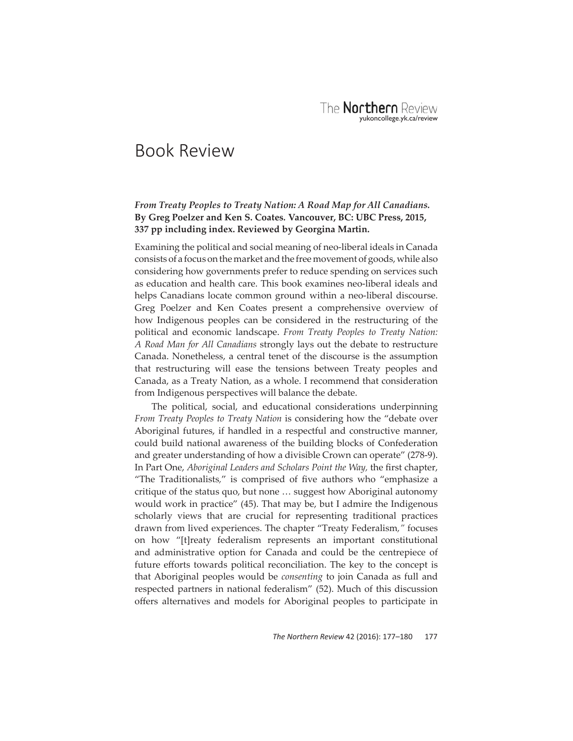# Book Review

***From Treaty Peoples to Treaty Nation: A Road Map for All Canadians.*** **By Greg Poelzer and Ken S. Coates. Vancouver, BC: UBC Press, 2015, 337 pp including index. Reviewed by Georgina Martin.**

Examining the political and social meaning of neo-liberal ideals in Canada consists of a focus on the market and the free movement of goods, while also considering how governments prefer to reduce spending on services such as education and health care. This book examines neo-liberal ideals and helps Canadians locate common ground within a neo-liberal discourse. Greg Poelzer and Ken Coates present a comprehensive overview of how Indigenous peoples can be considered in the restructuring of the political and economic landscape. *From Treaty Peoples to Treaty Nation: A Road Man for All Canadians* strongly lays out the debate to restructure Canada. Nonetheless, a central tenet of the discourse is the assumption that restructuring will ease the tensions between Treaty peoples and Canada, as a Treaty Nation, as a whole. I recommend that consideration from Indigenous perspectives will balance the debate.

The political, social, and educational considerations underpinning *From Treaty Peoples to Treaty Nation* is considering how the "debate over Aboriginal futures, if handled in a respectful and constructive manner, could build national awareness of the building blocks of Confederation and greater understanding of how a divisible Crown can operate" (278-9). In Part One, *Aboriginal Leaders and Scholars Point the Way*, the first chapter, "The Traditionalists," is comprised of five authors who "emphasize a critique of the status quo, but none … suggest how Aboriginal autonomy would work in practice" (45). That may be, but I admire the Indigenous scholarly views that are crucial for representing traditional practices drawn from lived experiences. The chapter "Treaty Federalism," focuses on how "[t]reaty federalism represents an important constitutional and administrative option for Canada and could be the centrepiece of future efforts towards political reconciliation. The key to the concept is that Aboriginal peoples would be *consenting* to join Canada as full and respected partners in national federalism" (52). Much of this discussion offers alternatives and models for Aboriginal peoples to participate in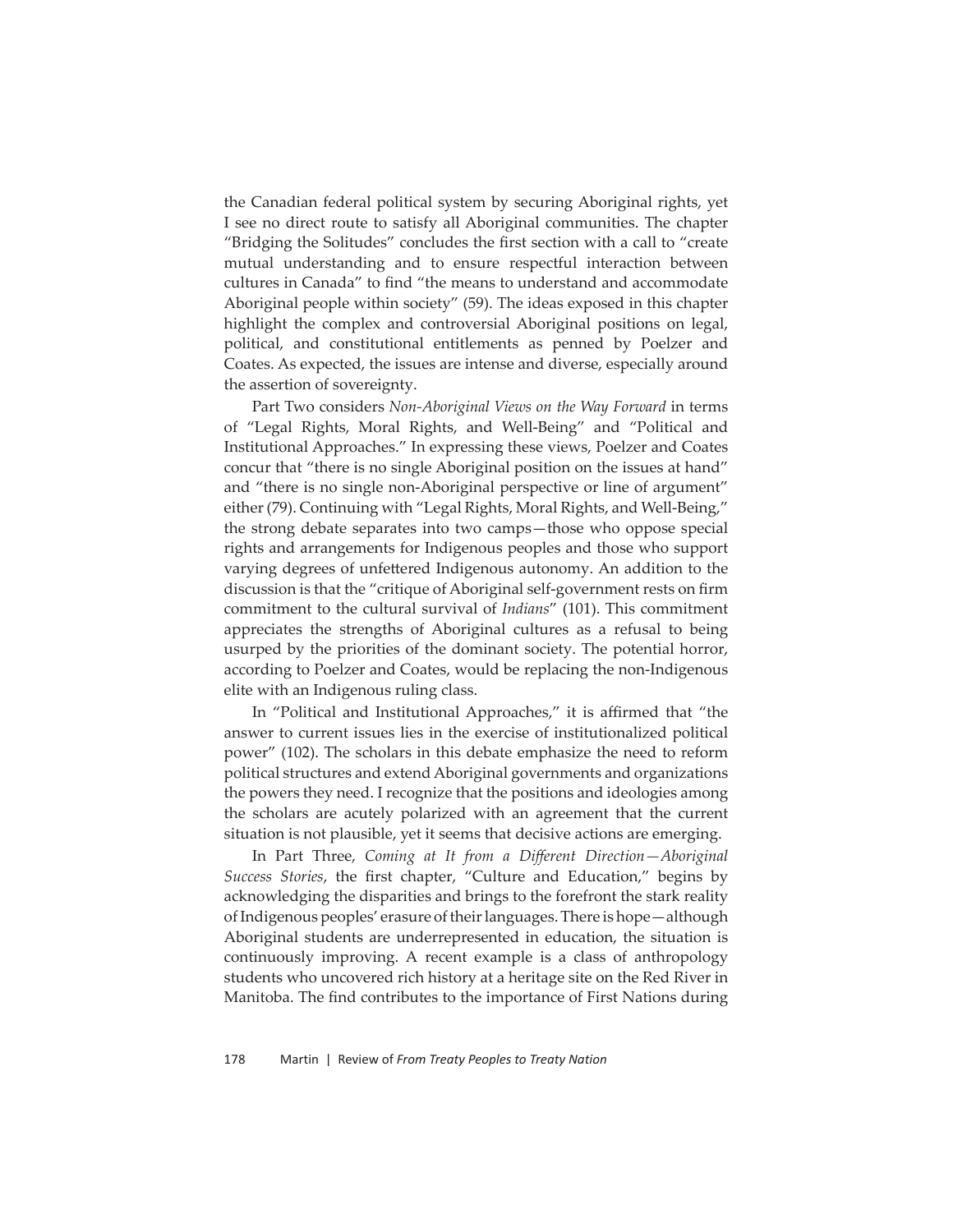the Canadian federal political system by securing Aboriginal rights, yet I see no direct route to satisfy all Aboriginal communities. The chapter "Bridging the Solitudes" concludes the first section with a call to "create mutual understanding and to ensure respectful interaction between cultures in Canada" to find "the means to understand and accommodate Aboriginal people within society" (59). The ideas exposed in this chapter highlight the complex and controversial Aboriginal positions on legal, political, and constitutional entitlements as penned by Poelzer and Coates. As expected, the issues are intense and diverse, especially around the assertion of sovereignty.

Part Two considers *Non-Aboriginal Views on the Way Forward* in terms of "Legal Rights, Moral Rights, and Well-Being" and "Political and Institutional Approaches." In expressing these views, Poelzer and Coates concur that "there is no single Aboriginal position on the issues at hand" and "there is no single non-Aboriginal perspective or line of argument" either (79). Continuing with "Legal Rights, Moral Rights, and Well-Being," the strong debate separates into two camps—those who oppose special rights and arrangements for Indigenous peoples and those who support varying degrees of unfettered Indigenous autonomy. An addition to the discussion is that the "critique of Aboriginal self-government rests on firm commitment to the cultural survival of *Indians*" (101). This commitment appreciates the strengths of Aboriginal cultures as a refusal to being usurped by the priorities of the dominant society. The potential horror, according to Poelzer and Coates, would be replacing the non-Indigenous elite with an Indigenous ruling class.

In "Political and Institutional Approaches," it is affirmed that "the answer to current issues lies in the exercise of institutionalized political power" (102). The scholars in this debate emphasize the need to reform political structures and extend Aboriginal governments and organizations the powers they need. I recognize that the positions and ideologies among the scholars are acutely polarized with an agreement that the current situation is not plausible, yet it seems that decisive actions are emerging.

In Part Three, *Coming at It from a Different Direction—Aboriginal Success Stories*, the first chapter, "Culture and Education," begins by acknowledging the disparities and brings to the forefront the stark reality of Indigenous peoples' erasure of their languages. There is hope—although Aboriginal students are underrepresented in education, the situation is continuously improving. A recent example is a class of anthropology students who uncovered rich history at a heritage site on the Red River in Manitoba. The find contributes to the importance of First Nations during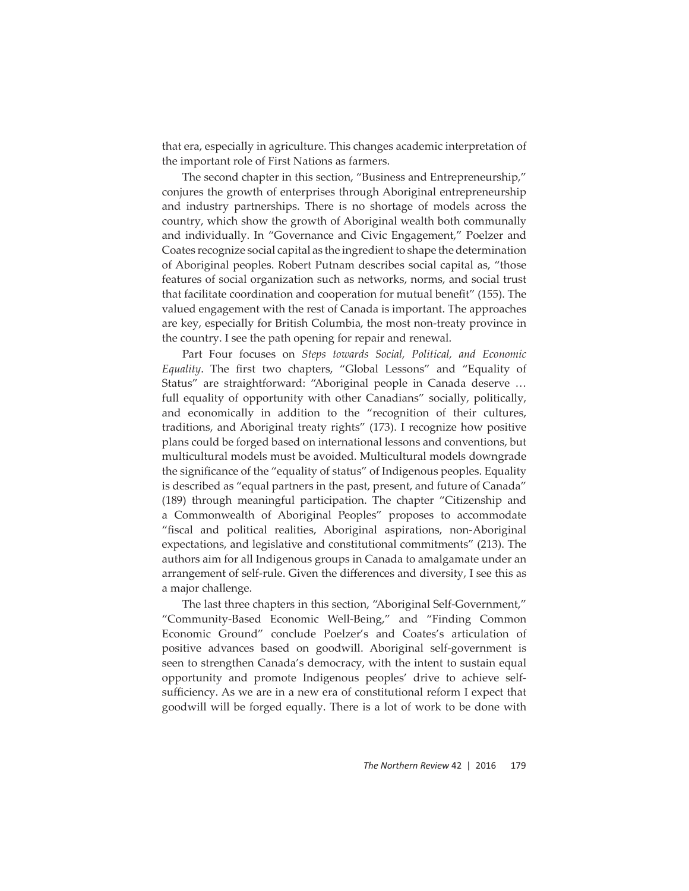that era, especially in agriculture. This changes academic interpretation of the important role of First Nations as farmers.

The second chapter in this section, "Business and Entrepreneurship," conjures the growth of enterprises through Aboriginal entrepreneurship and industry partnerships. There is no shortage of models across the country, which show the growth of Aboriginal wealth both communally and individually. In "Governance and Civic Engagement," Poelzer and Coates recognize social capital as the ingredient to shape the determination of Aboriginal peoples. Robert Putnam describes social capital as, "those features of social organization such as networks, norms, and social trust that facilitate coordination and cooperation for mutual benefit" (155). The valued engagement with the rest of Canada is important. The approaches are key, especially for British Columbia, the most non-treaty province in the country. I see the path opening for repair and renewal.

Part Four focuses on *Steps towards Social, Political, and Economic Equality*. The first two chapters, "Global Lessons" and "Equality of Status" are straightforward: "Aboriginal people in Canada deserve … full equality of opportunity with other Canadians" socially, politically, and economically in addition to the "recognition of their cultures, traditions, and Aboriginal treaty rights" (173). I recognize how positive plans could be forged based on international lessons and conventions, but multicultural models must be avoided. Multicultural models downgrade the significance of the "equality of status" of Indigenous peoples. Equality is described as "equal partners in the past, present, and future of Canada" (189) through meaningful participation. The chapter "Citizenship and a Commonwealth of Aboriginal Peoples" proposes to accommodate "fiscal and political realities, Aboriginal aspirations, non-Aboriginal expectations, and legislative and constitutional commitments" (213). The authors aim for all Indigenous groups in Canada to amalgamate under an arrangement of self-rule. Given the differences and diversity, I see this as a major challenge.

The last three chapters in this section, "Aboriginal Self-Government," "Community-Based Economic Well-Being," and "Finding Common Economic Ground" conclude Poelzer's and Coates's articulation of positive advances based on goodwill. Aboriginal self-government is seen to strengthen Canada's democracy, with the intent to sustain equal opportunity and promote Indigenous peoples' drive to achieve self-sufficiency. As we are in a new era of constitutional reform I expect that goodwill will be forged equally. There is a lot of work to be done with